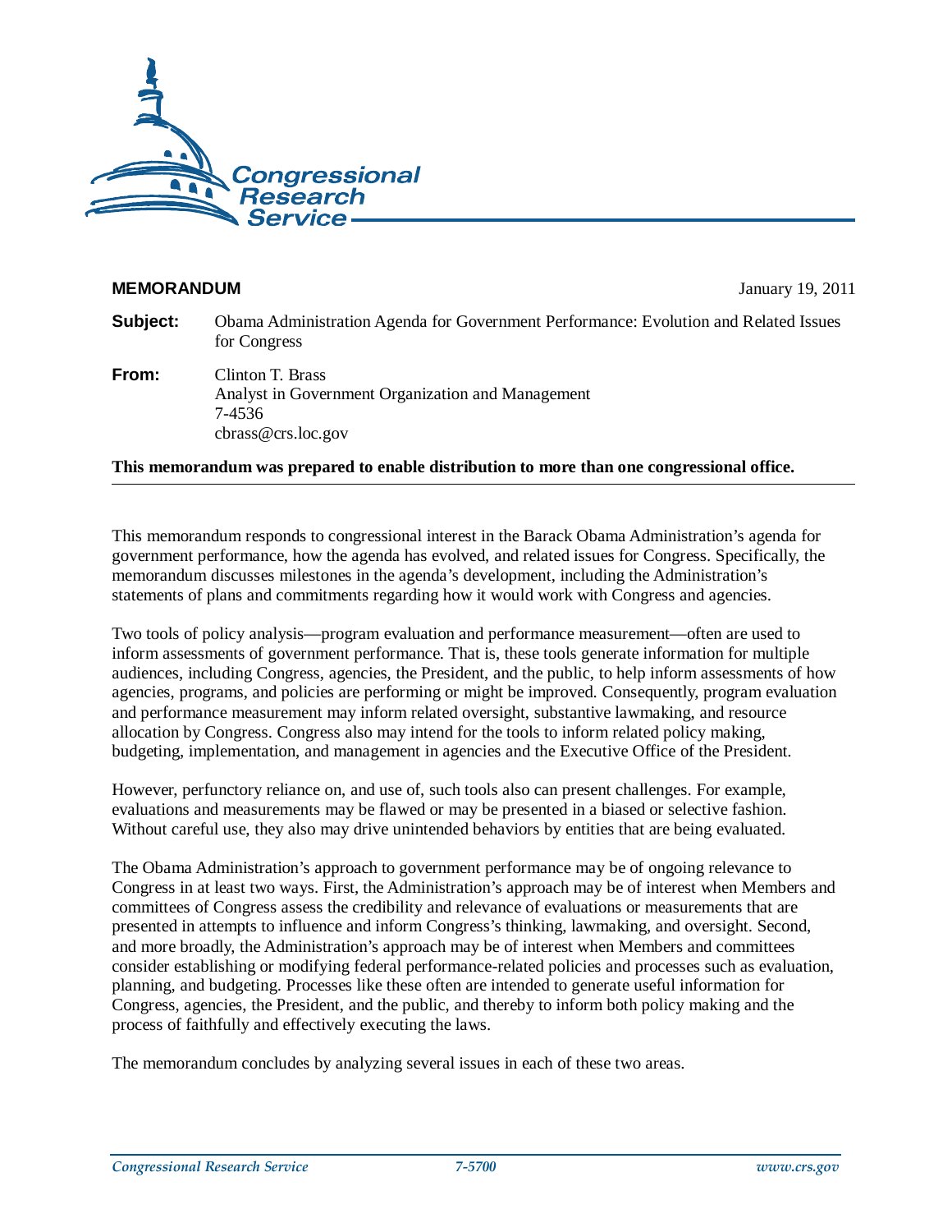Congressional Research Service

**MEMORANDUM** January 19, 2011

**Subject:** Obama Administration Agenda for Government Performance: Evolution and Related Issues for Congress

**From:** Clinton T. Brass
Analyst in Government Organization and Management
7-4536
cbrass@crs.loc.gov

**This memorandum was prepared to enable distribution to more than one congressional office.**

---

This memorandum responds to congressional interest in the Barack Obama Administration's agenda for government performance, how the agenda has evolved, and related issues for Congress. Specifically, the memorandum discusses milestones in the agenda's development, including the Administration's statements of plans and commitments regarding how it would work with Congress and agencies.

Two tools of policy analysis—program evaluation and performance measurement—often are used to inform assessments of government performance. That is, these tools generate information for multiple audiences, including Congress, agencies, the President, and the public, to help inform assessments of how agencies, programs, and policies are performing or might be improved. Consequently, program evaluation and performance measurement may inform related oversight, substantive lawmaking, and resource allocation by Congress. Congress also may intend for the tools to inform related policy making, budgeting, implementation, and management in agencies and the Executive Office of the President.

However, perfunctory reliance on, and use of, such tools also can present challenges. For example, evaluations and measurements may be flawed or may be presented in a biased or selective fashion. Without careful use, they also may drive unintended behaviors by entities that are being evaluated.

The Obama Administration's approach to government performance may be of ongoing relevance to Congress in at least two ways. First, the Administration's approach may be of interest when Members and committees of Congress assess the credibility and relevance of evaluations or measurements that are presented in attempts to influence and inform Congress's thinking, lawmaking, and oversight. Second, and more broadly, the Administration's approach may be of interest when Members and committees consider establishing or modifying federal performance-related policies and processes such as evaluation, planning, and budgeting. Processes like these often are intended to generate useful information for Congress, agencies, the President, and the public, and thereby to inform both policy making and the process of faithfully and effectively executing the laws.

The memorandum concludes by analyzing several issues in each of these two areas.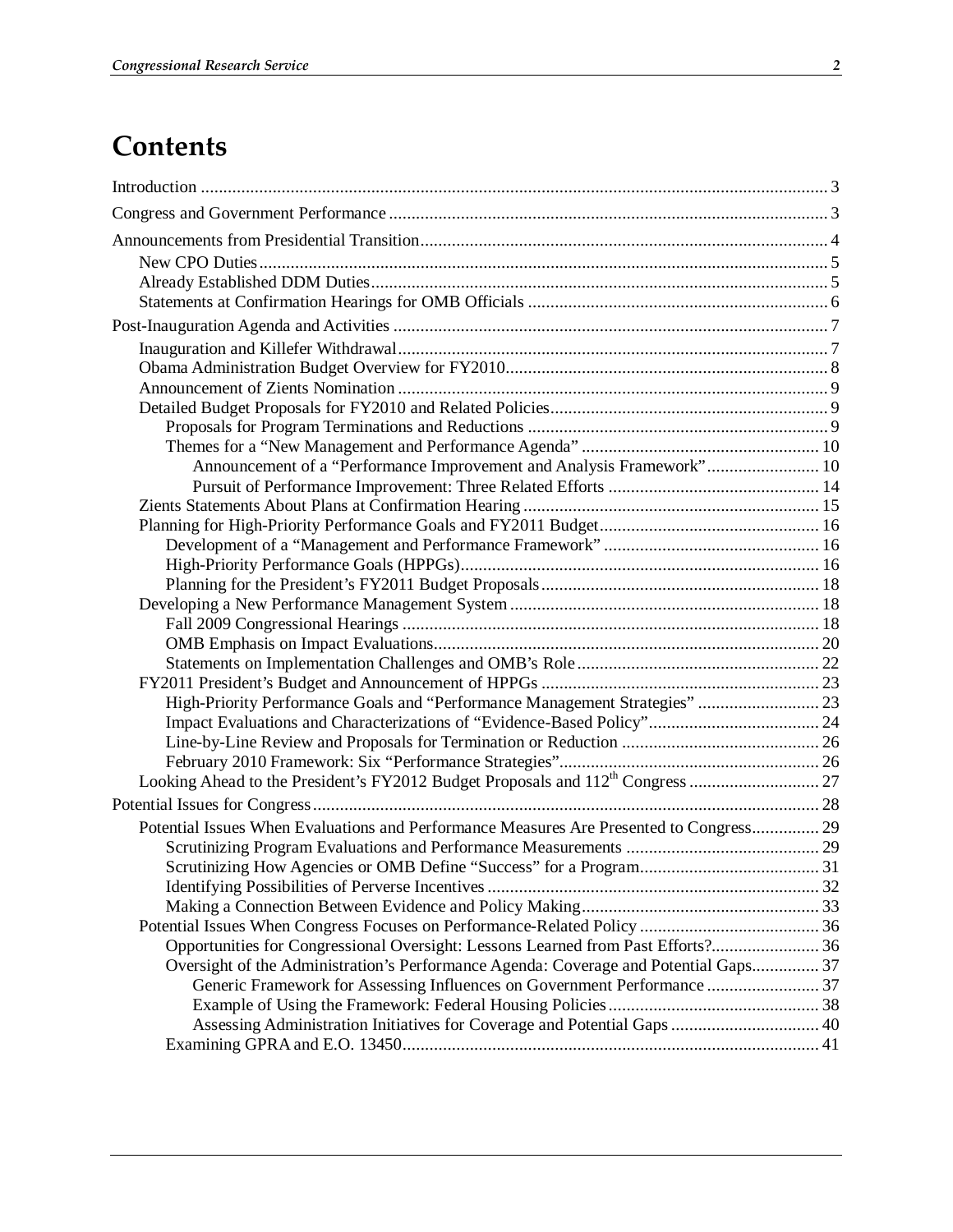# Contents

Introduction ........................................................................................................................ 3

Congress and Government Performance ................................................................................ 3

Announcements from Presidential Transition......................................................................... 4

- New CPO Duties............................................................................................................. 5
- Already Established DDM Duties..................................................................................... 5
- Statements at Confirmation Hearings for OMB Officials .................................................. 6

Post-Inauguration Agenda and Activities ................................................................................ 7

- Inauguration and Killefer Withdrawal............................................................................... 7
- Obama Administration Budget Overview for FY2010....................................................... 8
- Announcement of Zients Nomination ............................................................................... 9
- Detailed Budget Proposals for FY2010 and Related Policies............................................. 9
    - Proposals for Program Terminations and Reductions .................................................. 9
    - Themes for a "New Management and Performance Agenda" ..................................... 10
        - Announcement of a "Performance Improvement and Analysis Framework"......................... 10
        - Pursuit of Performance Improvement: Three Related Efforts ............................................... 14
- Zients Statements About Plans at Confirmation Hearing .................................................. 15
- Planning for High-Priority Performance Goals and FY2011 Budget................................. 16
    - Development of a "Management and Performance Framework" ................................ 16
    - High-Priority Performance Goals (HPPGs)................................................................ 16
    - Planning for the President's FY2011 Budget Proposals.............................................. 18
- Developing a New Performance Management System ..................................................... 18
    - Fall 2009 Congressional Hearings ............................................................................ 18
    - OMB Emphasis on Impact Evaluations...................................................................... 20
    - Statements on Implementation Challenges and OMB's Role...................................... 22
- FY2011 President's Budget and Announcement of HPPGs .............................................. 23
    - High-Priority Performance Goals and "Performance Management Strategies" ........................... 23
    - Impact Evaluations and Characterizations of "Evidence-Based Policy"...................................... 24
    - Line-by-Line Review and Proposals for Termination or Reduction ........................................... 26
    - February 2010 Framework: Six "Performance Strategies"......................................................... 26
- Looking Ahead to the President's FY2012 Budget Proposals and 112th Congress ............................. 27

Potential Issues for Congress................................................................................................. 28

- Potential Issues When Evaluations and Performance Measures Are Presented to Congress............... 29
    - Scrutinizing Program Evaluations and Performance Measurements ........................................... 29
    - Scrutinizing How Agencies or OMB Define "Success" for a Program........................................ 31
    - Identifying Possibilities of Perverse Incentives ......................................................................... 32
    - Making a Connection Between Evidence and Policy Making..................................................... 33
- Potential Issues When Congress Focuses on Performance-Related Policy ........................................ 36
    - Opportunities for Congressional Oversight: Lessons Learned from Past Efforts?........................ 36
    - Oversight of the Administration's Performance Agenda: Coverage and Potential Gaps............... 37
        - Generic Framework for Assessing Influences on Government Performance ......................... 37
        - Example of Using the Framework: Federal Housing Policies............................................... 38
        - Assessing Administration Initiatives for Coverage and Potential Gaps ................................. 40
    - Examining GPRA and E.O. 13450............................................................................................ 41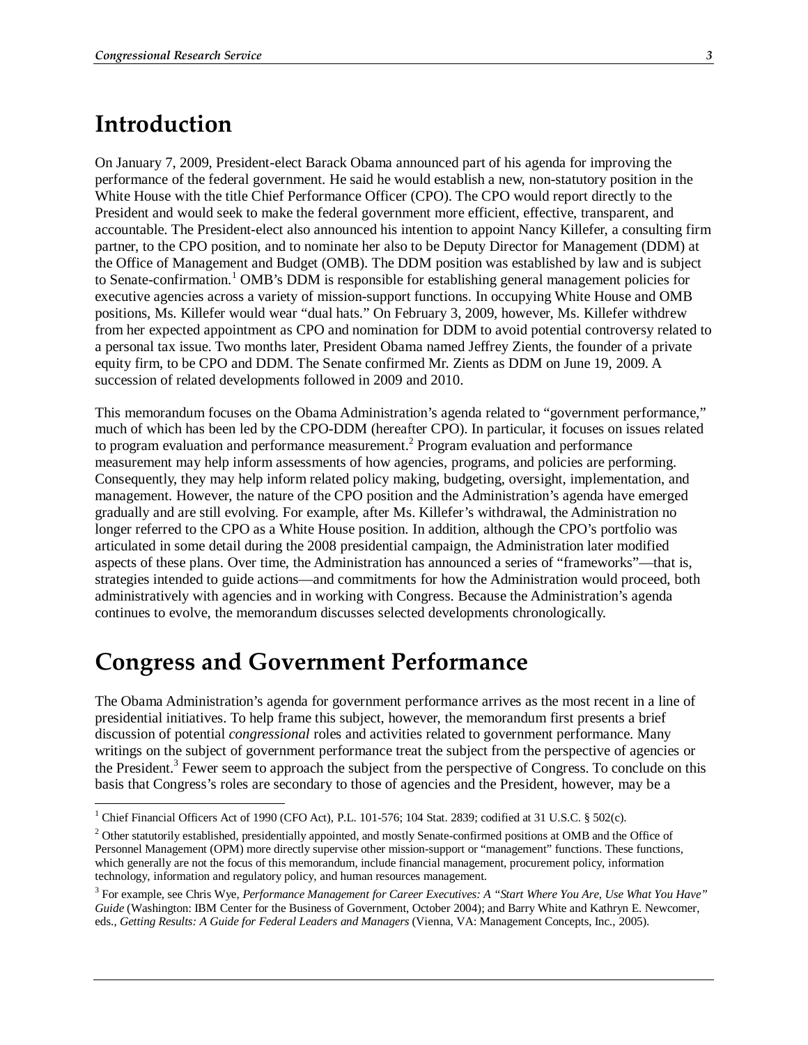# Introduction

On January 7, 2009, President-elect Barack Obama announced part of his agenda for improving the performance of the federal government. He said he would establish a new, non-statutory position in the White House with the title Chief Performance Officer (CPO). The CPO would report directly to the President and would seek to make the federal government more efficient, effective, transparent, and accountable. The President-elect also announced his intention to appoint Nancy Killefer, a consulting firm partner, to the CPO position, and to nominate her also to be Deputy Director for Management (DDM) at the Office of Management and Budget (OMB). The DDM position was established by law and is subject to Senate-confirmation.[1] OMB's DDM is responsible for establishing general management policies for executive agencies across a variety of mission-support functions. In occupying White House and OMB positions, Ms. Killefer would wear "dual hats." On February 3, 2009, however, Ms. Killefer withdrew from her expected appointment as CPO and nomination for DDM to avoid potential controversy related to a personal tax issue. Two months later, President Obama named Jeffrey Zients, the founder of a private equity firm, to be CPO and DDM. The Senate confirmed Mr. Zients as DDM on June 19, 2009. A succession of related developments followed in 2009 and 2010.

This memorandum focuses on the Obama Administration's agenda related to "government performance," much of which has been led by the CPO-DDM (hereafter CPO). In particular, it focuses on issues related to program evaluation and performance measurement.[2] Program evaluation and performance measurement may help inform assessments of how agencies, programs, and policies are performing. Consequently, they may help inform related policy making, budgeting, oversight, implementation, and management. However, the nature of the CPO position and the Administration's agenda have emerged gradually and are still evolving. For example, after Ms. Killefer's withdrawal, the Administration no longer referred to the CPO as a White House position. In addition, although the CPO's portfolio was articulated in some detail during the 2008 presidential campaign, the Administration later modified aspects of these plans. Over time, the Administration has announced a series of "frameworks"—that is, strategies intended to guide actions—and commitments for how the Administration would proceed, both administratively with agencies and in working with Congress. Because the Administration's agenda continues to evolve, the memorandum discusses selected developments chronologically.

# Congress and Government Performance

The Obama Administration's agenda for government performance arrives as the most recent in a line of presidential initiatives. To help frame this subject, however, the memorandum first presents a brief discussion of potential *congressional* roles and activities related to government performance. Many writings on the subject of government performance treat the subject from the perspective of agencies or the President.[3] Fewer seem to approach the subject from the perspective of Congress. To conclude on this basis that Congress's roles are secondary to those of agencies and the President, however, may be a

---

[1] Chief Financial Officers Act of 1990 (CFO Act), P.L. 101-576; 104 Stat. 2839; codified at 31 U.S.C. § 502(c).

[2] Other statutorily established, presidentially appointed, and mostly Senate-confirmed positions at OMB and the Office of Personnel Management (OPM) more directly supervise other mission-support or "management" functions. These functions, which generally are not the focus of this memorandum, include financial management, procurement policy, information technology, information and regulatory policy, and human resources management.

[3] For example, see Chris Wye, *Performance Management for Career Executives: A "Start Where You Are, Use What You Have" Guide* (Washington: IBM Center for the Business of Government, October 2004); and Barry White and Kathryn E. Newcomer, eds., *Getting Results: A Guide for Federal Leaders and Managers* (Vienna, VA: Management Concepts, Inc., 2005).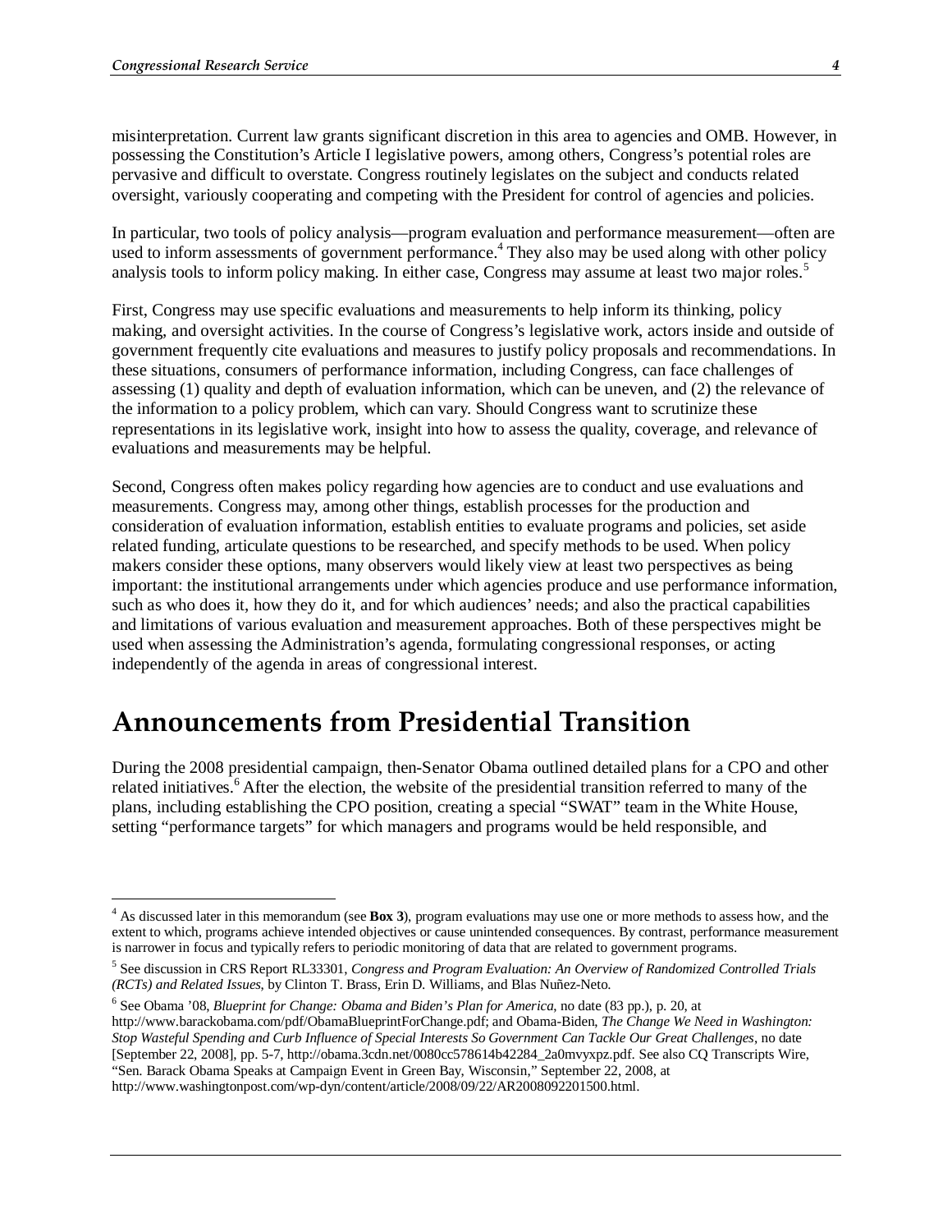misinterpretation. Current law grants significant discretion in this area to agencies and OMB. However, in possessing the Constitution's Article I legislative powers, among others, Congress's potential roles are pervasive and difficult to overstate. Congress routinely legislates on the subject and conducts related oversight, variously cooperating and competing with the President for control of agencies and policies.

In particular, two tools of policy analysis—program evaluation and performance measurement—often are used to inform assessments of government performance.[4] They also may be used along with other policy analysis tools to inform policy making. In either case, Congress may assume at least two major roles.[5]

First, Congress may use specific evaluations and measurements to help inform its thinking, policy making, and oversight activities. In the course of Congress's legislative work, actors inside and outside of government frequently cite evaluations and measures to justify policy proposals and recommendations. In these situations, consumers of performance information, including Congress, can face challenges of assessing (1) quality and depth of evaluation information, which can be uneven, and (2) the relevance of the information to a policy problem, which can vary. Should Congress want to scrutinize these representations in its legislative work, insight into how to assess the quality, coverage, and relevance of evaluations and measurements may be helpful.

Second, Congress often makes policy regarding how agencies are to conduct and use evaluations and measurements. Congress may, among other things, establish processes for the production and consideration of evaluation information, establish entities to evaluate programs and policies, set aside related funding, articulate questions to be researched, and specify methods to be used. When policy makers consider these options, many observers would likely view at least two perspectives as being important: the institutional arrangements under which agencies produce and use performance information, such as who does it, how they do it, and for which audiences' needs; and also the practical capabilities and limitations of various evaluation and measurement approaches. Both of these perspectives might be used when assessing the Administration's agenda, formulating congressional responses, or acting independently of the agenda in areas of congressional interest.

## Announcements from Presidential Transition

During the 2008 presidential campaign, then-Senator Obama outlined detailed plans for a CPO and other related initiatives.[6] After the election, the website of the presidential transition referred to many of the plans, including establishing the CPO position, creating a special "SWAT" team in the White House, setting "performance targets" for which managers and programs would be held responsible, and

---

[4] As discussed later in this memorandum (see **Box 3**), program evaluations may use one or more methods to assess how, and the extent to which, programs achieve intended objectives or cause unintended consequences. By contrast, performance measurement is narrower in focus and typically refers to periodic monitoring of data that are related to government programs.

[5] See discussion in CRS Report RL33301, *Congress and Program Evaluation: An Overview of Randomized Controlled Trials (RCTs) and Related Issues*, by Clinton T. Brass, Erin D. Williams, and Blas Nuñez-Neto.

[6] See Obama '08, *Blueprint for Change: Obama and Biden's Plan for America*, no date (83 pp.), p. 20, at http://www.barackobama.com/pdf/ObamaBlueprintForChange.pdf; and Obama-Biden, *The Change We Need in Washington: Stop Wasteful Spending and Curb Influence of Special Interests So Government Can Tackle Our Great Challenges*, no date [September 22, 2008], pp. 5-7, http://obama.3cdn.net/0080cc578614b42284_2a0mvyxpz.pdf. See also CQ Transcripts Wire, "Sen. Barack Obama Speaks at Campaign Event in Green Bay, Wisconsin," September 22, 2008, at http://www.washingtonpost.com/wp-dyn/content/article/2008/09/22/AR2008092201500.html.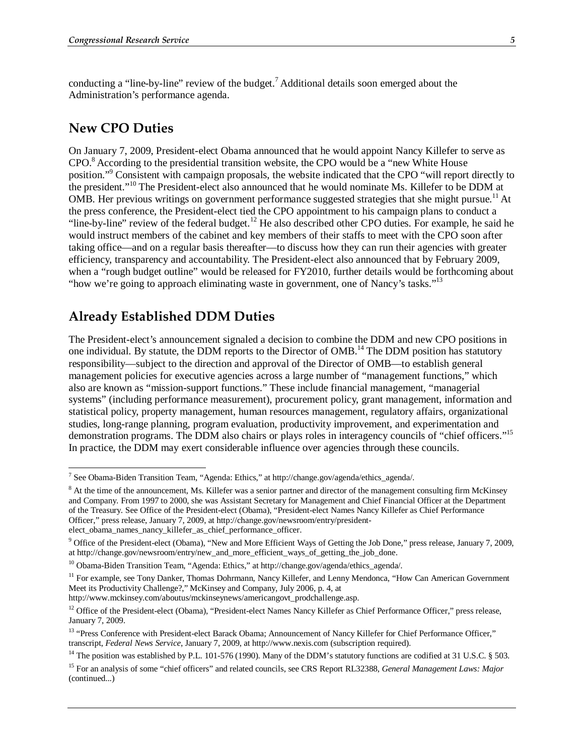conducting a "line-by-line" review of the budget.[7] Additional details soon emerged about the Administration's performance agenda.

## New CPO Duties

On January 7, 2009, President-elect Obama announced that he would appoint Nancy Killefer to serve as CPO.[8] According to the presidential transition website, the CPO would be a "new White House position."[9] Consistent with campaign proposals, the website indicated that the CPO "will report directly to the president."[10] The President-elect also announced that he would nominate Ms. Killefer to be DDM at OMB. Her previous writings on government performance suggested strategies that she might pursue.[11] At the press conference, the President-elect tied the CPO appointment to his campaign plans to conduct a "line-by-line" review of the federal budget.[12] He also described other CPO duties. For example, he said he would instruct members of the cabinet and key members of their staffs to meet with the CPO soon after taking office—and on a regular basis thereafter—to discuss how they can run their agencies with greater efficiency, transparency and accountability. The President-elect also announced that by February 2009, when a "rough budget outline" would be released for FY2010, further details would be forthcoming about "how we're going to approach eliminating waste in government, one of Nancy's tasks."[13]

## Already Established DDM Duties

The President-elect's announcement signaled a decision to combine the DDM and new CPO positions in one individual. By statute, the DDM reports to the Director of OMB.[14] The DDM position has statutory responsibility—subject to the direction and approval of the Director of OMB—to establish general management policies for executive agencies across a large number of "management functions," which also are known as "mission-support functions." These include financial management, "managerial systems" (including performance measurement), procurement policy, grant management, information and statistical policy, property management, human resources management, regulatory affairs, organizational studies, long-range planning, program evaluation, productivity improvement, and experimentation and demonstration programs. The DDM also chairs or plays roles in interagency councils of "chief officers."[15] In practice, the DDM may exert considerable influence over agencies through these councils.

---

[7] See Obama-Biden Transition Team, "Agenda: Ethics," at http://change.gov/agenda/ethics_agenda/.

[8] At the time of the announcement, Ms. Killefer was a senior partner and director of the management consulting firm McKinsey and Company. From 1997 to 2000, she was Assistant Secretary for Management and Chief Financial Officer at the Department of the Treasury. See Office of the President-elect (Obama), "President-elect Names Nancy Killefer as Chief Performance Officer," press release, January 7, 2009, at http://change.gov/newsroom/entry/president-elect_obama_names_nancy_killefer_as_chief_performance_officer.

[9] Office of the President-elect (Obama), "New and More Efficient Ways of Getting the Job Done," press release, January 7, 2009, at http://change.gov/newsroom/entry/new_and_more_efficient_ways_of_getting_the_job_done.

[10] Obama-Biden Transition Team, "Agenda: Ethics," at http://change.gov/agenda/ethics_agenda/.

[11] For example, see Tony Danker, Thomas Dohrmann, Nancy Killefer, and Lenny Mendonca, "How Can American Government Meet its Productivity Challenge?," McKinsey and Company, July 2006, p. 4, at http://www.mckinsey.com/aboutus/mckinseynews/americangovt_prodchallenge.asp.

[12] Office of the President-elect (Obama), "President-elect Names Nancy Killefer as Chief Performance Officer," press release, January 7, 2009.

[13] "Press Conference with President-elect Barack Obama; Announcement of Nancy Killefer for Chief Performance Officer," transcript, *Federal News Service*, January 7, 2009, at http://www.nexis.com (subscription required).

[14] The position was established by P.L. 101-576 (1990). Many of the DDM's statutory functions are codified at 31 U.S.C. § 503.

[15] For an analysis of some "chief officers" and related councils, see CRS Report RL32388, *General Management Laws: Major* (continued...)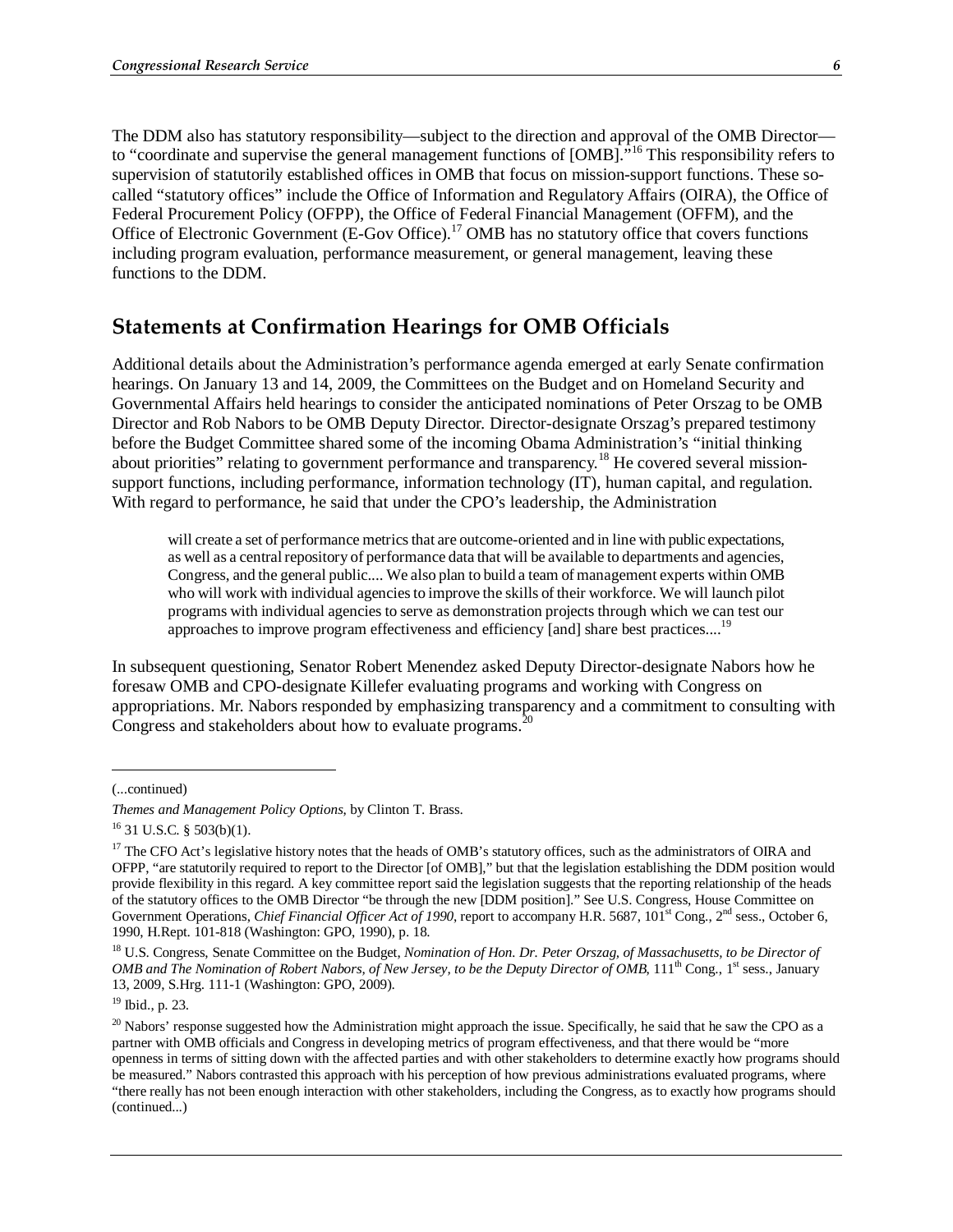The DDM also has statutory responsibility—subject to the direction and approval of the OMB Director—to "coordinate and supervise the general management functions of [OMB]."[16] This responsibility refers to supervision of statutorily established offices in OMB that focus on mission-support functions. These so-called "statutory offices" include the Office of Information and Regulatory Affairs (OIRA), the Office of Federal Procurement Policy (OFPP), the Office of Federal Financial Management (OFFM), and the Office of Electronic Government (E-Gov Office).[17] OMB has no statutory office that covers functions including program evaluation, performance measurement, or general management, leaving these functions to the DDM.

## Statements at Confirmation Hearings for OMB Officials

Additional details about the Administration's performance agenda emerged at early Senate confirmation hearings. On January 13 and 14, 2009, the Committees on the Budget and on Homeland Security and Governmental Affairs held hearings to consider the anticipated nominations of Peter Orszag to be OMB Director and Rob Nabors to be OMB Deputy Director. Director-designate Orszag's prepared testimony before the Budget Committee shared some of the incoming Obama Administration's "initial thinking about priorities" relating to government performance and transparency.[18] He covered several mission-support functions, including performance, information technology (IT), human capital, and regulation. With regard to performance, he said that under the CPO's leadership, the Administration

> will create a set of performance metrics that are outcome-oriented and in line with public expectations, as well as a central repository of performance data that will be available to departments and agencies, Congress, and the general public.... We also plan to build a team of management experts within OMB who will work with individual agencies to improve the skills of their workforce. We will launch pilot programs with individual agencies to serve as demonstration projects through which we can test our approaches to improve program effectiveness and efficiency [and] share best practices....[19]

In subsequent questioning, Senator Robert Menendez asked Deputy Director-designate Nabors how he foresaw OMB and CPO-designate Killefer evaluating programs and working with Congress on appropriations. Mr. Nabors responded by emphasizing transparency and a commitment to consulting with Congress and stakeholders about how to evaluate programs.[20]

---

(...continued)

*Themes and Management Policy Options*, by Clinton T. Brass.

[16] 31 U.S.C. § 503(b)(1).

[17] The CFO Act's legislative history notes that the heads of OMB's statutory offices, such as the administrators of OIRA and OFPP, "are statutorily required to report to the Director [of OMB]," but that the legislation establishing the DDM position would provide flexibility in this regard. A key committee report said the legislation suggests that the reporting relationship of the heads of the statutory offices to the OMB Director "be through the new [DDM position]." See U.S. Congress, House Committee on Government Operations, *Chief Financial Officer Act of 1990*, report to accompany H.R. 5687, 101st Cong., 2nd sess., October 6, 1990, H.Rept. 101-818 (Washington: GPO, 1990), p. 18.

[18] U.S. Congress, Senate Committee on the Budget, *Nomination of Hon. Dr. Peter Orszag, of Massachusetts, to be Director of OMB and The Nomination of Robert Nabors, of New Jersey, to be the Deputy Director of OMB*, 111th Cong., 1st sess., January 13, 2009, S.Hrg. 111-1 (Washington: GPO, 2009).

[19] Ibid., p. 23.

[20] Nabors' response suggested how the Administration might approach the issue. Specifically, he said that he saw the CPO as a partner with OMB officials and Congress in developing metrics of program effectiveness, and that there would be "more openness in terms of sitting down with the affected parties and with other stakeholders to determine exactly how programs should be measured." Nabors contrasted this approach with his perception of how previous administrations evaluated programs, where "there really has not been enough interaction with other stakeholders, including the Congress, as to exactly how programs should (continued...)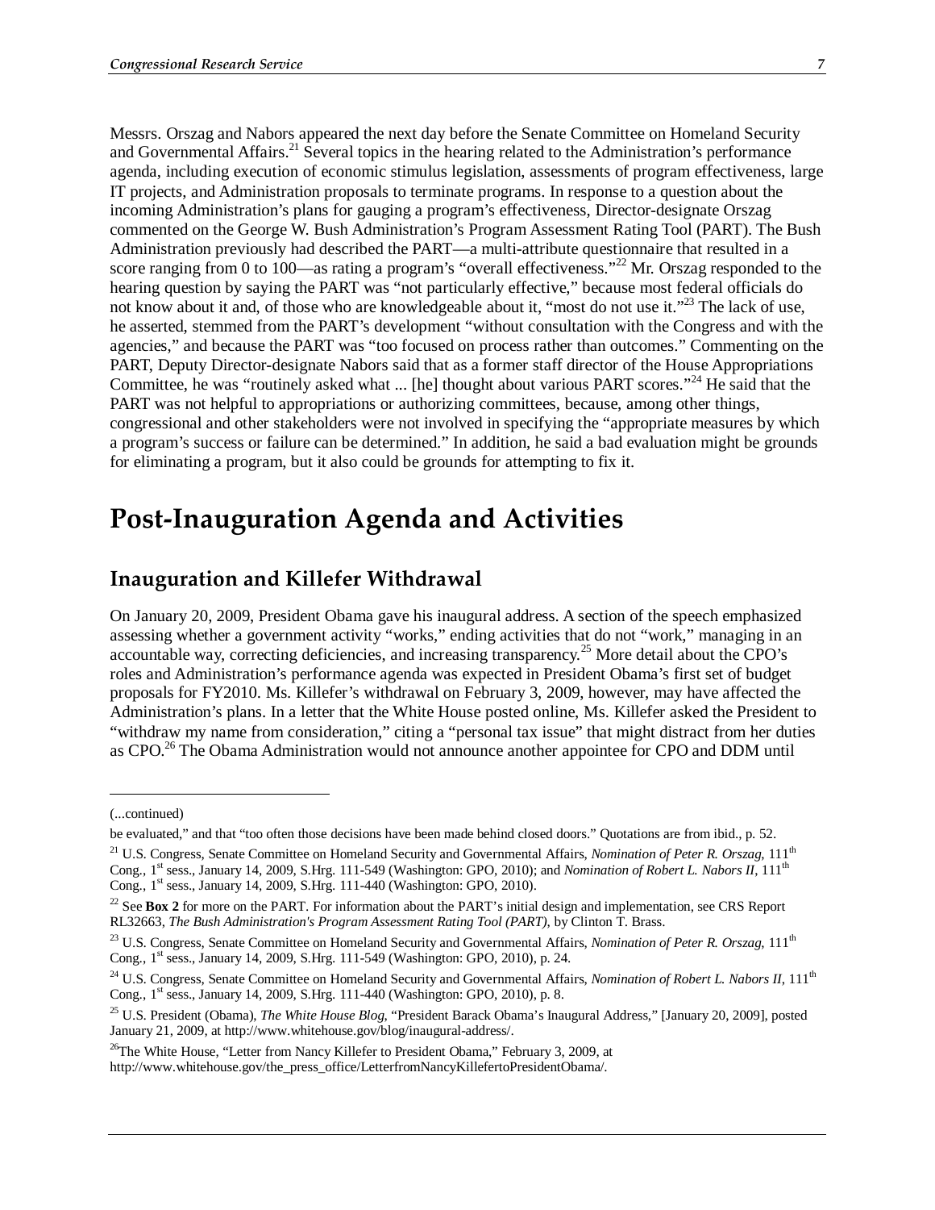Messrs. Orszag and Nabors appeared the next day before the Senate Committee on Homeland Security and Governmental Affairs.[21] Several topics in the hearing related to the Administration's performance agenda, including execution of economic stimulus legislation, assessments of program effectiveness, large IT projects, and Administration proposals to terminate programs. In response to a question about the incoming Administration's plans for gauging a program's effectiveness, Director-designate Orszag commented on the George W. Bush Administration's Program Assessment Rating Tool (PART). The Bush Administration previously had described the PART—a multi-attribute questionnaire that resulted in a score ranging from 0 to 100—as rating a program's "overall effectiveness."[22] Mr. Orszag responded to the hearing question by saying the PART was "not particularly effective," because most federal officials do not know about it and, of those who are knowledgeable about it, "most do not use it."[23] The lack of use, he asserted, stemmed from the PART's development "without consultation with the Congress and with the agencies," and because the PART was "too focused on process rather than outcomes." Commenting on the PART, Deputy Director-designate Nabors said that as a former staff director of the House Appropriations Committee, he was "routinely asked what ... [he] thought about various PART scores."[24] He said that the PART was not helpful to appropriations or authorizing committees, because, among other things, congressional and other stakeholders were not involved in specifying the "appropriate measures by which a program's success or failure can be determined." In addition, he said a bad evaluation might be grounds for eliminating a program, but it also could be grounds for attempting to fix it.

# Post-Inauguration Agenda and Activities

## Inauguration and Killefer Withdrawal

On January 20, 2009, President Obama gave his inaugural address. A section of the speech emphasized assessing whether a government activity "works," ending activities that do not "work," managing in an accountable way, correcting deficiencies, and increasing transparency.[25] More detail about the CPO's roles and Administration's performance agenda was expected in President Obama's first set of budget proposals for FY2010. Ms. Killefer's withdrawal on February 3, 2009, however, may have affected the Administration's plans. In a letter that the White House posted online, Ms. Killefer asked the President to "withdraw my name from consideration," citing a "personal tax issue" that might distract from her duties as CPO.[26] The Obama Administration would not announce another appointee for CPO and DDM until

---

(...continued)

be evaluated," and that "too often those decisions have been made behind closed doors." Quotations are from ibid., p. 52.

[21] U.S. Congress, Senate Committee on Homeland Security and Governmental Affairs, *Nomination of Peter R. Orszag*, 111th Cong., 1st sess., January 14, 2009, S.Hrg. 111-549 (Washington: GPO, 2010); and *Nomination of Robert L. Nabors II*, 111th Cong., 1st sess., January 14, 2009, S.Hrg. 111-440 (Washington: GPO, 2010).

[22] See **Box 2** for more on the PART. For information about the PART's initial design and implementation, see CRS Report RL32663, *The Bush Administration's Program Assessment Rating Tool (PART)*, by Clinton T. Brass.

[23] U.S. Congress, Senate Committee on Homeland Security and Governmental Affairs, *Nomination of Peter R. Orszag*, 111th Cong., 1st sess., January 14, 2009, S.Hrg. 111-549 (Washington: GPO, 2010), p. 24.

[24] U.S. Congress, Senate Committee on Homeland Security and Governmental Affairs, *Nomination of Robert L. Nabors II*, 111th Cong., 1st sess., January 14, 2009, S.Hrg. 111-440 (Washington: GPO, 2010), p. 8.

[25] U.S. President (Obama), *The White House Blog*, "President Barack Obama's Inaugural Address," [January 20, 2009], posted January 21, 2009, at http://www.whitehouse.gov/blog/inaugural-address/.

[26] The White House, "Letter from Nancy Killefer to President Obama," February 3, 2009, at http://www.whitehouse.gov/the_press_office/LetterfromNancyKillefertoPresidentObama/.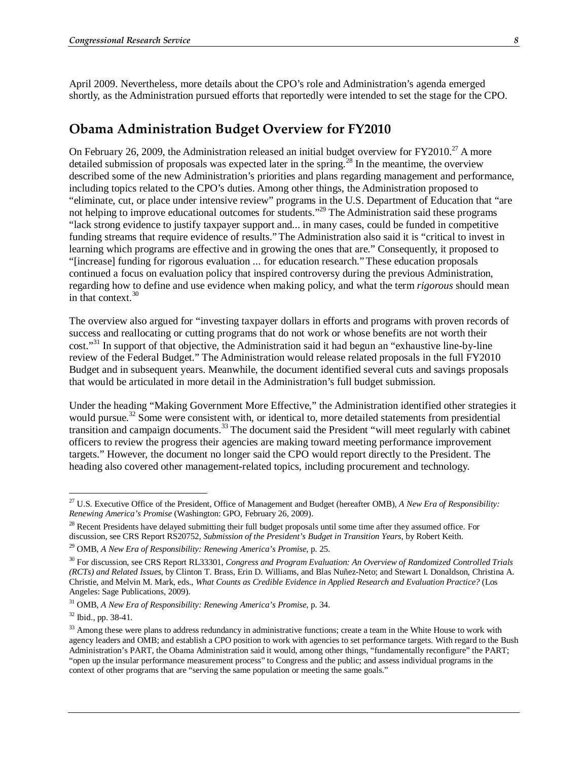April 2009. Nevertheless, more details about the CPO's role and Administration's agenda emerged shortly, as the Administration pursued efforts that reportedly were intended to set the stage for the CPO.

## Obama Administration Budget Overview for FY2010

On February 26, 2009, the Administration released an initial budget overview for FY2010.[27] A more detailed submission of proposals was expected later in the spring.[28] In the meantime, the overview described some of the new Administration's priorities and plans regarding management and performance, including topics related to the CPO's duties. Among other things, the Administration proposed to "eliminate, cut, or place under intensive review" programs in the U.S. Department of Education that "are not helping to improve educational outcomes for students."[29] The Administration said these programs "lack strong evidence to justify taxpayer support and... in many cases, could be funded in competitive funding streams that require evidence of results." The Administration also said it is "critical to invest in learning which programs are effective and in growing the ones that are." Consequently, it proposed to "[increase] funding for rigorous evaluation ... for education research." These education proposals continued a focus on evaluation policy that inspired controversy during the previous Administration, regarding how to define and use evidence when making policy, and what the term *rigorous* should mean in that context.[30]

The overview also argued for "investing taxpayer dollars in efforts and programs with proven records of success and reallocating or cutting programs that do not work or whose benefits are not worth their cost."[31] In support of that objective, the Administration said it had begun an "exhaustive line-by-line review of the Federal Budget." The Administration would release related proposals in the full FY2010 Budget and in subsequent years. Meanwhile, the document identified several cuts and savings proposals that would be articulated in more detail in the Administration's full budget submission.

Under the heading "Making Government More Effective," the Administration identified other strategies it would pursue.[32] Some were consistent with, or identical to, more detailed statements from presidential transition and campaign documents.[33] The document said the President "will meet regularly with cabinet officers to review the progress their agencies are making toward meeting performance improvement targets." However, the document no longer said the CPO would report directly to the President. The heading also covered other management-related topics, including procurement and technology.

---

[27] U.S. Executive Office of the President, Office of Management and Budget (hereafter OMB), *A New Era of Responsibility: Renewing America's Promise* (Washington: GPO, February 26, 2009).

[28] Recent Presidents have delayed submitting their full budget proposals until some time after they assumed office. For discussion, see CRS Report RS20752, *Submission of the President's Budget in Transition Years*, by Robert Keith.

[29] OMB, *A New Era of Responsibility: Renewing America's Promise*, p. 25.

[30] For discussion, see CRS Report RL33301, *Congress and Program Evaluation: An Overview of Randomized Controlled Trials (RCTs) and Related Issues*, by Clinton T. Brass, Erin D. Williams, and Blas Nuñez-Neto; and Stewart I. Donaldson, Christina A. Christie, and Melvin M. Mark, eds., *What Counts as Credible Evidence in Applied Research and Evaluation Practice?* (Los Angeles: Sage Publications, 2009).

[31] OMB, *A New Era of Responsibility: Renewing America's Promise*, p. 34.

[32] Ibid., pp. 38-41.

[33] Among these were plans to address redundancy in administrative functions; create a team in the White House to work with agency leaders and OMB; and establish a CPO position to work with agencies to set performance targets. With regard to the Bush Administration's PART, the Obama Administration said it would, among other things, "fundamentally reconfigure" the PART; "open up the insular performance measurement process" to Congress and the public; and assess individual programs in the context of other programs that are "serving the same population or meeting the same goals."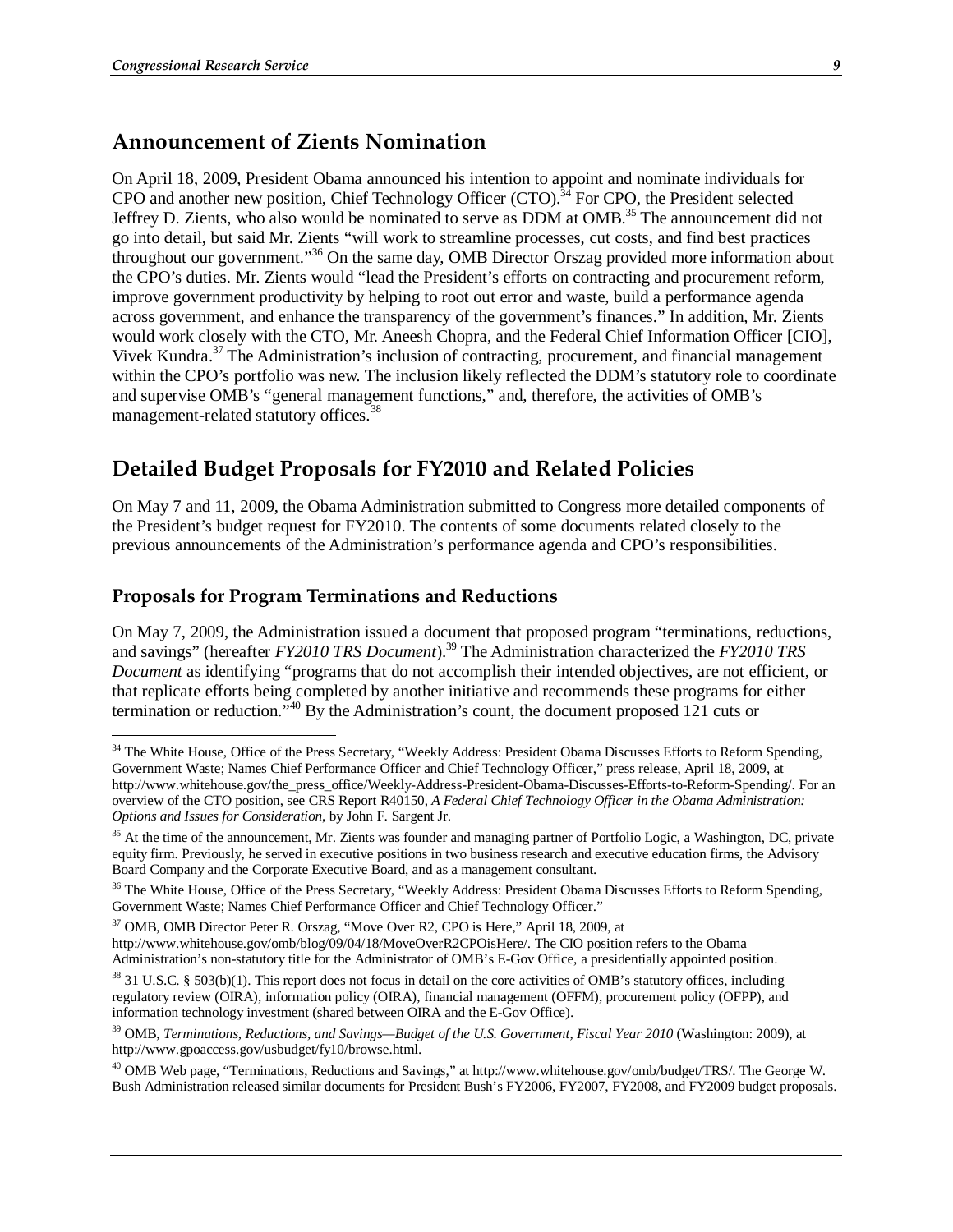## Announcement of Zients Nomination

On April 18, 2009, President Obama announced his intention to appoint and nominate individuals for CPO and another new position, Chief Technology Officer (CTO).[34] For CPO, the President selected Jeffrey D. Zients, who also would be nominated to serve as DDM at OMB.[35] The announcement did not go into detail, but said Mr. Zients "will work to streamline processes, cut costs, and find best practices throughout our government."[36] On the same day, OMB Director Orszag provided more information about the CPO's duties. Mr. Zients would "lead the President's efforts on contracting and procurement reform, improve government productivity by helping to root out error and waste, build a performance agenda across government, and enhance the transparency of the government's finances." In addition, Mr. Zients would work closely with the CTO, Mr. Aneesh Chopra, and the Federal Chief Information Officer [CIO], Vivek Kundra.[37] The Administration's inclusion of contracting, procurement, and financial management within the CPO's portfolio was new. The inclusion likely reflected the DDM's statutory role to coordinate and supervise OMB's "general management functions," and, therefore, the activities of OMB's management-related statutory offices.[38]

## Detailed Budget Proposals for FY2010 and Related Policies

On May 7 and 11, 2009, the Obama Administration submitted to Congress more detailed components of the President's budget request for FY2010. The contents of some documents related closely to the previous announcements of the Administration's performance agenda and CPO's responsibilities.

### Proposals for Program Terminations and Reductions

On May 7, 2009, the Administration issued a document that proposed program "terminations, reductions, and savings" (hereafter *FY2010 TRS Document*).[39] The Administration characterized the *FY2010 TRS Document* as identifying "programs that do not accomplish their intended objectives, are not efficient, or that replicate efforts being completed by another initiative and recommends these programs for either termination or reduction."[40] By the Administration's count, the document proposed 121 cuts or

---

[34] The White House, Office of the Press Secretary, "Weekly Address: President Obama Discusses Efforts to Reform Spending, Government Waste; Names Chief Performance Officer and Chief Technology Officer," press release, April 18, 2009, at http://www.whitehouse.gov/the_press_office/Weekly-Address-President-Obama-Discusses-Efforts-to-Reform-Spending/. For an overview of the CTO position, see CRS Report R40150, *A Federal Chief Technology Officer in the Obama Administration: Options and Issues for Consideration*, by John F. Sargent Jr.

[35] At the time of the announcement, Mr. Zients was founder and managing partner of Portfolio Logic, a Washington, DC, private equity firm. Previously, he served in executive positions in two business research and executive education firms, the Advisory Board Company and the Corporate Executive Board, and as a management consultant.

[36] The White House, Office of the Press Secretary, "Weekly Address: President Obama Discusses Efforts to Reform Spending, Government Waste; Names Chief Performance Officer and Chief Technology Officer."

[37] OMB, OMB Director Peter R. Orszag, "Move Over R2, CPO is Here," April 18, 2009, at http://www.whitehouse.gov/omb/blog/09/04/18/MoveOverR2CPOisHere/. The CIO position refers to the Obama Administration's non-statutory title for the Administrator of OMB's E-Gov Office, a presidentially appointed position.

[38] 31 U.S.C. § 503(b)(1). This report does not focus in detail on the core activities of OMB's statutory offices, including regulatory review (OIRA), information policy (OIRA), financial management (OFFM), procurement policy (OFPP), and information technology investment (shared between OIRA and the E-Gov Office).

[39] OMB, *Terminations, Reductions, and Savings—Budget of the U.S. Government, Fiscal Year 2010* (Washington: 2009), at http://www.gpoaccess.gov/usbudget/fy10/browse.html.

[40] OMB Web page, "Terminations, Reductions and Savings," at http://www.whitehouse.gov/omb/budget/TRS/. The George W. Bush Administration released similar documents for President Bush's FY2006, FY2007, FY2008, and FY2009 budget proposals.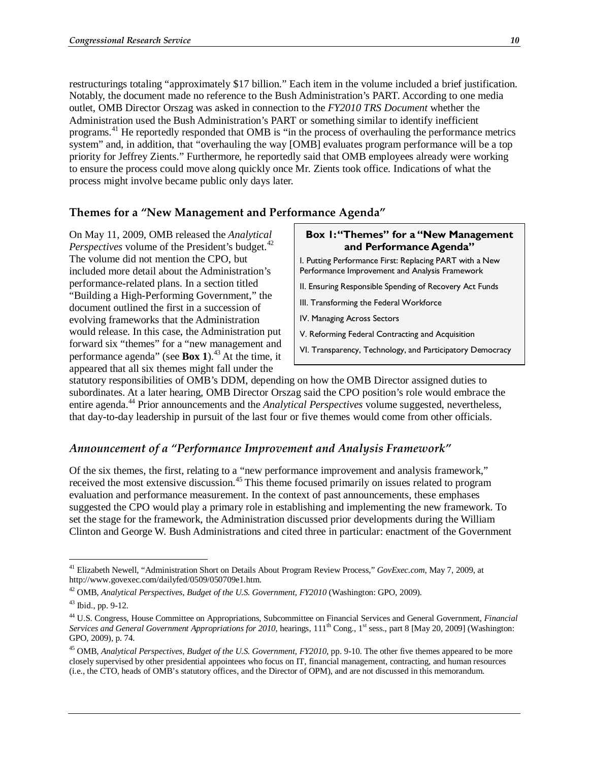restructurings totaling "approximately $17 billion." Each item in the volume included a brief justification. Notably, the document made no reference to the Bush Administration's PART. According to one media outlet, OMB Director Orszag was asked in connection to the *FY2010 TRS Document* whether the Administration used the Bush Administration's PART or something similar to identify inefficient programs.[41] He reportedly responded that OMB is "in the process of overhauling the performance metrics system" and, in addition, that "overhauling the way [OMB] evaluates program performance will be a top priority for Jeffrey Zients." Furthermore, he reportedly said that OMB employees already were working to ensure the process could move along quickly once Mr. Zients took office. Indications of what the process might involve became public only days later.

## Themes for a "New Management and Performance Agenda"

On May 11, 2009, OMB released the *Analytical Perspectives* volume of the President's budget.[42] The volume did not mention the CPO, but included more detail about the Administration's performance-related plans. In a section titled "Building a High-Performing Government," the document outlined the first in a succession of evolving frameworks that the Administration would release. In this case, the Administration put forward six "themes" for a "new management and performance agenda" (see **Box 1**).[43] At the time, it appeared that all six themes might fall under the statutory responsibilities of OMB's DDM, depending on how the OMB Director assigned duties to subordinates. At a later hearing, OMB Director Orszag said the CPO position's role would embrace the entire agenda.[44] Prior announcements and the *Analytical Perspectives* volume suggested, nevertheless, that day-to-day leadership in pursuit of the last four or five themes would come from other officials.

> **Box 1: "Themes" for a "New Management and Performance Agenda"**
>
> I. Putting Performance First: Replacing PART with a New Performance Improvement and Analysis Framework
>
> II. Ensuring Responsible Spending of Recovery Act Funds
>
> III. Transforming the Federal Workforce
>
> IV. Managing Across Sectors
>
> V. Reforming Federal Contracting and Acquisition
>
> VI. Transparency, Technology, and Participatory Democracy

### *Announcement of a "Performance Improvement and Analysis Framework"*

Of the six themes, the first, relating to a "new performance improvement and analysis framework," received the most extensive discussion.[45] This theme focused primarily on issues related to program evaluation and performance measurement. In the context of past announcements, these emphases suggested the CPO would play a primary role in establishing and implementing the new framework. To set the stage for the framework, the Administration discussed prior developments during the William Clinton and George W. Bush Administrations and cited three in particular: enactment of the Government

---

[41] Elizabeth Newell, "Administration Short on Details About Program Review Process," *GovExec.com*, May 7, 2009, at http://www.govexec.com/dailyfed/0509/050709e1.htm.

[42] OMB, *Analytical Perspectives, Budget of the U.S. Government, FY2010* (Washington: GPO, 2009).

[43] Ibid., pp. 9-12.

[44] U.S. Congress, House Committee on Appropriations, Subcommittee on Financial Services and General Government, *Financial Services and General Government Appropriations for 2010*, hearings, 111th Cong., 1st sess., part 8 [May 20, 2009] (Washington: GPO, 2009), p. 74.

[45] OMB, *Analytical Perspectives, Budget of the U.S. Government, FY2010*, pp. 9-10. The other five themes appeared to be more closely supervised by other presidential appointees who focus on IT, financial management, contracting, and human resources (i.e., the CTO, heads of OMB's statutory offices, and the Director of OPM), and are not discussed in this memorandum.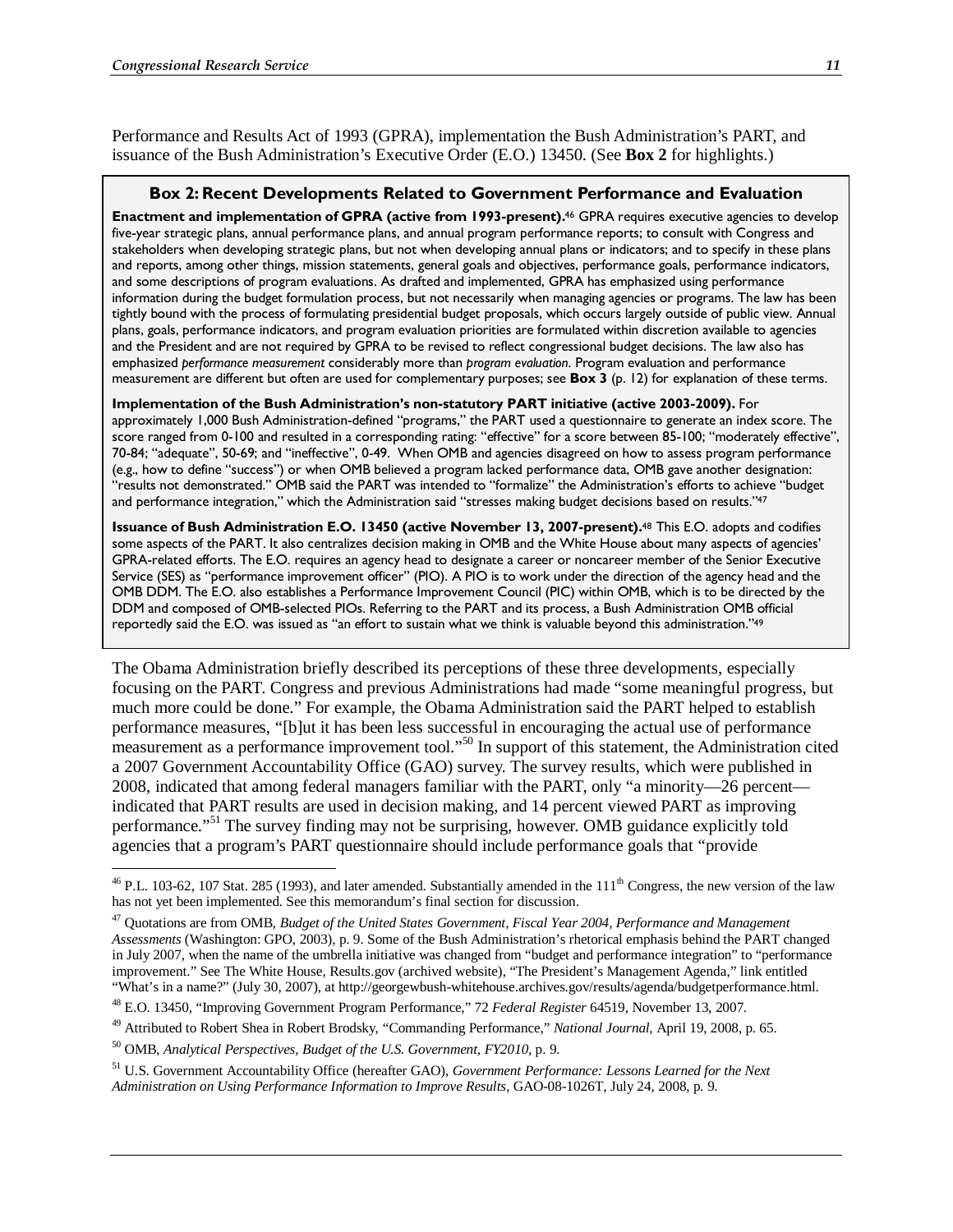Performance and Results Act of 1993 (GPRA), implementation the Bush Administration's PART, and issuance of the Bush Administration's Executive Order (E.O.) 13450. (See **Box 2** for highlights.)

**Box 2: Recent Developments Related to Government Performance and Evaluation**

**Enactment and implementation of GPRA (active from 1993-present).**[46] GPRA requires executive agencies to develop five-year strategic plans, annual performance plans, and annual program performance reports; to consult with Congress and stakeholders when developing strategic plans, but not when developing annual plans or indicators; and to specify in these plans and reports, among other things, mission statements, general goals and objectives, performance goals, performance indicators, and some descriptions of program evaluations. As drafted and implemented, GPRA has emphasized using performance information during the budget formulation process, but not necessarily when managing agencies or programs. The law has been tightly bound with the process of formulating presidential budget proposals, which occurs largely outside of public view. Annual plans, goals, performance indicators, and program evaluation priorities are formulated within discretion available to agencies and the President and are not required by GPRA to be revised to reflect congressional budget decisions. The law also has emphasized *performance measurement* considerably more than *program evaluation*. Program evaluation and performance measurement are different but often are used for complementary purposes; see **Box 3** (p. 12) for explanation of these terms.

**Implementation of the Bush Administration's non-statutory PART initiative (active 2003-2009).** For approximately 1,000 Bush Administration-defined "programs," the PART used a questionnaire to generate an index score. The score ranged from 0-100 and resulted in a corresponding rating: "effective" for a score between 85-100; "moderately effective", 70-84; "adequate", 50-69; and "ineffective", 0-49. When OMB and agencies disagreed on how to assess program performance (e.g., how to define "success") or when OMB believed a program lacked performance data, OMB gave another designation: "results not demonstrated." OMB said the PART was intended to "formalize" the Administration's efforts to achieve "budget and performance integration," which the Administration said "stresses making budget decisions based on results."[47]

**Issuance of Bush Administration E.O. 13450 (active November 13, 2007-present).**[48] This E.O. adopts and codifies some aspects of the PART. It also centralizes decision making in OMB and the White House about many aspects of agencies' GPRA-related efforts. The E.O. requires an agency head to designate a career or noncareer member of the Senior Executive Service (SES) as "performance improvement officer" (PIO). A PIO is to work under the direction of the agency head and the OMB DDM. The E.O. also establishes a Performance Improvement Council (PIC) within OMB, which is to be directed by the DDM and composed of OMB-selected PIOs. Referring to the PART and its process, a Bush Administration OMB official reportedly said the E.O. was issued as "an effort to sustain what we think is valuable beyond this administration."[49]

The Obama Administration briefly described its perceptions of these three developments, especially focusing on the PART. Congress and previous Administrations had made "some meaningful progress, but much more could be done." For example, the Obama Administration said the PART helped to establish performance measures, "[b]ut it has been less successful in encouraging the actual use of performance measurement as a performance improvement tool."[50] In support of this statement, the Administration cited a 2007 Government Accountability Office (GAO) survey. The survey results, which were published in 2008, indicated that among federal managers familiar with the PART, only "a minority—26 percent—indicated that PART results are used in decision making, and 14 percent viewed PART as improving performance."[51] The survey finding may not be surprising, however. OMB guidance explicitly told agencies that a program's PART questionnaire should include performance goals that "provide

---

[46] P.L. 103-62, 107 Stat. 285 (1993), and later amended. Substantially amended in the 111th Congress, the new version of the law has not yet been implemented. See this memorandum's final section for discussion.

[47] Quotations are from OMB, *Budget of the United States Government, Fiscal Year 2004, Performance and Management Assessments* (Washington: GPO, 2003), p. 9. Some of the Bush Administration's rhetorical emphasis behind the PART changed in July 2007, when the name of the umbrella initiative was changed from "budget and performance integration" to "performance improvement." See The White House, Results.gov (archived website), "The President's Management Agenda," link entitled "What's in a name?" (July 30, 2007), at http://georgewbush-whitehouse.archives.gov/results/agenda/budgetperformance.html.

[48] E.O. 13450, "Improving Government Program Performance," 72 *Federal Register* 64519, November 13, 2007.

[49] Attributed to Robert Shea in Robert Brodsky, "Commanding Performance," *National Journal*, April 19, 2008, p. 65.

[50] OMB, *Analytical Perspectives, Budget of the U.S. Government, FY2010*, p. 9.

[51] U.S. Government Accountability Office (hereafter GAO), *Government Performance: Lessons Learned for the Next Administration on Using Performance Information to Improve Results*, GAO-08-1026T, July 24, 2008, p. 9.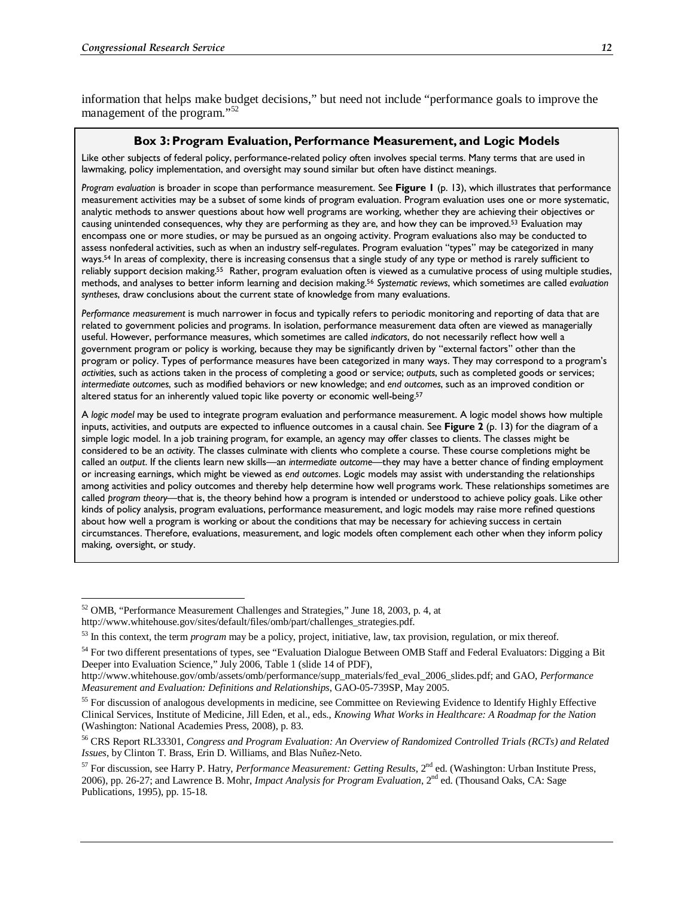information that helps make budget decisions," but need not include "performance goals to improve the management of the program."[52]

### Box 3: Program Evaluation, Performance Measurement, and Logic Models

Like other subjects of federal policy, performance-related policy often involves special terms. Many terms that are used in lawmaking, policy implementation, and oversight may sound similar but often have distinct meanings.

*Program evaluation* is broader in scope than performance measurement. See **Figure 1** (p. 13), which illustrates that performance measurement activities may be a subset of some kinds of program evaluation. Program evaluation uses one or more systematic, analytic methods to answer questions about how well programs are working, whether they are achieving their objectives or causing unintended consequences, why they are performing as they are, and how they can be improved.[53] Evaluation may encompass one or more studies, or may be pursued as an ongoing activity. Program evaluations also may be conducted to assess nonfederal activities, such as when an industry self-regulates. Program evaluation "types" may be categorized in many ways.[54] In areas of complexity, there is increasing consensus that a single study of any type or method is rarely sufficient to reliably support decision making.[55] Rather, program evaluation often is viewed as a cumulative process of using multiple studies, methods, and analyses to better inform learning and decision making.[56] *Systematic reviews*, which sometimes are called *evaluation syntheses*, draw conclusions about the current state of knowledge from many evaluations.

*Performance measurement* is much narrower in focus and typically refers to periodic monitoring and reporting of data that are related to government policies and programs. In isolation, performance measurement data often are viewed as managerially useful. However, performance measures, which sometimes are called *indicators*, do not necessarily reflect how well a government program or policy is working, because they may be significantly driven by "external factors" other than the program or policy. Types of performance measures have been categorized in many ways. They may correspond to a program's *activities*, such as actions taken in the process of completing a good or service; *outputs*, such as completed goods or services; *intermediate outcomes*, such as modified behaviors or new knowledge; and *end outcomes*, such as an improved condition or altered status for an inherently valued topic like poverty or economic well-being.[57]

A *logic model* may be used to integrate program evaluation and performance measurement. A logic model shows how multiple inputs, activities, and outputs are expected to influence outcomes in a causal chain. See **Figure 2** (p. 13) for the diagram of a simple logic model. In a job training program, for example, an agency may offer classes to clients. The classes might be considered to be an *activity*. The classes culminate with clients who complete a course. These course completions might be called an *output*. If the clients learn new skills—an *intermediate outcome*—they may have a better chance of finding employment or increasing earnings, which might be viewed as *end outcomes*. Logic models may assist with understanding the relationships among activities and policy outcomes and thereby help determine how well programs work. These relationships sometimes are called *program theory*—that is, the theory behind how a program is intended or understood to achieve policy goals. Like other kinds of policy analysis, program evaluations, performance measurement, and logic models may raise more refined questions about how well a program is working or about the conditions that may be necessary for achieving success in certain circumstances. Therefore, evaluations, measurement, and logic models often complement each other when they inform policy making, oversight, or study.

---

[52] OMB, "Performance Measurement Challenges and Strategies," June 18, 2003, p. 4, at http://www.whitehouse.gov/sites/default/files/omb/part/challenges_strategies.pdf.

[53] In this context, the term *program* may be a policy, project, initiative, law, tax provision, regulation, or mix thereof.

[54] For two different presentations of types, see "Evaluation Dialogue Between OMB Staff and Federal Evaluators: Digging a Bit Deeper into Evaluation Science," July 2006, Table 1 (slide 14 of PDF), http://www.whitehouse.gov/omb/assets/omb/performance/supp_materials/fed_eval_2006_slides.pdf; and GAO, *Performance Measurement and Evaluation: Definitions and Relationships*, GAO-05-739SP, May 2005.

[55] For discussion of analogous developments in medicine, see Committee on Reviewing Evidence to Identify Highly Effective Clinical Services, Institute of Medicine, Jill Eden, et al., eds., *Knowing What Works in Healthcare: A Roadmap for the Nation* (Washington: National Academies Press, 2008), p. 83.

[56] CRS Report RL33301, *Congress and Program Evaluation: An Overview of Randomized Controlled Trials (RCTs) and Related Issues*, by Clinton T. Brass, Erin D. Williams, and Blas Nuñez-Neto.

[57] For discussion, see Harry P. Hatry, *Performance Measurement: Getting Results*, 2nd ed. (Washington: Urban Institute Press, 2006), pp. 26-27; and Lawrence B. Mohr, *Impact Analysis for Program Evaluation*, 2nd ed. (Thousand Oaks, CA: Sage Publications, 1995), pp. 15-18.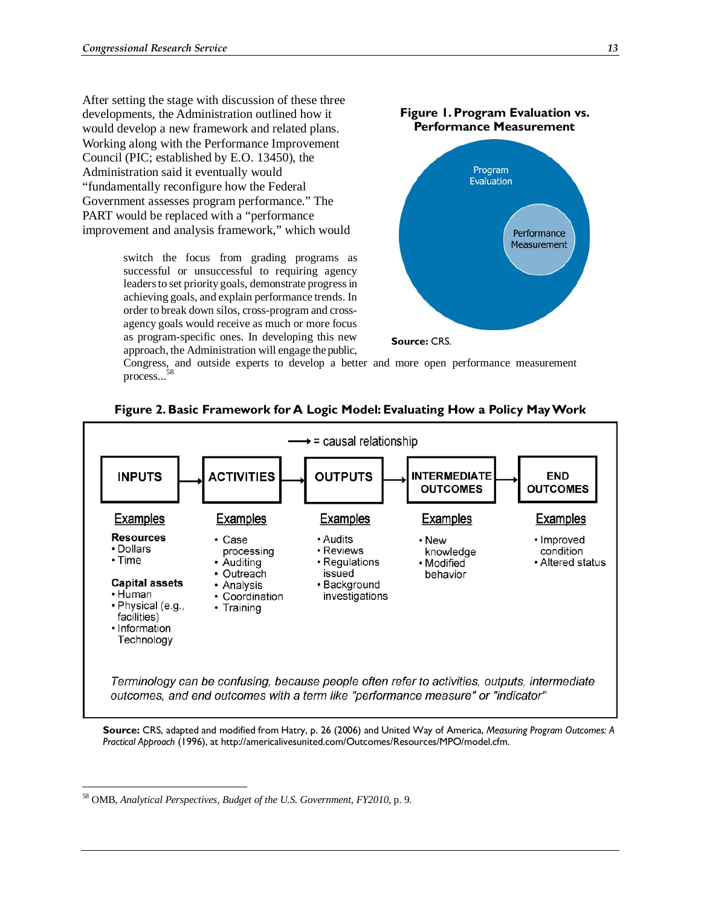After setting the stage with discussion of these three developments, the Administration outlined how it would develop a new framework and related plans. Working along with the Performance Improvement Council (PIC; established by E.O. 13450), the Administration said it eventually would "fundamentally reconfigure how the Federal Government assesses program performance." The PART would be replaced with a "performance improvement and analysis framework," which would

> switch the focus from grading programs as successful or unsuccessful to requiring agency leaders to set priority goals, demonstrate progress in achieving goals, and explain performance trends. In order to break down silos, cross-program and cross-agency goals would receive as much or more focus as program-specific ones. In developing this new approach, the Administration will engage the public, Congress, and outside experts to develop a better and more open performance measurement process...[58]

**Figure 1. Program Evaluation vs. Performance Measurement**

Program Evaluation

Performance Measurement

**Source:** CRS.

**Figure 2. Basic Framework for A Logic Model: Evaluating How a Policy May Work**

→ = causal relationship

| INPUTS | ACTIVITIES | OUTPUTS | INTERMEDIATE OUTCOMES | END OUTCOMES |
|---|---|---|---|---|
| Examples | Examples | Examples | Examples | Examples |
| **Resources**<br>• Dollars<br>• Time<br>**Capital assets**<br>• Human<br>• Physical (e.g., facilities)<br>• Information Technology | • Case processing<br>• Auditing<br>• Outreach<br>• Analysis<br>• Coordination<br>• Training | • Audits<br>• Reviews<br>• Regulations issued<br>• Background investigations | • New knowledge<br>• Modified behavior | • Improved condition<br>• Altered status |

*Terminology can be confusing, because people often refer to activities, outputs, intermediate outcomes, and end outcomes with a term like "performance measure" or "indicator"*

**Source:** CRS, adapted and modified from Hatry, p. 26 (2006) and United Way of America, *Measuring Program Outcomes: A Practical Approach* (1996), at http://americalivesunited.com/Outcomes/Resources/MPO/model.cfm.

---

[58] OMB, *Analytical Perspectives, Budget of the U.S. Government, FY2010*, p. 9.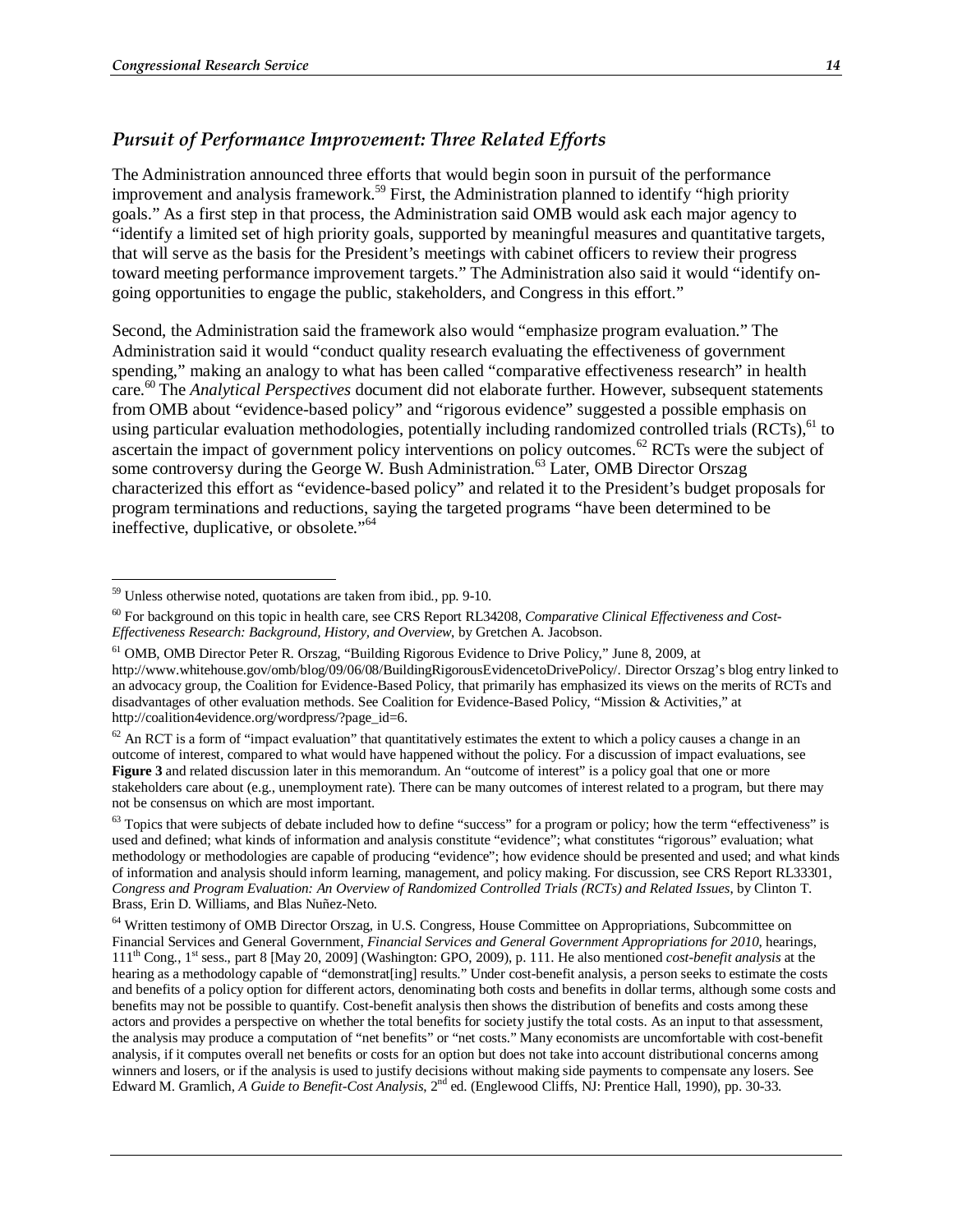### *Pursuit of Performance Improvement: Three Related Efforts*

The Administration announced three efforts that would begin soon in pursuit of the performance improvement and analysis framework.[59] First, the Administration planned to identify "high priority goals." As a first step in that process, the Administration said OMB would ask each major agency to "identify a limited set of high priority goals, supported by meaningful measures and quantitative targets, that will serve as the basis for the President's meetings with cabinet officers to review their progress toward meeting performance improvement targets." The Administration also said it would "identify on-going opportunities to engage the public, stakeholders, and Congress in this effort."

Second, the Administration said the framework also would "emphasize program evaluation." The Administration said it would "conduct quality research evaluating the effectiveness of government spending," making an analogy to what has been called "comparative effectiveness research" in health care.[60] The *Analytical Perspectives* document did not elaborate further. However, subsequent statements from OMB about "evidence-based policy" and "rigorous evidence" suggested a possible emphasis on using particular evaluation methodologies, potentially including randomized controlled trials (RCTs),[61] to ascertain the impact of government policy interventions on policy outcomes.[62] RCTs were the subject of some controversy during the George W. Bush Administration.[63] Later, OMB Director Orszag characterized this effort as "evidence-based policy" and related it to the President's budget proposals for program terminations and reductions, saying the targeted programs "have been determined to be ineffective, duplicative, or obsolete."[64]

---

[59] Unless otherwise noted, quotations are taken from ibid., pp. 9-10.

[60] For background on this topic in health care, see CRS Report RL34208, *Comparative Clinical Effectiveness and Cost-Effectiveness Research: Background, History, and Overview*, by Gretchen A. Jacobson.

[61] OMB, OMB Director Peter R. Orszag, "Building Rigorous Evidence to Drive Policy," June 8, 2009, at http://www.whitehouse.gov/omb/blog/09/06/08/BuildingRigorousEvidencetoDrivePolicy/. Director Orszag's blog entry linked to an advocacy group, the Coalition for Evidence-Based Policy, that primarily has emphasized its views on the merits of RCTs and disadvantages of other evaluation methods. See Coalition for Evidence-Based Policy, "Mission & Activities," at http://coalition4evidence.org/wordpress/?page_id=6.

[62] An RCT is a form of "impact evaluation" that quantitatively estimates the extent to which a policy causes a change in an outcome of interest, compared to what would have happened without the policy. For a discussion of impact evaluations, see **Figure 3** and related discussion later in this memorandum. An "outcome of interest" is a policy goal that one or more stakeholders care about (e.g., unemployment rate). There can be many outcomes of interest related to a program, but there may not be consensus on which are most important.

[63] Topics that were subjects of debate included how to define "success" for a program or policy; how the term "effectiveness" is used and defined; what kinds of information and analysis constitute "evidence"; what constitutes "rigorous" evaluation; what methodology or methodologies are capable of producing "evidence"; how evidence should be presented and used; and what kinds of information and analysis should inform learning, management, and policy making. For discussion, see CRS Report RL33301, *Congress and Program Evaluation: An Overview of Randomized Controlled Trials (RCTs) and Related Issues*, by Clinton T. Brass, Erin D. Williams, and Blas Nuñez-Neto.

[64] Written testimony of OMB Director Orszag, in U.S. Congress, House Committee on Appropriations, Subcommittee on Financial Services and General Government, *Financial Services and General Government Appropriations for 2010*, hearings, 111th Cong., 1st sess., part 8 [May 20, 2009] (Washington: GPO, 2009), p. 111. He also mentioned *cost-benefit analysis* at the hearing as a methodology capable of "demonstrat[ing] results." Under cost-benefit analysis, a person seeks to estimate the costs and benefits of a policy option for different actors, denominating both costs and benefits in dollar terms, although some costs and benefits may not be possible to quantify. Cost-benefit analysis then shows the distribution of benefits and costs among these actors and provides a perspective on whether the total benefits for society justify the total costs. As an input to that assessment, the analysis may produce a computation of "net benefits" or "net costs." Many economists are uncomfortable with cost-benefit analysis, if it computes overall net benefits or costs for an option but does not take into account distributional concerns among winners and losers, or if the analysis is used to justify decisions without making side payments to compensate any losers. See Edward M. Gramlich, *A Guide to Benefit-Cost Analysis*, 2nd ed. (Englewood Cliffs, NJ: Prentice Hall, 1990), pp. 30-33.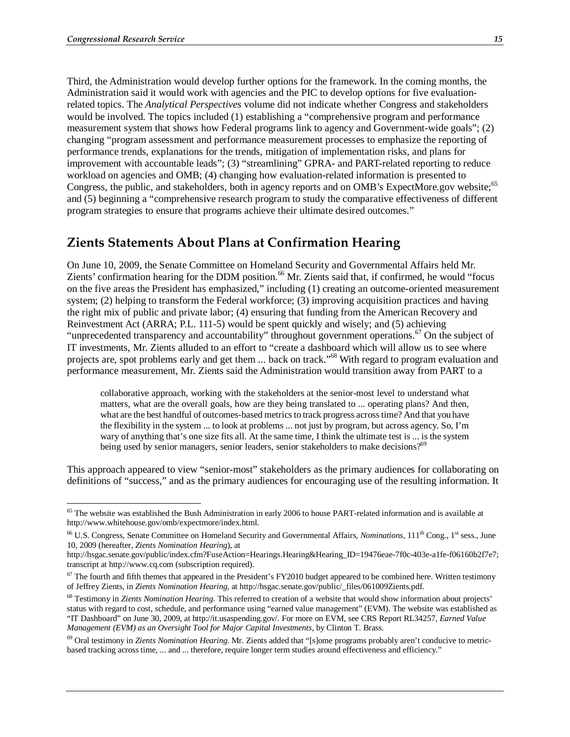Third, the Administration would develop further options for the framework. In the coming months, the Administration said it would work with agencies and the PIC to develop options for five evaluation-related topics. The *Analytical Perspectives* volume did not indicate whether Congress and stakeholders would be involved. The topics included (1) establishing a "comprehensive program and performance measurement system that shows how Federal programs link to agency and Government-wide goals"; (2) changing "program assessment and performance measurement processes to emphasize the reporting of performance trends, explanations for the trends, mitigation of implementation risks, and plans for improvement with accountable leads"; (3) "streamlining" GPRA- and PART-related reporting to reduce workload on agencies and OMB; (4) changing how evaluation-related information is presented to Congress, the public, and stakeholders, both in agency reports and on OMB's ExpectMore.gov website;[65] and (5) beginning a "comprehensive research program to study the comparative effectiveness of different program strategies to ensure that programs achieve their ultimate desired outcomes."

## Zients Statements About Plans at Confirmation Hearing

On June 10, 2009, the Senate Committee on Homeland Security and Governmental Affairs held Mr. Zients' confirmation hearing for the DDM position.[66] Mr. Zients said that, if confirmed, he would "focus on the five areas the President has emphasized," including (1) creating an outcome-oriented measurement system; (2) helping to transform the Federal workforce; (3) improving acquisition practices and having the right mix of public and private labor; (4) ensuring that funding from the American Recovery and Reinvestment Act (ARRA; P.L. 111-5) would be spent quickly and wisely; and (5) achieving "unprecedented transparency and accountability" throughout government operations.[67] On the subject of IT investments, Mr. Zients alluded to an effort to "create a dashboard which will allow us to see where projects are, spot problems early and get them ... back on track."[68] With regard to program evaluation and performance measurement, Mr. Zients said the Administration would transition away from PART to a

> collaborative approach, working with the stakeholders at the senior-most level to understand what matters, what are the overall goals, how are they being translated to ... operating plans? And then, what are the best handful of outcomes-based metrics to track progress across time? And that you have the flexibility in the system ... to look at problems ... not just by program, but across agency. So, I'm wary of anything that's one size fits all. At the same time, I think the ultimate test is ... is the system being used by senior managers, senior leaders, senior stakeholders to make decisions?[69]

This approach appeared to view "senior-most" stakeholders as the primary audiences for collaborating on definitions of "success," and as the primary audiences for encouraging use of the resulting information. It

---

[65] The website was established the Bush Administration in early 2006 to house PART-related information and is available at http://www.whitehouse.gov/omb/expectmore/index.html.

[66] U.S. Congress, Senate Committee on Homeland Security and Governmental Affairs, *Nominations*, 111th Cong., 1st sess., June 10, 2009 (hereafter, *Zients Nomination Hearing*), at http://hsgac.senate.gov/public/index.cfm?FuseAction=Hearings.Hearing&Hearing_ID=19476eae-7f0c-403e-a1fe-f06160b2f7e7; transcript at http://www.cq.com (subscription required).

[67] The fourth and fifth themes that appeared in the President's FY2010 budget appeared to be combined here. Written testimony of Jeffrey Zients, in *Zients Nomination Hearing*, at http://hsgac.senate.gov/public/_files/061009Zients.pdf.

[68] Testimony in *Zients Nomination Hearing*. This referred to creation of a website that would show information about projects' status with regard to cost, schedule, and performance using "earned value management" (EVM). The website was established as "IT Dashboard" on June 30, 2009, at http://it.usaspending.gov/. For more on EVM, see CRS Report RL34257, *Earned Value Management (EVM) as an Oversight Tool for Major Capital Investments*, by Clinton T. Brass.

[69] Oral testimony in *Zients Nomination Hearing*. Mr. Zients added that "[s]ome programs probably aren't conducive to metric-based tracking across time, ... and ... therefore, require longer term studies around effectiveness and efficiency."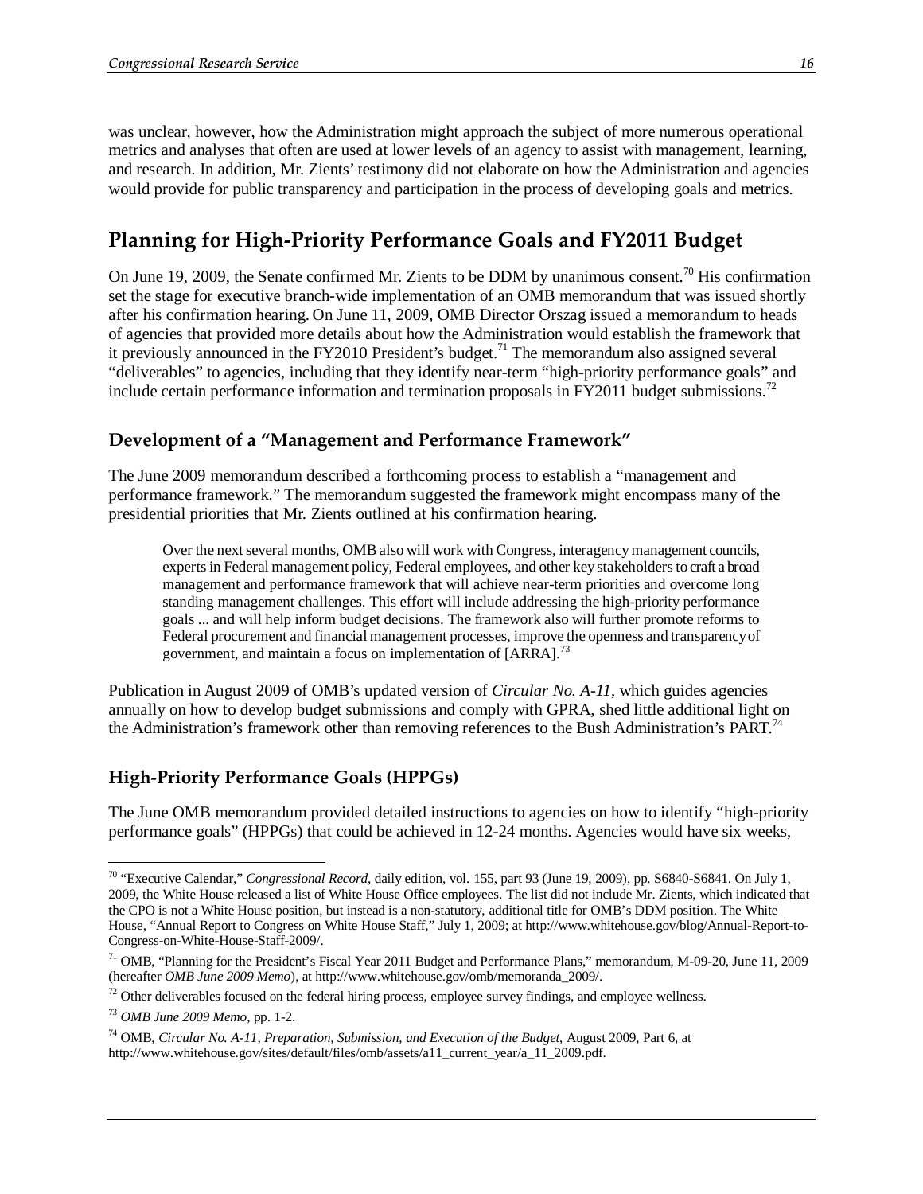was unclear, however, how the Administration might approach the subject of more numerous operational metrics and analyses that often are used at lower levels of an agency to assist with management, learning, and research. In addition, Mr. Zients' testimony did not elaborate on how the Administration and agencies would provide for public transparency and participation in the process of developing goals and metrics.

## Planning for High-Priority Performance Goals and FY2011 Budget

On June 19, 2009, the Senate confirmed Mr. Zients to be DDM by unanimous consent.[70] His confirmation set the stage for executive branch-wide implementation of an OMB memorandum that was issued shortly after his confirmation hearing. On June 11, 2009, OMB Director Orszag issued a memorandum to heads of agencies that provided more details about how the Administration would establish the framework that it previously announced in the FY2010 President's budget.[71] The memorandum also assigned several "deliverables" to agencies, including that they identify near-term "high-priority performance goals" and include certain performance information and termination proposals in FY2011 budget submissions.[72]

### Development of a "Management and Performance Framework"

The June 2009 memorandum described a forthcoming process to establish a "management and performance framework." The memorandum suggested the framework might encompass many of the presidential priorities that Mr. Zients outlined at his confirmation hearing.

> Over the next several months, OMB also will work with Congress, interagency management councils, experts in Federal management policy, Federal employees, and other key stakeholders to craft a broad management and performance framework that will achieve near-term priorities and overcome long standing management challenges. This effort will include addressing the high-priority performance goals ... and will help inform budget decisions. The framework also will further promote reforms to Federal procurement and financial management processes, improve the openness and transparency of government, and maintain a focus on implementation of [ARRA].[73]

Publication in August 2009 of OMB's updated version of *Circular No. A-11*, which guides agencies annually on how to develop budget submissions and comply with GPRA, shed little additional light on the Administration's framework other than removing references to the Bush Administration's PART.[74]

### High-Priority Performance Goals (HPPGs)

The June OMB memorandum provided detailed instructions to agencies on how to identify "high-priority performance goals" (HPPGs) that could be achieved in 12-24 months. Agencies would have six weeks,

---

[70] "Executive Calendar," *Congressional Record*, daily edition, vol. 155, part 93 (June 19, 2009), pp. S6840-S6841. On July 1, 2009, the White House released a list of White House Office employees. The list did not include Mr. Zients, which indicated that the CPO is not a White House position, but instead is a non-statutory, additional title for OMB's DDM position. The White House, "Annual Report to Congress on White House Staff," July 1, 2009; at http://www.whitehouse.gov/blog/Annual-Report-to-Congress-on-White-House-Staff-2009/.

[71] OMB, "Planning for the President's Fiscal Year 2011 Budget and Performance Plans," memorandum, M-09-20, June 11, 2009 (hereafter *OMB June 2009 Memo*), at http://www.whitehouse.gov/omb/memoranda_2009/.

[72] Other deliverables focused on the federal hiring process, employee survey findings, and employee wellness.

[73] *OMB June 2009 Memo*, pp. 1-2.

[74] OMB, *Circular No. A-11, Preparation, Submission, and Execution of the Budget*, August 2009, Part 6, at http://www.whitehouse.gov/sites/default/files/omb/assets/a11_current_year/a_11_2009.pdf.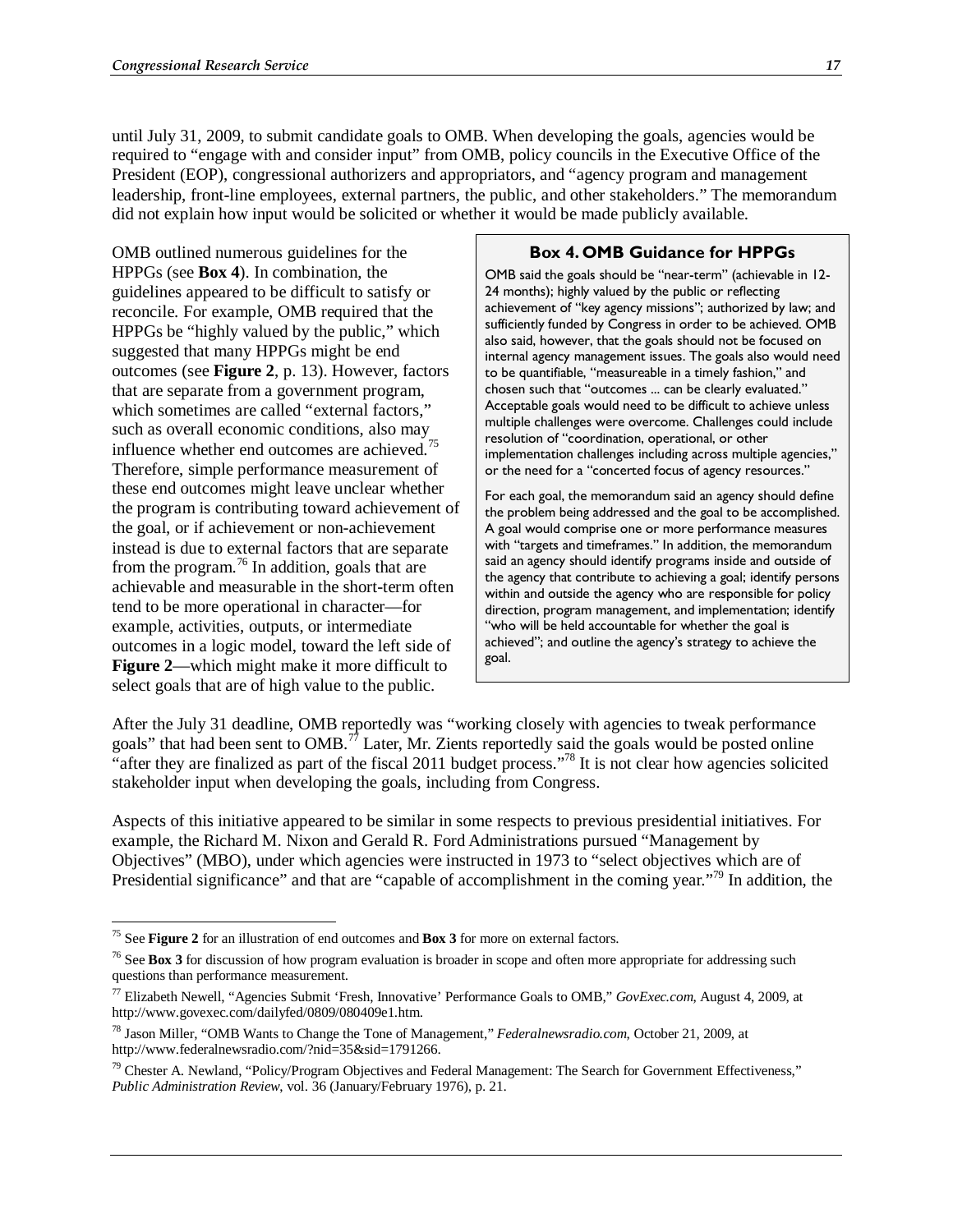until July 31, 2009, to submit candidate goals to OMB. When developing the goals, agencies would be required to "engage with and consider input" from OMB, policy councils in the Executive Office of the President (EOP), congressional authorizers and appropriators, and "agency program and management leadership, front-line employees, external partners, the public, and other stakeholders." The memorandum did not explain how input would be solicited or whether it would be made publicly available.

OMB outlined numerous guidelines for the HPPGs (see **Box 4**). In combination, the guidelines appeared to be difficult to satisfy or reconcile. For example, OMB required that the HPPGs be "highly valued by the public," which suggested that many HPPGs might be end outcomes (see **Figure 2**, p. 13). However, factors that are separate from a government program, which sometimes are called "external factors," such as overall economic conditions, also may influence whether end outcomes are achieved.[75] Therefore, simple performance measurement of these end outcomes might leave unclear whether the program is contributing toward achievement of the goal, or if achievement or non-achievement instead is due to external factors that are separate from the program.[76] In addition, goals that are achievable and measurable in the short-term often tend to be more operational in character—for example, activities, outputs, or intermediate outcomes in a logic model, toward the left side of **Figure 2**—which might make it more difficult to select goals that are of high value to the public.

> **Box 4. OMB Guidance for HPPGs**
>
> OMB said the goals should be "near-term" (achievable in 12-24 months); highly valued by the public or reflecting achievement of "key agency missions"; authorized by law; and sufficiently funded by Congress in order to be achieved. OMB also said, however, that the goals should not be focused on internal agency management issues. The goals also would need to be quantifiable, "measureable in a timely fashion," and chosen such that "outcomes ... can be clearly evaluated." Acceptable goals would need to be difficult to achieve unless multiple challenges were overcome. Challenges could include resolution of "coordination, operational, or other implementation challenges including across multiple agencies," or the need for a "concerted focus of agency resources."
>
> For each goal, the memorandum said an agency should define the problem being addressed and the goal to be accomplished. A goal would comprise one or more performance measures with "targets and timeframes." In addition, the memorandum said an agency should identify programs inside and outside of the agency that contribute to achieving a goal; identify persons within and outside the agency who are responsible for policy direction, program management, and implementation; identify "who will be held accountable for whether the goal is achieved"; and outline the agency's strategy to achieve the goal.

After the July 31 deadline, OMB reportedly was "working closely with agencies to tweak performance goals" that had been sent to OMB.[77] Later, Mr. Zients reportedly said the goals would be posted online "after they are finalized as part of the fiscal 2011 budget process."[78] It is not clear how agencies solicited stakeholder input when developing the goals, including from Congress.

Aspects of this initiative appeared to be similar in some respects to previous presidential initiatives. For example, the Richard M. Nixon and Gerald R. Ford Administrations pursued "Management by Objectives" (MBO), under which agencies were instructed in 1973 to "select objectives which are of Presidential significance" and that are "capable of accomplishment in the coming year."[79] In addition, the

---

[75] See **Figure 2** for an illustration of end outcomes and **Box 3** for more on external factors.

[76] See **Box 3** for discussion of how program evaluation is broader in scope and often more appropriate for addressing such questions than performance measurement.

[77] Elizabeth Newell, "Agencies Submit 'Fresh, Innovative' Performance Goals to OMB," *GovExec.com*, August 4, 2009, at http://www.govexec.com/dailyfed/0809/080409e1.htm.

[78] Jason Miller, "OMB Wants to Change the Tone of Management," *Federalnewsradio.com*, October 21, 2009, at http://www.federalnewsradio.com/?nid=35&sid=1791266.

[79] Chester A. Newland, "Policy/Program Objectives and Federal Management: The Search for Government Effectiveness," *Public Administration Review*, vol. 36 (January/February 1976), p. 21.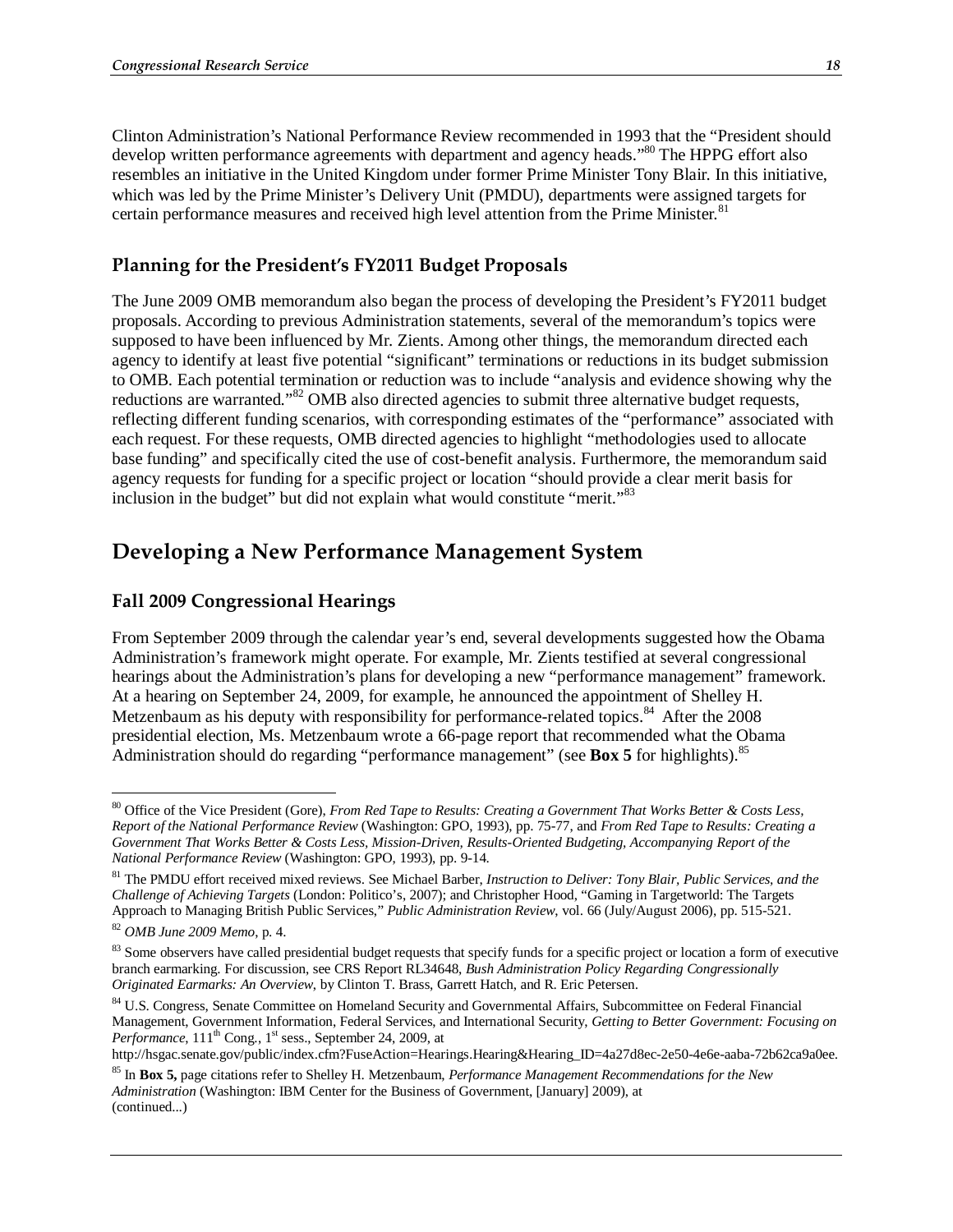Clinton Administration's National Performance Review recommended in 1993 that the "President should develop written performance agreements with department and agency heads."[80] The HPPG effort also resembles an initiative in the United Kingdom under former Prime Minister Tony Blair. In this initiative, which was led by the Prime Minister's Delivery Unit (PMDU), departments were assigned targets for certain performance measures and received high level attention from the Prime Minister.[81]

### Planning for the President's FY2011 Budget Proposals

The June 2009 OMB memorandum also began the process of developing the President's FY2011 budget proposals. According to previous Administration statements, several of the memorandum's topics were supposed to have been influenced by Mr. Zients. Among other things, the memorandum directed each agency to identify at least five potential "significant" terminations or reductions in its budget submission to OMB. Each potential termination or reduction was to include "analysis and evidence showing why the reductions are warranted."[82] OMB also directed agencies to submit three alternative budget requests, reflecting different funding scenarios, with corresponding estimates of the "performance" associated with each request. For these requests, OMB directed agencies to highlight "methodologies used to allocate base funding" and specifically cited the use of cost-benefit analysis. Furthermore, the memorandum said agency requests for funding for a specific project or location "should provide a clear merit basis for inclusion in the budget" but did not explain what would constitute "merit."[83]

## Developing a New Performance Management System

### Fall 2009 Congressional Hearings

From September 2009 through the calendar year's end, several developments suggested how the Obama Administration's framework might operate. For example, Mr. Zients testified at several congressional hearings about the Administration's plans for developing a new "performance management" framework. At a hearing on September 24, 2009, for example, he announced the appointment of Shelley H. Metzenbaum as his deputy with responsibility for performance-related topics.[84] After the 2008 presidential election, Ms. Metzenbaum wrote a 66-page report that recommended what the Obama Administration should do regarding "performance management" (see **Box 5** for highlights).[85]

---

[80] Office of the Vice President (Gore), *From Red Tape to Results: Creating a Government That Works Better & Costs Less, Report of the National Performance Review* (Washington: GPO, 1993), pp. 75-77, and *From Red Tape to Results: Creating a Government That Works Better & Costs Less, Mission-Driven, Results-Oriented Budgeting, Accompanying Report of the National Performance Review* (Washington: GPO, 1993), pp. 9-14.

[81] The PMDU effort received mixed reviews. See Michael Barber, *Instruction to Deliver: Tony Blair, Public Services, and the Challenge of Achieving Targets* (London: Politico's, 2007); and Christopher Hood, "Gaming in Targetworld: The Targets Approach to Managing British Public Services," *Public Administration Review*, vol. 66 (July/August 2006), pp. 515-521.

[82] *OMB June 2009 Memo*, p. 4.

[83] Some observers have called presidential budget requests that specify funds for a specific project or location a form of executive branch earmarking. For discussion, see CRS Report RL34648, *Bush Administration Policy Regarding Congressionally Originated Earmarks: An Overview*, by Clinton T. Brass, Garrett Hatch, and R. Eric Petersen.

[84] U.S. Congress, Senate Committee on Homeland Security and Governmental Affairs, Subcommittee on Federal Financial Management, Government Information, Federal Services, and International Security, *Getting to Better Government: Focusing on Performance*, 111th Cong., 1st sess., September 24, 2009, at http://hsgac.senate.gov/public/index.cfm?FuseAction=Hearings.Hearing&Hearing_ID=4a27d8ec-2e50-4e6e-aaba-72b62ca9a0ee.

[85] In **Box 5,** page citations refer to Shelley H. Metzenbaum, *Performance Management Recommendations for the New Administration* (Washington: IBM Center for the Business of Government, [January] 2009), at (continued...)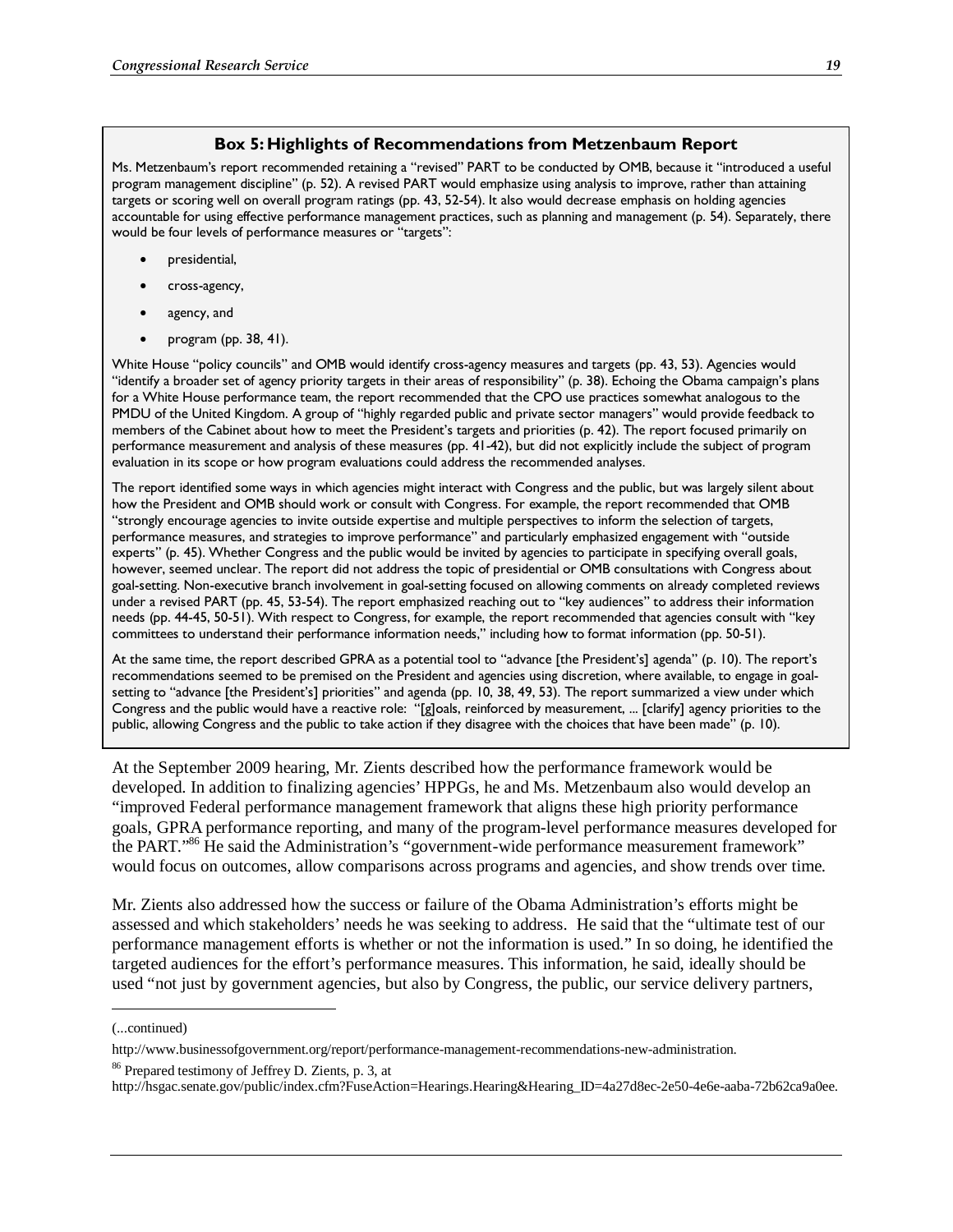**Box 5: Highlights of Recommendations from Metzenbaum Report**

Ms. Metzenbaum's report recommended retaining a "revised" PART to be conducted by OMB, because it "introduced a useful program management discipline" (p. 52). A revised PART would emphasize using analysis to improve, rather than attaining targets or scoring well on overall program ratings (pp. 43, 52-54). It also would decrease emphasis on holding agencies accountable for using effective performance management practices, such as planning and management (p. 54). Separately, there would be four levels of performance measures or "targets":

- presidential,
- cross-agency,
- agency, and
- program (pp. 38, 41).

White House "policy councils" and OMB would identify cross-agency measures and targets (pp. 43, 53). Agencies would "identify a broader set of agency priority targets in their areas of responsibility" (p. 38). Echoing the Obama campaign's plans for a White House performance team, the report recommended that the CPO use practices somewhat analogous to the PMDU of the United Kingdom. A group of "highly regarded public and private sector managers" would provide feedback to members of the Cabinet about how to meet the President's targets and priorities (p. 42). The report focused primarily on performance measurement and analysis of these measures (pp. 41-42), but did not explicitly include the subject of program evaluation in its scope or how program evaluations could address the recommended analyses.

The report identified some ways in which agencies might interact with Congress and the public, but was largely silent about how the President and OMB should work or consult with Congress. For example, the report recommended that OMB "strongly encourage agencies to invite outside expertise and multiple perspectives to inform the selection of targets, performance measures, and strategies to improve performance" and particularly emphasized engagement with "outside experts" (p. 45). Whether Congress and the public would be invited by agencies to participate in specifying overall goals, however, seemed unclear. The report did not address the topic of presidential or OMB consultations with Congress about goal-setting. Non-executive branch involvement in goal-setting focused on allowing comments on already completed reviews under a revised PART (pp. 45, 53-54). The report emphasized reaching out to "key audiences" to address their information needs (pp. 44-45, 50-51). With respect to Congress, for example, the report recommended that agencies consult with "key committees to understand their performance information needs," including how to format information (pp. 50-51).

At the same time, the report described GPRA as a potential tool to "advance [the President's] agenda" (p. 10). The report's recommendations seemed to be premised on the President and agencies using discretion, where available, to engage in goal-setting to "advance [the President's] priorities" and agenda (pp. 10, 38, 49, 53). The report summarized a view under which Congress and the public would have a reactive role: "[g]oals, reinforced by measurement, ... [clarify] agency priorities to the public, allowing Congress and the public to take action if they disagree with the choices that have been made" (p. 10).

At the September 2009 hearing, Mr. Zients described how the performance framework would be developed. In addition to finalizing agencies' HPPGs, he and Ms. Metzenbaum also would develop an "improved Federal performance management framework that aligns these high priority performance goals, GPRA performance reporting, and many of the program-level performance measures developed for the PART."[86] He said the Administration's "government-wide performance measurement framework" would focus on outcomes, allow comparisons across programs and agencies, and show trends over time.

Mr. Zients also addressed how the success or failure of the Obama Administration's efforts might be assessed and which stakeholders' needs he was seeking to address. He said that the "ultimate test of our performance management efforts is whether or not the information is used." In so doing, he identified the targeted audiences for the effort's performance measures. This information, he said, ideally should be used "not just by government agencies, but also by Congress, the public, our service delivery partners,

---

(...continued)

http://www.businessofgovernment.org/report/performance-management-recommendations-new-administration.

[86] Prepared testimony of Jeffrey D. Zients, p. 3, at http://hsgac.senate.gov/public/index.cfm?FuseAction=Hearings.Hearing&Hearing_ID=4a27d8ec-2e50-4e6e-aaba-72b62ca9a0ee.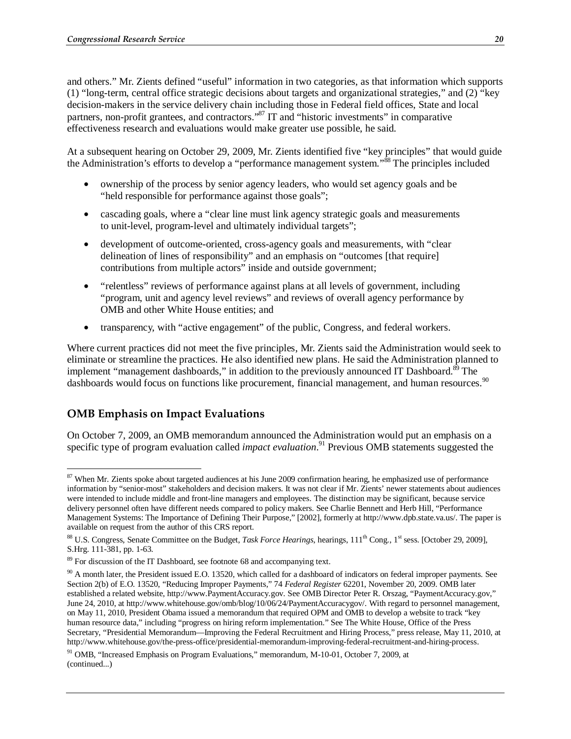and others." Mr. Zients defined "useful" information in two categories, as that information which supports (1) "long-term, central office strategic decisions about targets and organizational strategies," and (2) "key decision-makers in the service delivery chain including those in Federal field offices, State and local partners, non-profit grantees, and contractors."[87] IT and "historic investments" in comparative effectiveness research and evaluations would make greater use possible, he said.

At a subsequent hearing on October 29, 2009, Mr. Zients identified five "key principles" that would guide the Administration's efforts to develop a "performance management system."[88] The principles included

- ownership of the process by senior agency leaders, who would set agency goals and be "held responsible for performance against those goals";
- cascading goals, where a "clear line must link agency strategic goals and measurements to unit-level, program-level and ultimately individual targets";
- development of outcome-oriented, cross-agency goals and measurements, with "clear delineation of lines of responsibility" and an emphasis on "outcomes [that require] contributions from multiple actors" inside and outside government;
- "relentless" reviews of performance against plans at all levels of government, including "program, unit and agency level reviews" and reviews of overall agency performance by OMB and other White House entities; and
- transparency, with "active engagement" of the public, Congress, and federal workers.

Where current practices did not meet the five principles, Mr. Zients said the Administration would seek to eliminate or streamline the practices. He also identified new plans. He said the Administration planned to implement "management dashboards," in addition to the previously announced IT Dashboard.[89] The dashboards would focus on functions like procurement, financial management, and human resources.[90]

### OMB Emphasis on Impact Evaluations

On October 7, 2009, an OMB memorandum announced the Administration would put an emphasis on a specific type of program evaluation called *impact evaluation*.[91] Previous OMB statements suggested the

---

[87] When Mr. Zients spoke about targeted audiences at his June 2009 confirmation hearing, he emphasized use of performance information by "senior-most" stakeholders and decision makers. It was not clear if Mr. Zients' newer statements about audiences were intended to include middle and front-line managers and employees. The distinction may be significant, because service delivery personnel often have different needs compared to policy makers. See Charlie Bennett and Herb Hill, "Performance Management Systems: The Importance of Defining Their Purpose," [2002], formerly at http://www.dpb.state.va.us/. The paper is available on request from the author of this CRS report.

[88] U.S. Congress, Senate Committee on the Budget, *Task Force Hearings*, hearings, 111th Cong., 1st sess. [October 29, 2009], S.Hrg. 111-381, pp. 1-63.

[89] For discussion of the IT Dashboard, see footnote 68 and accompanying text.

[90] A month later, the President issued E.O. 13520, which called for a dashboard of indicators on federal improper payments. See Section 2(b) of E.O. 13520, "Reducing Improper Payments," 74 *Federal Register* 62201, November 20, 2009. OMB later established a related website, http://www.PaymentAccuracy.gov. See OMB Director Peter R. Orszag, "PaymentAccuracy.gov," June 24, 2010, at http://www.whitehouse.gov/omb/blog/10/06/24/PaymentAccuracygov/. With regard to personnel management, on May 11, 2010, President Obama issued a memorandum that required OPM and OMB to develop a website to track "key human resource data," including "progress on hiring reform implementation." See The White House, Office of the Press Secretary, "Presidential Memorandum—Improving the Federal Recruitment and Hiring Process," press release, May 11, 2010, at http://www.whitehouse.gov/the-press-office/presidential-memorandum-improving-federal-recruitment-and-hiring-process.

[91] OMB, "Increased Emphasis on Program Evaluations," memorandum, M-10-01, October 7, 2009, at (continued...)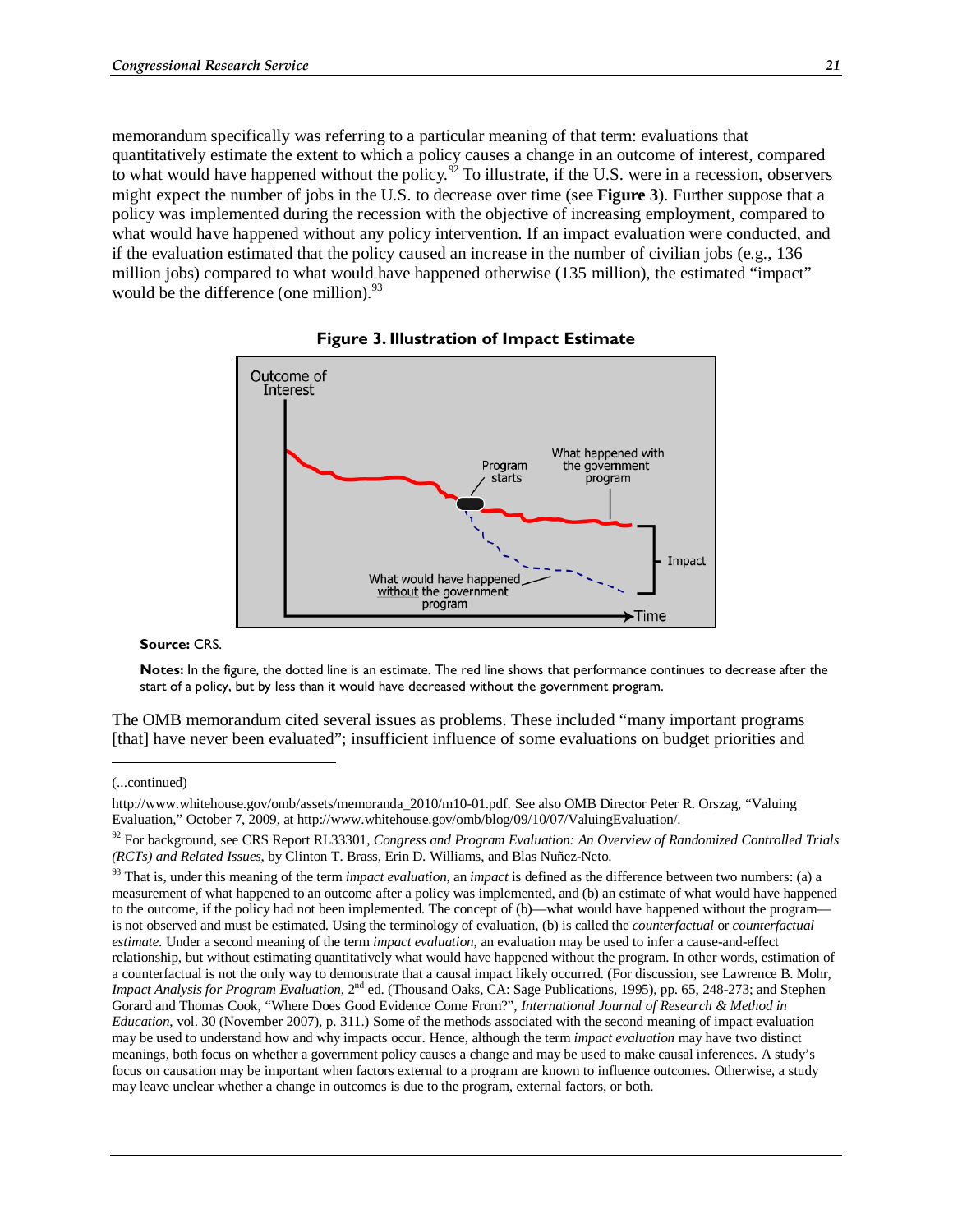memorandum specifically was referring to a particular meaning of that term: evaluations that quantitatively estimate the extent to which a policy causes a change in an outcome of interest, compared to what would have happened without the policy.[92] To illustrate, if the U.S. were in a recession, observers might expect the number of jobs in the U.S. to decrease over time (see **Figure 3**). Further suppose that a policy was implemented during the recession with the objective of increasing employment, compared to what would have happened without any policy intervention. If an impact evaluation were conducted, and if the evaluation estimated that the policy caused an increase in the number of civilian jobs (e.g., 136 million jobs) compared to what would have happened otherwise (135 million), the estimated "impact" would be the difference (one million).[93]

**Figure 3. Illustration of Impact Estimate**

**Source:** CRS.

**Notes:** In the figure, the dotted line is an estimate. The red line shows that performance continues to decrease after the start of a policy, but by less than it would have decreased without the government program.

The OMB memorandum cited several issues as problems. These included "many important programs [that] have never been evaluated"; insufficient influence of some evaluations on budget priorities and

---

(...continued)

http://www.whitehouse.gov/omb/assets/memoranda_2010/m10-01.pdf. See also OMB Director Peter R. Orszag, "Valuing Evaluation," October 7, 2009, at http://www.whitehouse.gov/omb/blog/09/10/07/ValuingEvaluation/.

[92] For background, see CRS Report RL33301, *Congress and Program Evaluation: An Overview of Randomized Controlled Trials (RCTs) and Related Issues*, by Clinton T. Brass, Erin D. Williams, and Blas Nuñez-Neto.

[93] That is, under this meaning of the term *impact evaluation*, an *impact* is defined as the difference between two numbers: (a) a measurement of what happened to an outcome after a policy was implemented, and (b) an estimate of what would have happened to the outcome, if the policy had not been implemented. The concept of (b)—what would have happened without the program—is not observed and must be estimated. Using the terminology of evaluation, (b) is called the *counterfactual* or *counterfactual estimate*. Under a second meaning of the term *impact evaluation*, an evaluation may be used to infer a cause-and-effect relationship, but without estimating quantitatively what would have happened without the program. In other words, estimation of a counterfactual is not the only way to demonstrate that a causal impact likely occurred. (For discussion, see Lawrence B. Mohr, *Impact Analysis for Program Evaluation*, 2nd ed. (Thousand Oaks, CA: Sage Publications, 1995), pp. 65, 248-273; and Stephen Gorard and Thomas Cook, "Where Does Good Evidence Come From?", *International Journal of Research & Method in Education*, vol. 30 (November 2007), p. 311.) Some of the methods associated with the second meaning of impact evaluation may be used to understand how and why impacts occur. Hence, although the term *impact evaluation* may have two distinct meanings, both focus on whether a government policy causes a change and may be used to make causal inferences. A study's focus on causation may be important when factors external to a program are known to influence outcomes. Otherwise, a study may leave unclear whether a change in outcomes is due to the program, external factors, or both.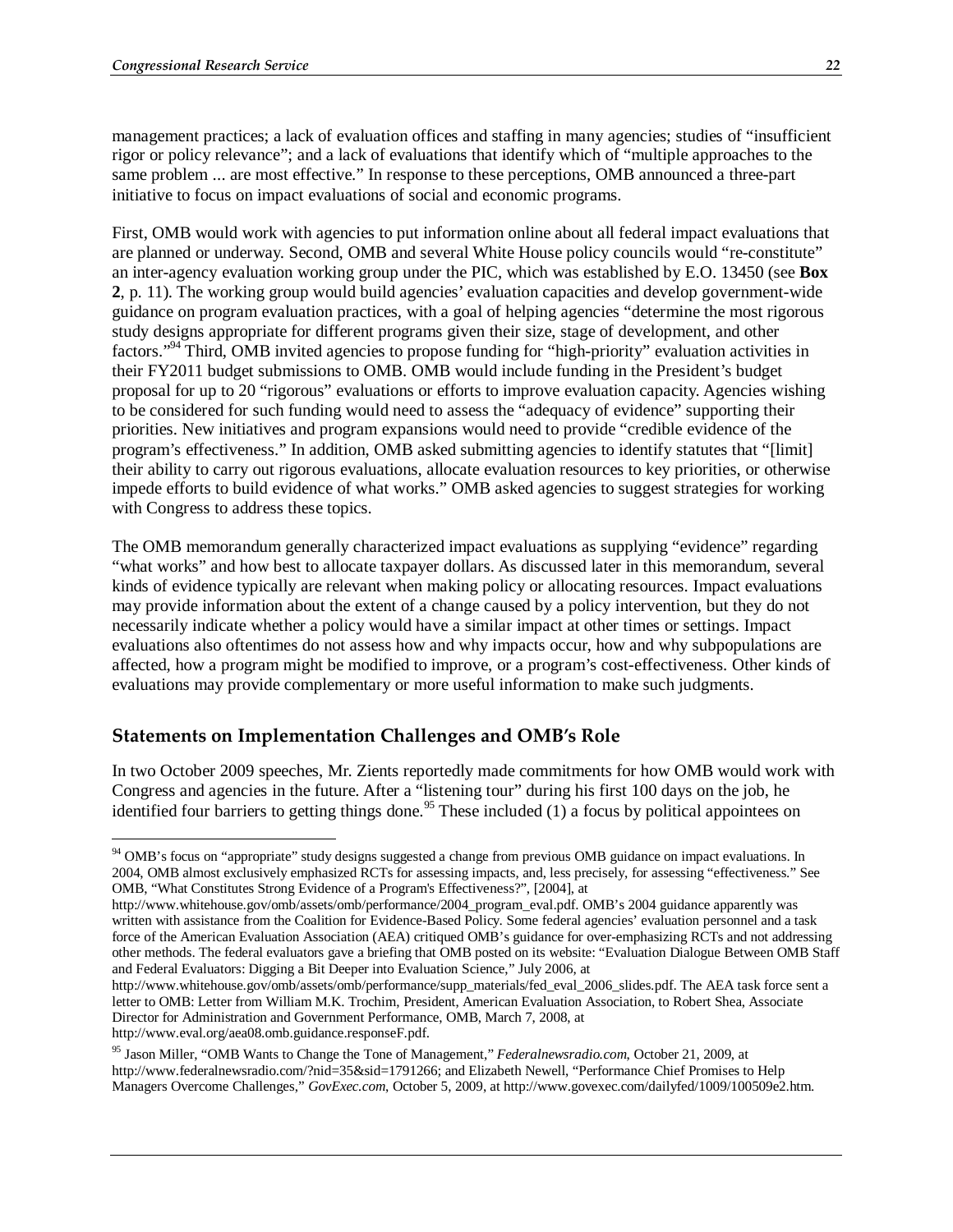management practices; a lack of evaluation offices and staffing in many agencies; studies of "insufficient rigor or policy relevance"; and a lack of evaluations that identify which of "multiple approaches to the same problem ... are most effective." In response to these perceptions, OMB announced a three-part initiative to focus on impact evaluations of social and economic programs.

First, OMB would work with agencies to put information online about all federal impact evaluations that are planned or underway. Second, OMB and several White House policy councils would "re-constitute" an inter-agency evaluation working group under the PIC, which was established by E.O. 13450 (see **Box 2**, p. 11). The working group would build agencies' evaluation capacities and develop government-wide guidance on program evaluation practices, with a goal of helping agencies "determine the most rigorous study designs appropriate for different programs given their size, stage of development, and other factors."[94] Third, OMB invited agencies to propose funding for "high-priority" evaluation activities in their FY2011 budget submissions to OMB. OMB would include funding in the President's budget proposal for up to 20 "rigorous" evaluations or efforts to improve evaluation capacity. Agencies wishing to be considered for such funding would need to assess the "adequacy of evidence" supporting their priorities. New initiatives and program expansions would need to provide "credible evidence of the program's effectiveness." In addition, OMB asked submitting agencies to identify statutes that "[limit] their ability to carry out rigorous evaluations, allocate evaluation resources to key priorities, or otherwise impede efforts to build evidence of what works." OMB asked agencies to suggest strategies for working with Congress to address these topics.

The OMB memorandum generally characterized impact evaluations as supplying "evidence" regarding "what works" and how best to allocate taxpayer dollars. As discussed later in this memorandum, several kinds of evidence typically are relevant when making policy or allocating resources. Impact evaluations may provide information about the extent of a change caused by a policy intervention, but they do not necessarily indicate whether a policy would have a similar impact at other times or settings. Impact evaluations also oftentimes do not assess how and why impacts occur, how and why subpopulations are affected, how a program might be modified to improve, or a program's cost-effectiveness. Other kinds of evaluations may provide complementary or more useful information to make such judgments.

### Statements on Implementation Challenges and OMB's Role

In two October 2009 speeches, Mr. Zients reportedly made commitments for how OMB would work with Congress and agencies in the future. After a "listening tour" during his first 100 days on the job, he identified four barriers to getting things done.[95] These included (1) a focus by political appointees on

---

[94] OMB's focus on "appropriate" study designs suggested a change from previous OMB guidance on impact evaluations. In 2004, OMB almost exclusively emphasized RCTs for assessing impacts, and, less precisely, for assessing "effectiveness." See OMB, "What Constitutes Strong Evidence of a Program's Effectiveness?", [2004], at http://www.whitehouse.gov/omb/assets/omb/performance/2004_program_eval.pdf. OMB's 2004 guidance apparently was written with assistance from the Coalition for Evidence-Based Policy. Some federal agencies' evaluation personnel and a task force of the American Evaluation Association (AEA) critiqued OMB's guidance for over-emphasizing RCTs and not addressing other methods. The federal evaluators gave a briefing that OMB posted on its website: "Evaluation Dialogue Between OMB Staff and Federal Evaluators: Digging a Bit Deeper into Evaluation Science," July 2006, at http://www.whitehouse.gov/omb/assets/omb/performance/supp_materials/fed_eval_2006_slides.pdf. The AEA task force sent a letter to OMB: Letter from William M.K. Trochim, President, American Evaluation Association, to Robert Shea, Associate Director for Administration and Government Performance, OMB, March 7, 2008, at http://www.eval.org/aea08.omb.guidance.responseF.pdf.

[95] Jason Miller, "OMB Wants to Change the Tone of Management," *Federalnewsradio.com*, October 21, 2009, at http://www.federalnewsradio.com/?nid=35&sid=1791266; and Elizabeth Newell, "Performance Chief Promises to Help Managers Overcome Challenges," *GovExec.com*, October 5, 2009, at http://www.govexec.com/dailyfed/1009/100509e2.htm.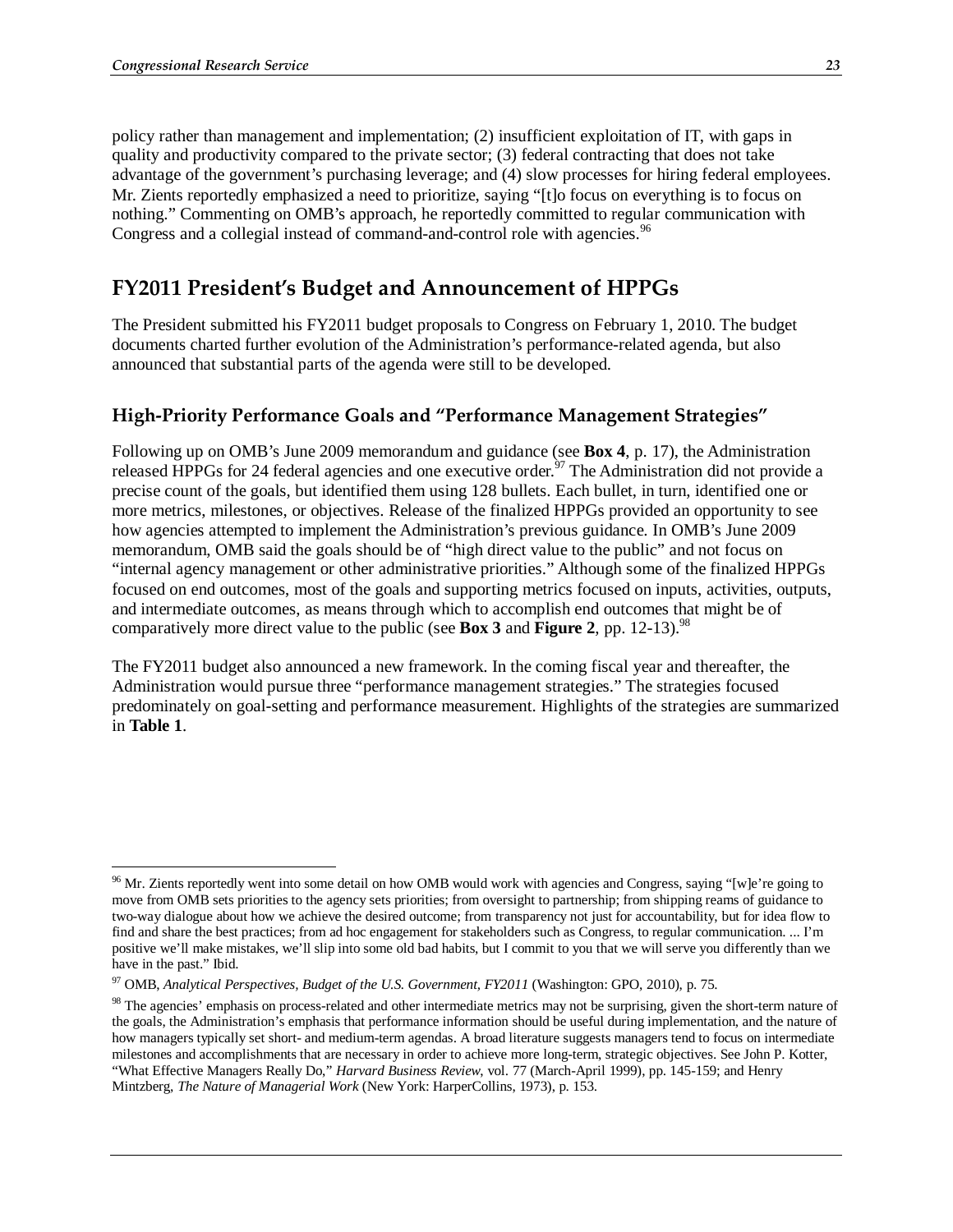policy rather than management and implementation; (2) insufficient exploitation of IT, with gaps in quality and productivity compared to the private sector; (3) federal contracting that does not take advantage of the government's purchasing leverage; and (4) slow processes for hiring federal employees. Mr. Zients reportedly emphasized a need to prioritize, saying "[t]o focus on everything is to focus on nothing." Commenting on OMB's approach, he reportedly committed to regular communication with Congress and a collegial instead of command-and-control role with agencies.[96]

## FY2011 President's Budget and Announcement of HPPGs

The President submitted his FY2011 budget proposals to Congress on February 1, 2010. The budget documents charted further evolution of the Administration's performance-related agenda, but also announced that substantial parts of the agenda were still to be developed.

### High-Priority Performance Goals and "Performance Management Strategies"

Following up on OMB's June 2009 memorandum and guidance (see **Box 4**, p. 17), the Administration released HPPGs for 24 federal agencies and one executive order.[97] The Administration did not provide a precise count of the goals, but identified them using 128 bullets. Each bullet, in turn, identified one or more metrics, milestones, or objectives. Release of the finalized HPPGs provided an opportunity to see how agencies attempted to implement the Administration's previous guidance. In OMB's June 2009 memorandum, OMB said the goals should be of "high direct value to the public" and not focus on "internal agency management or other administrative priorities." Although some of the finalized HPPGs focused on end outcomes, most of the goals and supporting metrics focused on inputs, activities, outputs, and intermediate outcomes, as means through which to accomplish end outcomes that might be of comparatively more direct value to the public (see **Box 3** and **Figure 2**, pp. 12-13).[98]

The FY2011 budget also announced a new framework. In the coming fiscal year and thereafter, the Administration would pursue three "performance management strategies." The strategies focused predominately on goal-setting and performance measurement. Highlights of the strategies are summarized in **Table 1**.

---

[96] Mr. Zients reportedly went into some detail on how OMB would work with agencies and Congress, saying "[w]e're going to move from OMB sets priorities to the agency sets priorities; from oversight to partnership; from shipping reams of guidance to two-way dialogue about how we achieve the desired outcome; from transparency not just for accountability, but for idea flow to find and share the best practices; from ad hoc engagement for stakeholders such as Congress, to regular communication. ... I'm positive we'll make mistakes, we'll slip into some old bad habits, but I commit to you that we will serve you differently than we have in the past." Ibid.

[97] OMB, *Analytical Perspectives, Budget of the U.S. Government, FY2011* (Washington: GPO, 2010), p. 75.

[98] The agencies' emphasis on process-related and other intermediate metrics may not be surprising, given the short-term nature of the goals, the Administration's emphasis that performance information should be useful during implementation, and the nature of how managers typically set short- and medium-term agendas. A broad literature suggests managers tend to focus on intermediate milestones and accomplishments that are necessary in order to achieve more long-term, strategic objectives. See John P. Kotter, "What Effective Managers Really Do," *Harvard Business Review*, vol. 77 (March-April 1999), pp. 145-159; and Henry Mintzberg, *The Nature of Managerial Work* (New York: HarperCollins, 1973), p. 153.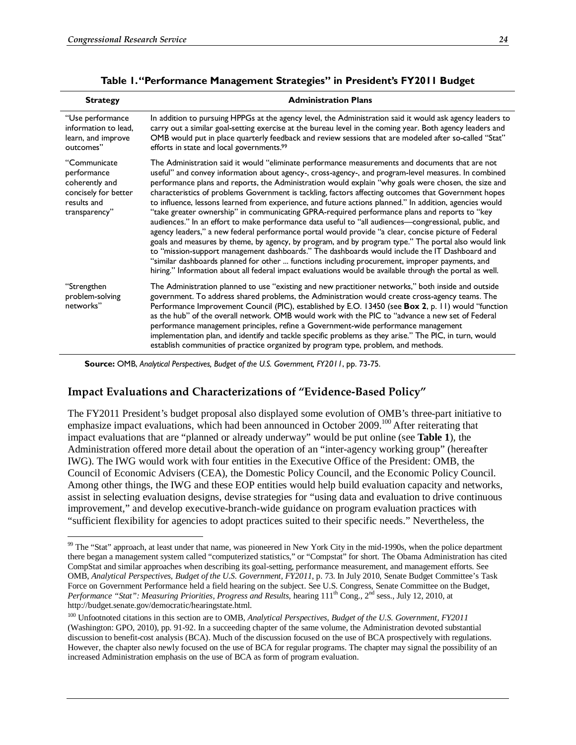**Table 1. "Performance Management Strategies" in President's FY2011 Budget**

| Strategy | Administration Plans |
| --- | --- |
| "Use performance information to lead, learn, and improve outcomes" | In addition to pursuing HPPGs at the agency level, the Administration said it would ask agency leaders to carry out a similar goal-setting exercise at the bureau level in the coming year. Both agency leaders and OMB would put in place quarterly feedback and review sessions that are modeled after so-called "Stat" efforts in state and local governments.[99] |
| "Communicate performance coherently and concisely for better results and transparency" | The Administration said it would "eliminate performance measurements and documents that are not useful" and convey information about agency-, cross-agency-, and program-level measures. In combined performance plans and reports, the Administration would explain "why goals were chosen, the size and characteristics of problems Government is tackling, factors affecting outcomes that Government hopes to influence, lessons learned from experience, and future actions planned." In addition, agencies would "take greater ownership" in communicating GPRA-required performance plans and reports to "key audiences." In an effort to make performance data useful to "all audiences—congressional, public, and agency leaders," a new federal performance portal would provide "a clear, concise picture of Federal goals and measures by theme, by agency, by program, and by program type." The portal also would link to "mission-support management dashboards." The dashboards would include the IT Dashboard and "similar dashboards planned for other ... functions including procurement, improper payments, and hiring." Information about all federal impact evaluations would be available through the portal as well. |
| "Strengthen problem-solving networks" | The Administration planned to use "existing and new practitioner networks," both inside and outside government. To address shared problems, the Administration would create cross-agency teams. The Performance Improvement Council (PIC), established by E.O. 13450 (see **Box 2**, p. 11) would "function as the hub" of the overall network. OMB would work with the PIC to "advance a new set of Federal performance management principles, refine a Government-wide performance management implementation plan, and identify and tackle specific problems as they arise." The PIC, in turn, would establish communities of practice organized by program type, problem, and methods. |

**Source:** OMB, *Analytical Perspectives, Budget of the U.S. Government, FY2011*, pp. 73-75.

## Impact Evaluations and Characterizations of "Evidence-Based Policy"

The FY2011 President's budget proposal also displayed some evolution of OMB's three-part initiative to emphasize impact evaluations, which had been announced in October 2009.[100] After reiterating that impact evaluations that are "planned or already underway" would be put online (see **Table 1**), the Administration offered more detail about the operation of an "inter-agency working group" (hereafter IWG). The IWG would work with four entities in the Executive Office of the President: OMB, the Council of Economic Advisers (CEA), the Domestic Policy Council, and the Economic Policy Council. Among other things, the IWG and these EOP entities would help build evaluation capacity and networks, assist in selecting evaluation designs, devise strategies for "using data and evaluation to drive continuous improvement," and develop executive-branch-wide guidance on program evaluation practices with "sufficient flexibility for agencies to adopt practices suited to their specific needs." Nevertheless, the

---

[99] The "Stat" approach, at least under that name, was pioneered in New York City in the mid-1990s, when the police department there began a management system called "computerized statistics," or "Compstat" for short. The Obama Administration has cited CompStat and similar approaches when describing its goal-setting, performance measurement, and management efforts. See OMB, *Analytical Perspectives, Budget of the U.S. Government, FY2011*, p. 73. In July 2010, Senate Budget Committee's Task Force on Government Performance held a field hearing on the subject. See U.S. Congress, Senate Committee on the Budget, *Performance "Stat": Measuring Priorities, Progress and Results*, hearing 111th Cong., 2nd sess., July 12, 2010, at http://budget.senate.gov/democratic/hearingstate.html.

[100] Unfootnoted citations in this section are to OMB, *Analytical Perspectives, Budget of the U.S. Government, FY2011* (Washington: GPO, 2010), pp. 91-92. In a succeeding chapter of the same volume, the Administration devoted substantial discussion to benefit-cost analysis (BCA). Much of the discussion focused on the use of BCA prospectively with regulations. However, the chapter also newly focused on the use of BCA for regular programs. The chapter may signal the possibility of an increased Administration emphasis on the use of BCA as form of program evaluation.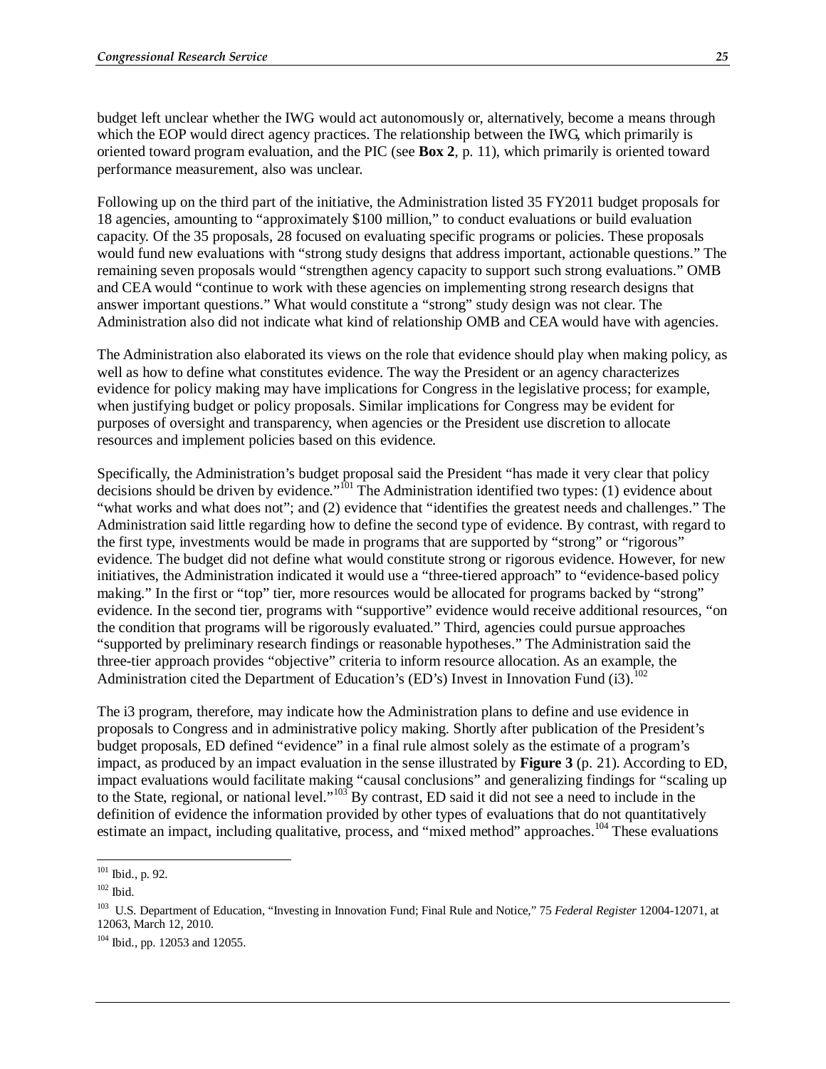budget left unclear whether the IWG would act autonomously or, alternatively, become a means through which the EOP would direct agency practices. The relationship between the IWG, which primarily is oriented toward program evaluation, and the PIC (see **Box 2**, p. 11), which primarily is oriented toward performance measurement, also was unclear.

Following up on the third part of the initiative, the Administration listed 35 FY2011 budget proposals for 18 agencies, amounting to "approximately $100 million," to conduct evaluations or build evaluation capacity. Of the 35 proposals, 28 focused on evaluating specific programs or policies. These proposals would fund new evaluations with "strong study designs that address important, actionable questions." The remaining seven proposals would "strengthen agency capacity to support such strong evaluations." OMB and CEA would "continue to work with these agencies on implementing strong research designs that answer important questions." What would constitute a "strong" study design was not clear. The Administration also did not indicate what kind of relationship OMB and CEA would have with agencies.

The Administration also elaborated its views on the role that evidence should play when making policy, as well as how to define what constitutes evidence. The way the President or an agency characterizes evidence for policy making may have implications for Congress in the legislative process; for example, when justifying budget or policy proposals. Similar implications for Congress may be evident for purposes of oversight and transparency, when agencies or the President use discretion to allocate resources and implement policies based on this evidence.

Specifically, the Administration's budget proposal said the President "has made it very clear that policy decisions should be driven by evidence."[101] The Administration identified two types: (1) evidence about "what works and what does not"; and (2) evidence that "identifies the greatest needs and challenges." The Administration said little regarding how to define the second type of evidence. By contrast, with regard to the first type, investments would be made in programs that are supported by "strong" or "rigorous" evidence. The budget did not define what would constitute strong or rigorous evidence. However, for new initiatives, the Administration indicated it would use a "three-tiered approach" to "evidence-based policy making." In the first or "top" tier, more resources would be allocated for programs backed by "strong" evidence. In the second tier, programs with "supportive" evidence would receive additional resources, "on the condition that programs will be rigorously evaluated." Third, agencies could pursue approaches "supported by preliminary research findings or reasonable hypotheses." The Administration said the three-tier approach provides "objective" criteria to inform resource allocation. As an example, the Administration cited the Department of Education's (ED's) Invest in Innovation Fund (i3).[102]

The i3 program, therefore, may indicate how the Administration plans to define and use evidence in proposals to Congress and in administrative policy making. Shortly after publication of the President's budget proposals, ED defined "evidence" in a final rule almost solely as the estimate of a program's impact, as produced by an impact evaluation in the sense illustrated by **Figure 3** (p. 21). According to ED, impact evaluations would facilitate making "causal conclusions" and generalizing findings for "scaling up to the State, regional, or national level."[103] By contrast, ED said it did not see a need to include in the definition of evidence the information provided by other types of evaluations that do not quantitatively estimate an impact, including qualitative, process, and "mixed method" approaches.[104] These evaluations

---

[101] Ibid., p. 92.

[102] Ibid.

[103] U.S. Department of Education, "Investing in Innovation Fund; Final Rule and Notice," 75 *Federal Register* 12004-12071, at 12063, March 12, 2010.

[104] Ibid., pp. 12053 and 12055.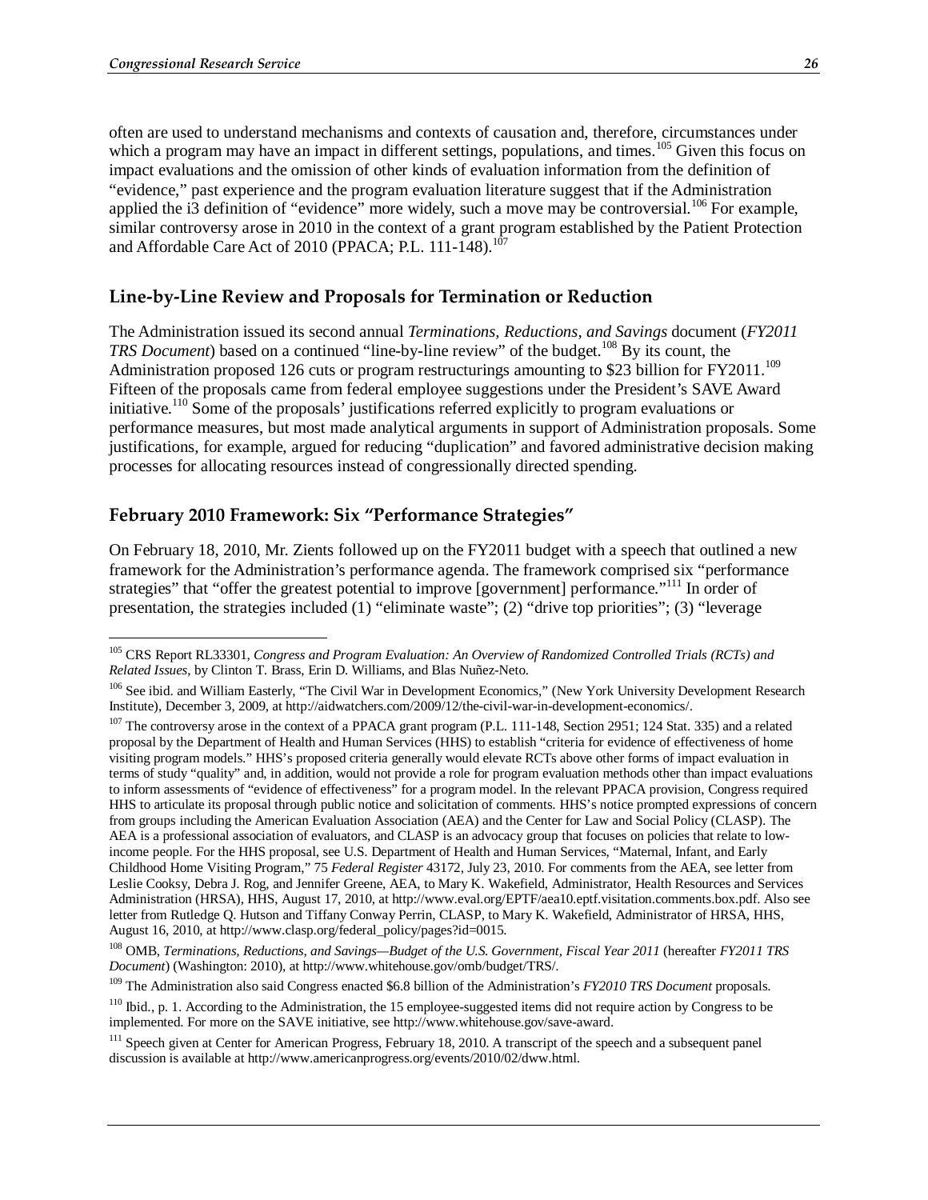often are used to understand mechanisms and contexts of causation and, therefore, circumstances under which a program may have an impact in different settings, populations, and times.[105] Given this focus on impact evaluations and the omission of other kinds of evaluation information from the definition of "evidence," past experience and the program evaluation literature suggest that if the Administration applied the i3 definition of "evidence" more widely, such a move may be controversial.[106] For example, similar controversy arose in 2010 in the context of a grant program established by the Patient Protection and Affordable Care Act of 2010 (PPACA; P.L. 111-148).[107]

## Line-by-Line Review and Proposals for Termination or Reduction

The Administration issued its second annual *Terminations, Reductions, and Savings* document (*FY2011 TRS Document*) based on a continued "line-by-line review" of the budget.[108] By its count, the Administration proposed 126 cuts or program restructurings amounting to $23 billion for FY2011.[109] Fifteen of the proposals came from federal employee suggestions under the President's SAVE Award initiative.[110] Some of the proposals' justifications referred explicitly to program evaluations or performance measures, but most made analytical arguments in support of Administration proposals. Some justifications, for example, argued for reducing "duplication" and favored administrative decision making processes for allocating resources instead of congressionally directed spending.

## February 2010 Framework: Six "Performance Strategies"

On February 18, 2010, Mr. Zients followed up on the FY2011 budget with a speech that outlined a new framework for the Administration's performance agenda. The framework comprised six "performance strategies" that "offer the greatest potential to improve [government] performance."[111] In order of presentation, the strategies included (1) "eliminate waste"; (2) "drive top priorities"; (3) "leverage

---

[105] CRS Report RL33301, *Congress and Program Evaluation: An Overview of Randomized Controlled Trials (RCTs) and Related Issues*, by Clinton T. Brass, Erin D. Williams, and Blas Nuñez-Neto.

[106] See ibid. and William Easterly, "The Civil War in Development Economics," (New York University Development Research Institute), December 3, 2009, at http://aidwatchers.com/2009/12/the-civil-war-in-development-economics/.

[107] The controversy arose in the context of a PPACA grant program (P.L. 111-148, Section 2951; 124 Stat. 335) and a related proposal by the Department of Health and Human Services (HHS) to establish "criteria for evidence of effectiveness of home visiting program models." HHS's proposed criteria generally would elevate RCTs above other forms of impact evaluation in terms of study "quality" and, in addition, would not provide a role for program evaluation methods other than impact evaluations to inform assessments of "evidence of effectiveness" for a program model. In the relevant PPACA provision, Congress required HHS to articulate its proposal through public notice and solicitation of comments. HHS's notice prompted expressions of concern from groups including the American Evaluation Association (AEA) and the Center for Law and Social Policy (CLASP). The AEA is a professional association of evaluators, and CLASP is an advocacy group that focuses on policies that relate to low-income people. For the HHS proposal, see U.S. Department of Health and Human Services, "Maternal, Infant, and Early Childhood Home Visiting Program," 75 *Federal Register* 43172, July 23, 2010. For comments from the AEA, see letter from Leslie Cooksy, Debra J. Rog, and Jennifer Greene, AEA, to Mary K. Wakefield, Administrator, Health Resources and Services Administration (HRSA), HHS, August 17, 2010, at http://www.eval.org/EPTF/aea10.eptf.visitation.comments.box.pdf. Also see letter from Rutledge Q. Hutson and Tiffany Conway Perrin, CLASP, to Mary K. Wakefield, Administrator of HRSA, HHS, August 16, 2010, at http://www.clasp.org/federal_policy/pages?id=0015.

[108] OMB, *Terminations, Reductions, and Savings—Budget of the U.S. Government, Fiscal Year 2011* (hereafter *FY2011 TRS Document*) (Washington: 2010), at http://www.whitehouse.gov/omb/budget/TRS/.

[109] The Administration also said Congress enacted $6.8 billion of the Administration's *FY2010 TRS Document* proposals.

[110] Ibid., p. 1. According to the Administration, the 15 employee-suggested items did not require action by Congress to be implemented. For more on the SAVE initiative, see http://www.whitehouse.gov/save-award.

[111] Speech given at Center for American Progress, February 18, 2010. A transcript of the speech and a subsequent panel discussion is available at http://www.americanprogress.org/events/2010/02/dww.html.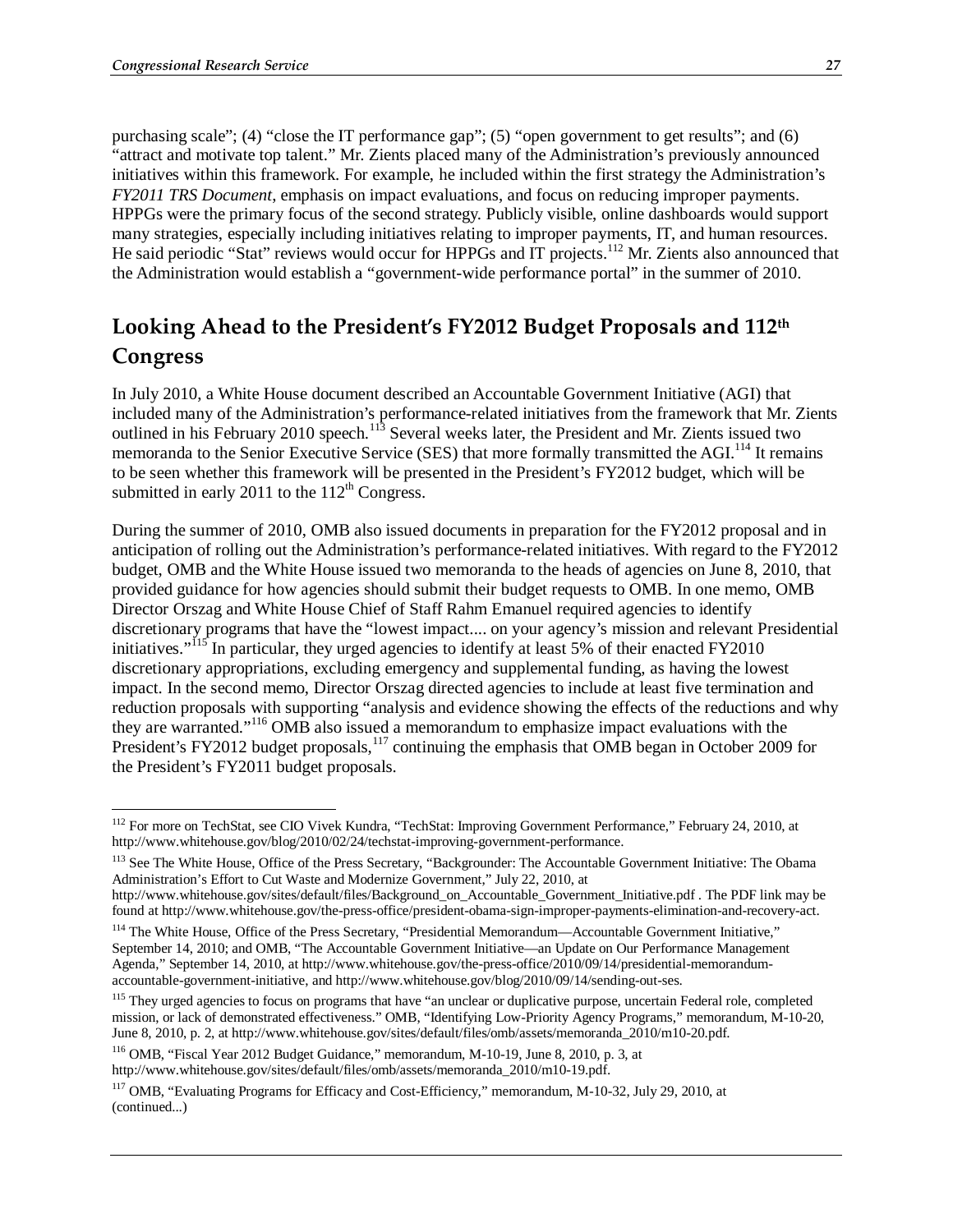purchasing scale"; (4) "close the IT performance gap"; (5) "open government to get results"; and (6) "attract and motivate top talent." Mr. Zients placed many of the Administration's previously announced initiatives within this framework. For example, he included within the first strategy the Administration's *FY2011 TRS Document*, emphasis on impact evaluations, and focus on reducing improper payments. HPPGs were the primary focus of the second strategy. Publicly visible, online dashboards would support many strategies, especially including initiatives relating to improper payments, IT, and human resources. He said periodic "Stat" reviews would occur for HPPGs and IT projects.[112] Mr. Zients also announced that the Administration would establish a "government-wide performance portal" in the summer of 2010.

## Looking Ahead to the President's FY2012 Budget Proposals and 112th Congress

In July 2010, a White House document described an Accountable Government Initiative (AGI) that included many of the Administration's performance-related initiatives from the framework that Mr. Zients outlined in his February 2010 speech.[113] Several weeks later, the President and Mr. Zients issued two memoranda to the Senior Executive Service (SES) that more formally transmitted the AGI.[114] It remains to be seen whether this framework will be presented in the President's FY2012 budget, which will be submitted in early 2011 to the 112th Congress.

During the summer of 2010, OMB also issued documents in preparation for the FY2012 proposal and in anticipation of rolling out the Administration's performance-related initiatives. With regard to the FY2012 budget, OMB and the White House issued two memoranda to the heads of agencies on June 8, 2010, that provided guidance for how agencies should submit their budget requests to OMB. In one memo, OMB Director Orszag and White House Chief of Staff Rahm Emanuel required agencies to identify discretionary programs that have the "lowest impact.... on your agency's mission and relevant Presidential initiatives."[115] In particular, they urged agencies to identify at least 5% of their enacted FY2010 discretionary appropriations, excluding emergency and supplemental funding, as having the lowest impact. In the second memo, Director Orszag directed agencies to include at least five termination and reduction proposals with supporting "analysis and evidence showing the effects of the reductions and why they are warranted."[116] OMB also issued a memorandum to emphasize impact evaluations with the President's FY2012 budget proposals,[117] continuing the emphasis that OMB began in October 2009 for the President's FY2011 budget proposals.

---

[112] For more on TechStat, see CIO Vivek Kundra, "TechStat: Improving Government Performance," February 24, 2010, at http://www.whitehouse.gov/blog/2010/02/24/techstat-improving-government-performance.

[113] See The White House, Office of the Press Secretary, "Backgrounder: The Accountable Government Initiative: The Obama Administration's Effort to Cut Waste and Modernize Government," July 22, 2010, at http://www.whitehouse.gov/sites/default/files/Background_on_Accountable_Government_Initiative.pdf . The PDF link may be found at http://www.whitehouse.gov/the-press-office/president-obama-sign-improper-payments-elimination-and-recovery-act.

[114] The White House, Office of the Press Secretary, "Presidential Memorandum—Accountable Government Initiative," September 14, 2010; and OMB, "The Accountable Government Initiative—an Update on Our Performance Management Agenda," September 14, 2010, at http://www.whitehouse.gov/the-press-office/2010/09/14/presidential-memorandum-accountable-government-initiative, and http://www.whitehouse.gov/blog/2010/09/14/sending-out-ses.

[115] They urged agencies to focus on programs that have "an unclear or duplicative purpose, uncertain Federal role, completed mission, or lack of demonstrated effectiveness." OMB, "Identifying Low-Priority Agency Programs," memorandum, M-10-20, June 8, 2010, p. 2, at http://www.whitehouse.gov/sites/default/files/omb/assets/memoranda_2010/m10-20.pdf.

[116] OMB, "Fiscal Year 2012 Budget Guidance," memorandum, M-10-19, June 8, 2010, p. 3, at http://www.whitehouse.gov/sites/default/files/omb/assets/memoranda_2010/m10-19.pdf.

[117] OMB, "Evaluating Programs for Efficacy and Cost-Efficiency," memorandum, M-10-32, July 29, 2010, at (continued...)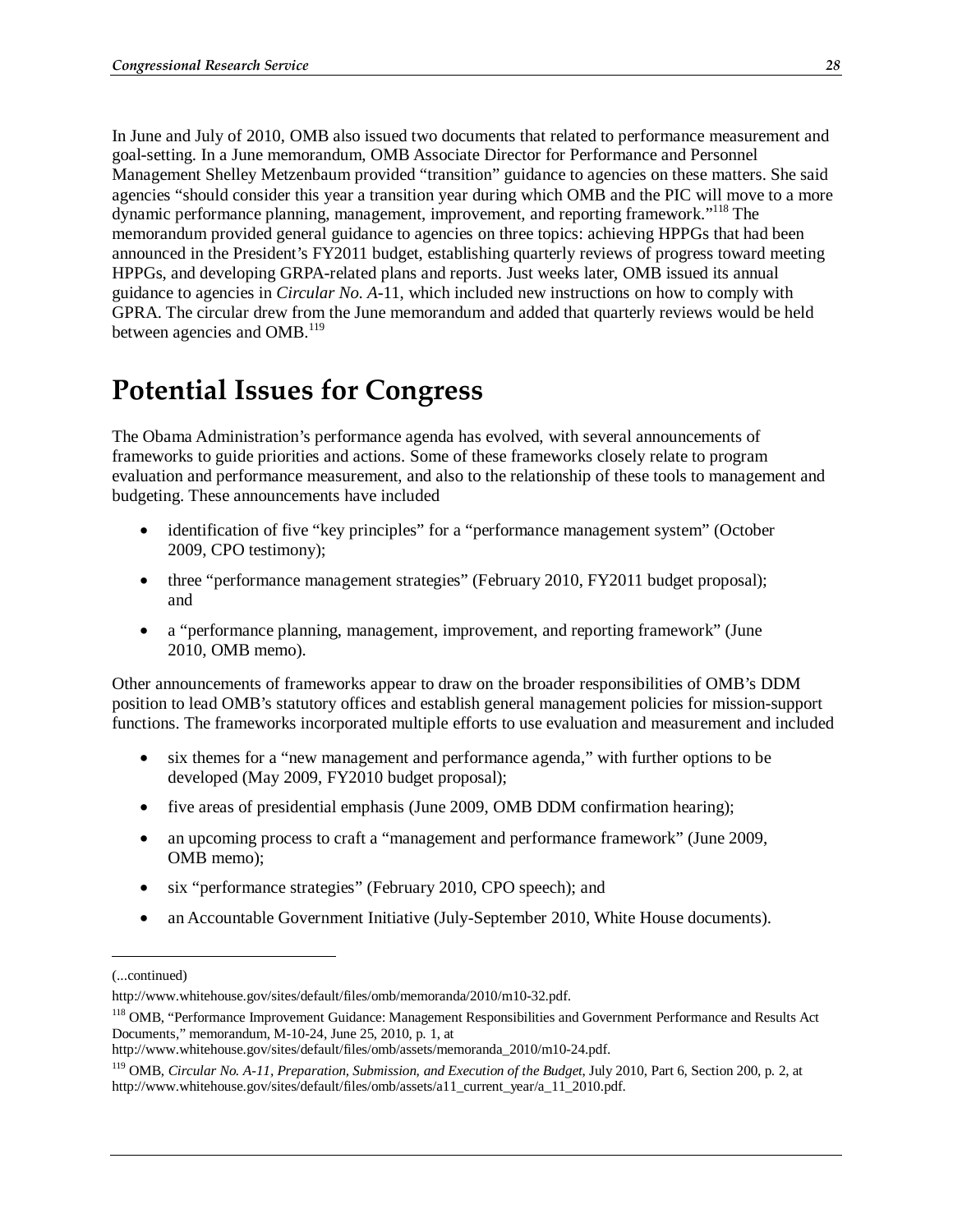In June and July of 2010, OMB also issued two documents that related to performance measurement and goal-setting. In a June memorandum, OMB Associate Director for Performance and Personnel Management Shelley Metzenbaum provided "transition" guidance to agencies on these matters. She said agencies "should consider this year a transition year during which OMB and the PIC will move to a more dynamic performance planning, management, improvement, and reporting framework."[118] The memorandum provided general guidance to agencies on three topics: achieving HPPGs that had been announced in the President's FY2011 budget, establishing quarterly reviews of progress toward meeting HPPGs, and developing GRPA-related plans and reports. Just weeks later, OMB issued its annual guidance to agencies in *Circular No. A*-11, which included new instructions on how to comply with GPRA. The circular drew from the June memorandum and added that quarterly reviews would be held between agencies and OMB.[119]

# Potential Issues for Congress

The Obama Administration's performance agenda has evolved, with several announcements of frameworks to guide priorities and actions. Some of these frameworks closely relate to program evaluation and performance measurement, and also to the relationship of these tools to management and budgeting. These announcements have included

- identification of five "key principles" for a "performance management system" (October 2009, CPO testimony);
- three "performance management strategies" (February 2010, FY2011 budget proposal); and
- a "performance planning, management, improvement, and reporting framework" (June 2010, OMB memo).

Other announcements of frameworks appear to draw on the broader responsibilities of OMB's DDM position to lead OMB's statutory offices and establish general management policies for mission-support functions. The frameworks incorporated multiple efforts to use evaluation and measurement and included

- six themes for a "new management and performance agenda," with further options to be developed (May 2009, FY2010 budget proposal);
- five areas of presidential emphasis (June 2009, OMB DDM confirmation hearing);
- an upcoming process to craft a "management and performance framework" (June 2009, OMB memo);
- six "performance strategies" (February 2010, CPO speech); and
- an Accountable Government Initiative (July-September 2010, White House documents).

---

(...continued)

http://www.whitehouse.gov/sites/default/files/omb/memoranda/2010/m10-32.pdf.

[118] OMB, "Performance Improvement Guidance: Management Responsibilities and Government Performance and Results Act Documents," memorandum, M-10-24, June 25, 2010, p. 1, at http://www.whitehouse.gov/sites/default/files/omb/assets/memoranda_2010/m10-24.pdf.

[119] OMB, *Circular No. A-11, Preparation, Submission, and Execution of the Budget*, July 2010, Part 6, Section 200, p. 2, at http://www.whitehouse.gov/sites/default/files/omb/assets/a11_current_year/a_11_2010.pdf.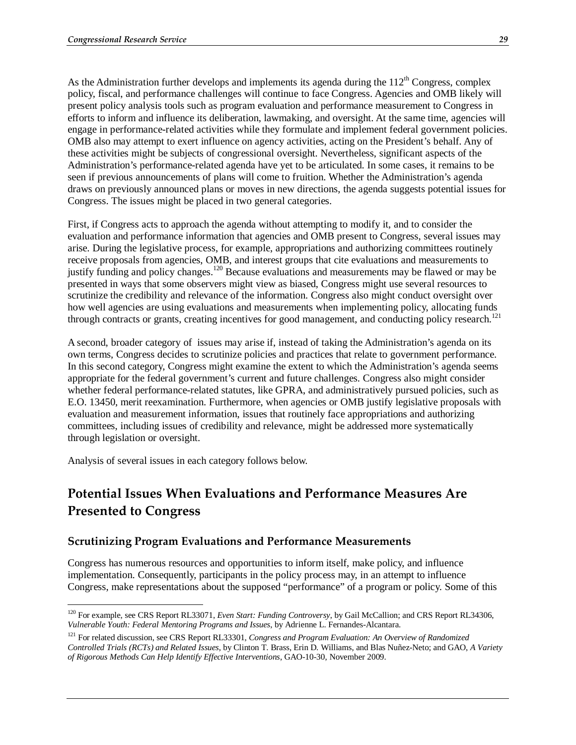As the Administration further develops and implements its agenda during the 112th Congress, complex policy, fiscal, and performance challenges will continue to face Congress. Agencies and OMB likely will present policy analysis tools such as program evaluation and performance measurement to Congress in efforts to inform and influence its deliberation, lawmaking, and oversight. At the same time, agencies will engage in performance-related activities while they formulate and implement federal government policies. OMB also may attempt to exert influence on agency activities, acting on the President's behalf. Any of these activities might be subjects of congressional oversight. Nevertheless, significant aspects of the Administration's performance-related agenda have yet to be articulated. In some cases, it remains to be seen if previous announcements of plans will come to fruition. Whether the Administration's agenda draws on previously announced plans or moves in new directions, the agenda suggests potential issues for Congress. The issues might be placed in two general categories.

First, if Congress acts to approach the agenda without attempting to modify it, and to consider the evaluation and performance information that agencies and OMB present to Congress, several issues may arise. During the legislative process, for example, appropriations and authorizing committees routinely receive proposals from agencies, OMB, and interest groups that cite evaluations and measurements to justify funding and policy changes.[120] Because evaluations and measurements may be flawed or may be presented in ways that some observers might view as biased, Congress might use several resources to scrutinize the credibility and relevance of the information. Congress also might conduct oversight over how well agencies are using evaluations and measurements when implementing policy, allocating funds through contracts or grants, creating incentives for good management, and conducting policy research.[121]

A second, broader category of issues may arise if, instead of taking the Administration's agenda on its own terms, Congress decides to scrutinize policies and practices that relate to government performance. In this second category, Congress might examine the extent to which the Administration's agenda seems appropriate for the federal government's current and future challenges. Congress also might consider whether federal performance-related statutes, like GPRA, and administratively pursued policies, such as E.O. 13450, merit reexamination. Furthermore, when agencies or OMB justify legislative proposals with evaluation and measurement information, issues that routinely face appropriations and authorizing committees, including issues of credibility and relevance, might be addressed more systematically through legislation or oversight.

Analysis of several issues in each category follows below.

## Potential Issues When Evaluations and Performance Measures Are Presented to Congress

### Scrutinizing Program Evaluations and Performance Measurements

Congress has numerous resources and opportunities to inform itself, make policy, and influence implementation. Consequently, participants in the policy process may, in an attempt to influence Congress, make representations about the supposed "performance" of a program or policy. Some of this

---

[120] For example, see CRS Report RL33071, *Even Start: Funding Controversy*, by Gail McCallion; and CRS Report RL34306, *Vulnerable Youth: Federal Mentoring Programs and Issues*, by Adrienne L. Fernandes-Alcantara.

[121] For related discussion, see CRS Report RL33301, *Congress and Program Evaluation: An Overview of Randomized Controlled Trials (RCTs) and Related Issues*, by Clinton T. Brass, Erin D. Williams, and Blas Nuñez-Neto; and GAO, *A Variety of Rigorous Methods Can Help Identify Effective Interventions*, GAO-10-30, November 2009.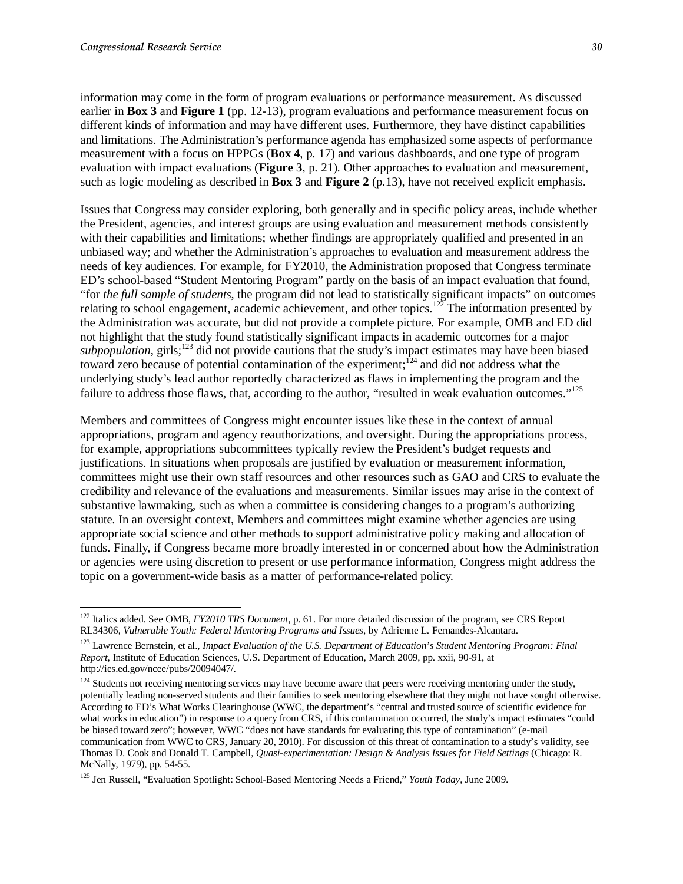information may come in the form of program evaluations or performance measurement. As discussed earlier in **Box 3** and **Figure 1** (pp. 12-13), program evaluations and performance measurement focus on different kinds of information and may have different uses. Furthermore, they have distinct capabilities and limitations. The Administration's performance agenda has emphasized some aspects of performance measurement with a focus on HPPGs (**Box 4**, p. 17) and various dashboards, and one type of program evaluation with impact evaluations (**Figure 3**, p. 21). Other approaches to evaluation and measurement, such as logic modeling as described in **Box 3** and **Figure 2** (p.13), have not received explicit emphasis.

Issues that Congress may consider exploring, both generally and in specific policy areas, include whether the President, agencies, and interest groups are using evaluation and measurement methods consistently with their capabilities and limitations; whether findings are appropriately qualified and presented in an unbiased way; and whether the Administration's approaches to evaluation and measurement address the needs of key audiences. For example, for FY2010, the Administration proposed that Congress terminate ED's school-based "Student Mentoring Program" partly on the basis of an impact evaluation that found, "for *the full sample of students*, the program did not lead to statistically significant impacts" on outcomes relating to school engagement, academic achievement, and other topics.[122] The information presented by the Administration was accurate, but did not provide a complete picture. For example, OMB and ED did not highlight that the study found statistically significant impacts in academic outcomes for a major *subpopulation*, girls;[123] did not provide cautions that the study's impact estimates may have been biased toward zero because of potential contamination of the experiment;[124] and did not address what the underlying study's lead author reportedly characterized as flaws in implementing the program and the failure to address those flaws, that, according to the author, "resulted in weak evaluation outcomes."[125]

Members and committees of Congress might encounter issues like these in the context of annual appropriations, program and agency reauthorizations, and oversight. During the appropriations process, for example, appropriations subcommittees typically review the President's budget requests and justifications. In situations when proposals are justified by evaluation or measurement information, committees might use their own staff resources and other resources such as GAO and CRS to evaluate the credibility and relevance of the evaluations and measurements. Similar issues may arise in the context of substantive lawmaking, such as when a committee is considering changes to a program's authorizing statute. In an oversight context, Members and committees might examine whether agencies are using appropriate social science and other methods to support administrative policy making and allocation of funds. Finally, if Congress became more broadly interested in or concerned about how the Administration or agencies were using discretion to present or use performance information, Congress might address the topic on a government-wide basis as a matter of performance-related policy.

---

[122] Italics added. See OMB, *FY2010 TRS Document*, p. 61. For more detailed discussion of the program, see CRS Report RL34306, *Vulnerable Youth: Federal Mentoring Programs and Issues*, by Adrienne L. Fernandes-Alcantara.

[123] Lawrence Bernstein, et al., *Impact Evaluation of the U.S. Department of Education's Student Mentoring Program: Final Report*, Institute of Education Sciences, U.S. Department of Education, March 2009, pp. xxii, 90-91, at http://ies.ed.gov/ncee/pubs/20094047/.

[124] Students not receiving mentoring services may have become aware that peers were receiving mentoring under the study, potentially leading non-served students and their families to seek mentoring elsewhere that they might not have sought otherwise. According to ED's What Works Clearinghouse (WWC, the department's "central and trusted source of scientific evidence for what works in education") in response to a query from CRS, if this contamination occurred, the study's impact estimates "could be biased toward zero"; however, WWC "does not have standards for evaluating this type of contamination" (e-mail communication from WWC to CRS, January 20, 2010). For discussion of this threat of contamination to a study's validity, see Thomas D. Cook and Donald T. Campbell, *Quasi-experimentation: Design & Analysis Issues for Field Settings* (Chicago: R. McNally, 1979), pp. 54-55.

[125] Jen Russell, "Evaluation Spotlight: School-Based Mentoring Needs a Friend," *Youth Today*, June 2009.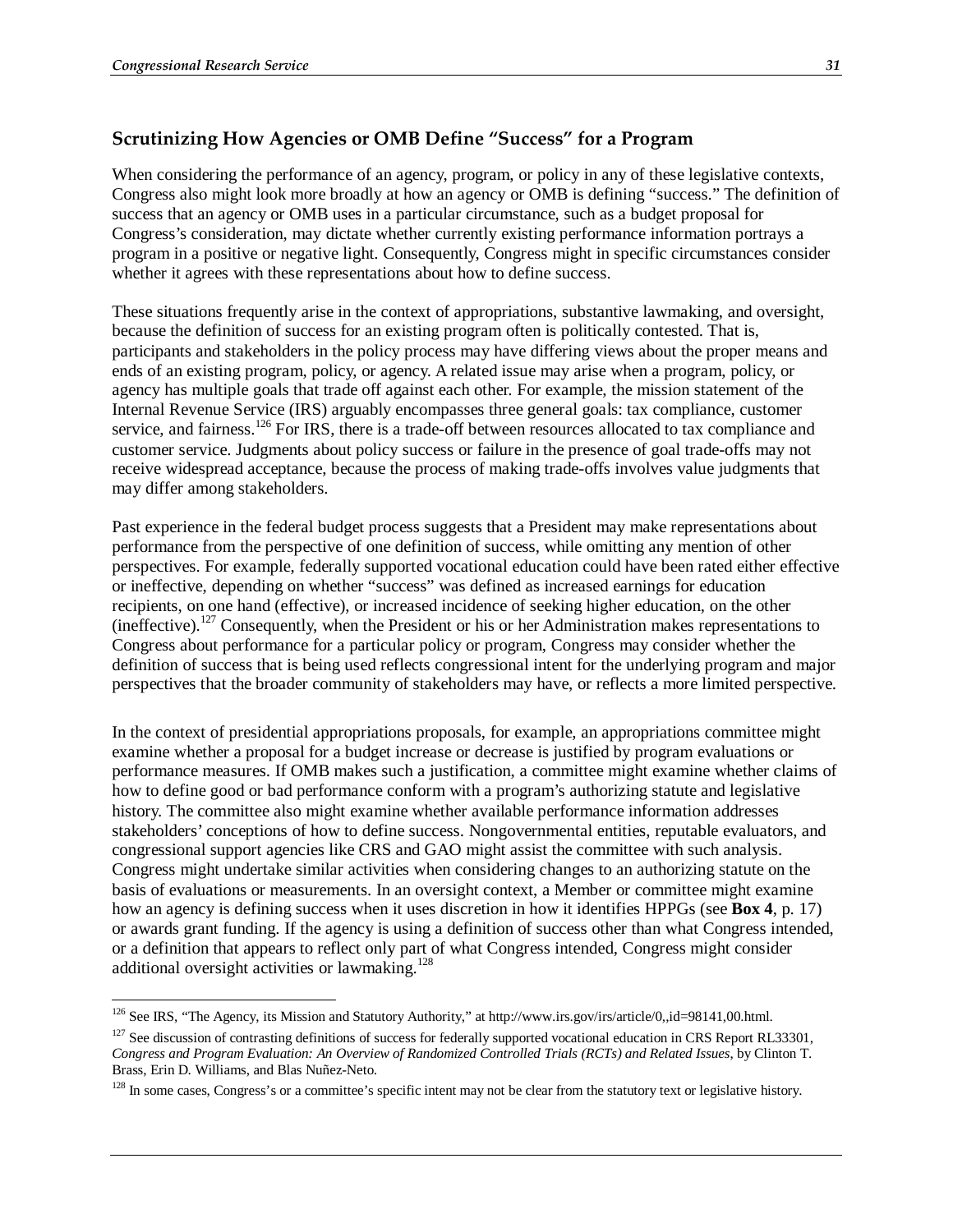## Scrutinizing How Agencies or OMB Define "Success" for a Program

When considering the performance of an agency, program, or policy in any of these legislative contexts, Congress also might look more broadly at how an agency or OMB is defining "success." The definition of success that an agency or OMB uses in a particular circumstance, such as a budget proposal for Congress's consideration, may dictate whether currently existing performance information portrays a program in a positive or negative light. Consequently, Congress might in specific circumstances consider whether it agrees with these representations about how to define success.

These situations frequently arise in the context of appropriations, substantive lawmaking, and oversight, because the definition of success for an existing program often is politically contested. That is, participants and stakeholders in the policy process may have differing views about the proper means and ends of an existing program, policy, or agency. A related issue may arise when a program, policy, or agency has multiple goals that trade off against each other. For example, the mission statement of the Internal Revenue Service (IRS) arguably encompasses three general goals: tax compliance, customer service, and fairness.[126] For IRS, there is a trade-off between resources allocated to tax compliance and customer service. Judgments about policy success or failure in the presence of goal trade-offs may not receive widespread acceptance, because the process of making trade-offs involves value judgments that may differ among stakeholders.

Past experience in the federal budget process suggests that a President may make representations about performance from the perspective of one definition of success, while omitting any mention of other perspectives. For example, federally supported vocational education could have been rated either effective or ineffective, depending on whether "success" was defined as increased earnings for education recipients, on one hand (effective), or increased incidence of seeking higher education, on the other (ineffective).[127] Consequently, when the President or his or her Administration makes representations to Congress about performance for a particular policy or program, Congress may consider whether the definition of success that is being used reflects congressional intent for the underlying program and major perspectives that the broader community of stakeholders may have, or reflects a more limited perspective.

In the context of presidential appropriations proposals, for example, an appropriations committee might examine whether a proposal for a budget increase or decrease is justified by program evaluations or performance measures. If OMB makes such a justification, a committee might examine whether claims of how to define good or bad performance conform with a program's authorizing statute and legislative history. The committee also might examine whether available performance information addresses stakeholders' conceptions of how to define success. Nongovernmental entities, reputable evaluators, and congressional support agencies like CRS and GAO might assist the committee with such analysis. Congress might undertake similar activities when considering changes to an authorizing statute on the basis of evaluations or measurements. In an oversight context, a Member or committee might examine how an agency is defining success when it uses discretion in how it identifies HPPGs (see **Box 4**, p. 17) or awards grant funding. If the agency is using a definition of success other than what Congress intended, or a definition that appears to reflect only part of what Congress intended, Congress might consider additional oversight activities or lawmaking.[128]

---

[126] See IRS, "The Agency, its Mission and Statutory Authority," at http://www.irs.gov/irs/article/0,,id=98141,00.html.

[127] See discussion of contrasting definitions of success for federally supported vocational education in CRS Report RL33301, *Congress and Program Evaluation: An Overview of Randomized Controlled Trials (RCTs) and Related Issues*, by Clinton T. Brass, Erin D. Williams, and Blas Nuñez-Neto.

[128] In some cases, Congress's or a committee's specific intent may not be clear from the statutory text or legislative history.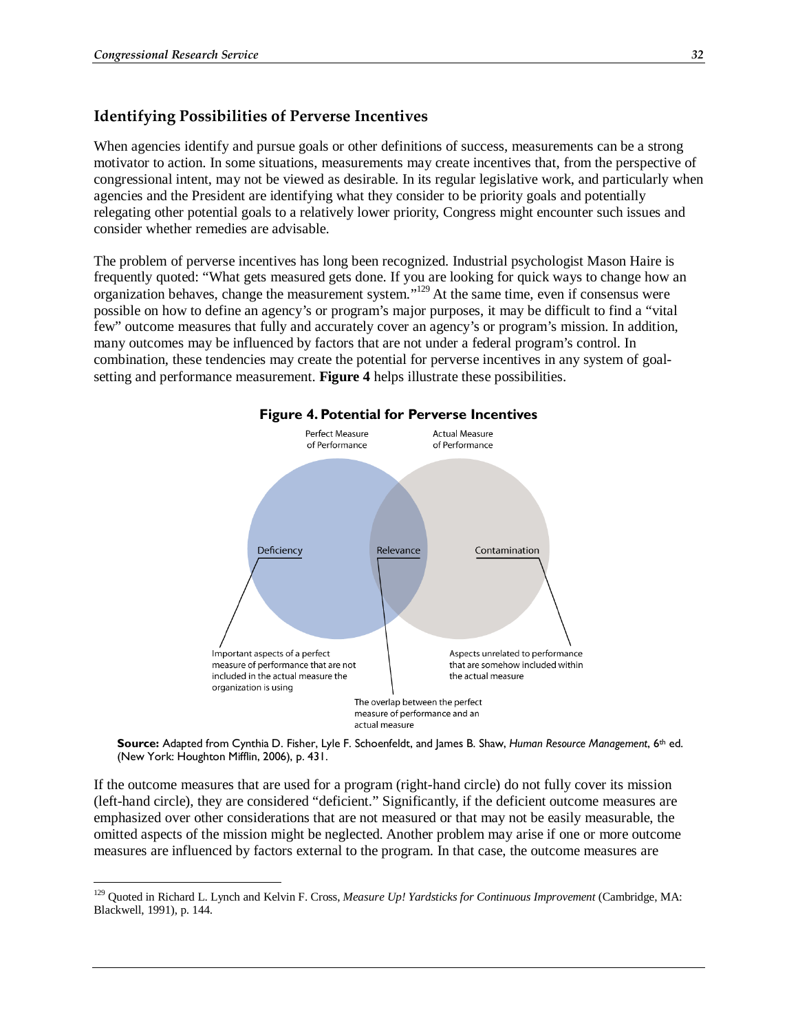### Identifying Possibilities of Perverse Incentives

When agencies identify and pursue goals or other definitions of success, measurements can be a strong motivator to action. In some situations, measurements may create incentives that, from the perspective of congressional intent, may not be viewed as desirable. In its regular legislative work, and particularly when agencies and the President are identifying what they consider to be priority goals and potentially relegating other potential goals to a relatively lower priority, Congress might encounter such issues and consider whether remedies are advisable.

The problem of perverse incentives has long been recognized. Industrial psychologist Mason Haire is frequently quoted: "What gets measured gets done. If you are looking for quick ways to change how an organization behaves, change the measurement system."[129] At the same time, even if consensus were possible on how to define an agency's or program's major purposes, it may be difficult to find a "vital few" outcome measures that fully and accurately cover an agency's or program's mission. In addition, many outcomes may be influenced by factors that are not under a federal program's control. In combination, these tendencies may create the potential for perverse incentives in any system of goal-setting and performance measurement. **Figure 4** helps illustrate these possibilities.

**Figure 4. Potential for Perverse Incentives**

Perfect Measure of Performance | Actual Measure of Performance

Deficiency: Important aspects of a perfect measure of performance that are not included in the actual measure the organization is using

Relevance: The overlap between the perfect measure of performance and an actual measure

Contamination: Aspects unrelated to performance that are somehow included within the actual measure

**Source:** Adapted from Cynthia D. Fisher, Lyle F. Schoenfeldt, and James B. Shaw, *Human Resource Management*, 6th ed. (New York: Houghton Mifflin, 2006), p. 431.

If the outcome measures that are used for a program (right-hand circle) do not fully cover its mission (left-hand circle), they are considered "deficient." Significantly, if the deficient outcome measures are emphasized over other considerations that are not measured or that may not be easily measurable, the omitted aspects of the mission might be neglected. Another problem may arise if one or more outcome measures are influenced by factors external to the program. In that case, the outcome measures are

---

[129] Quoted in Richard L. Lynch and Kelvin F. Cross, *Measure Up! Yardsticks for Continuous Improvement* (Cambridge, MA: Blackwell, 1991), p. 144.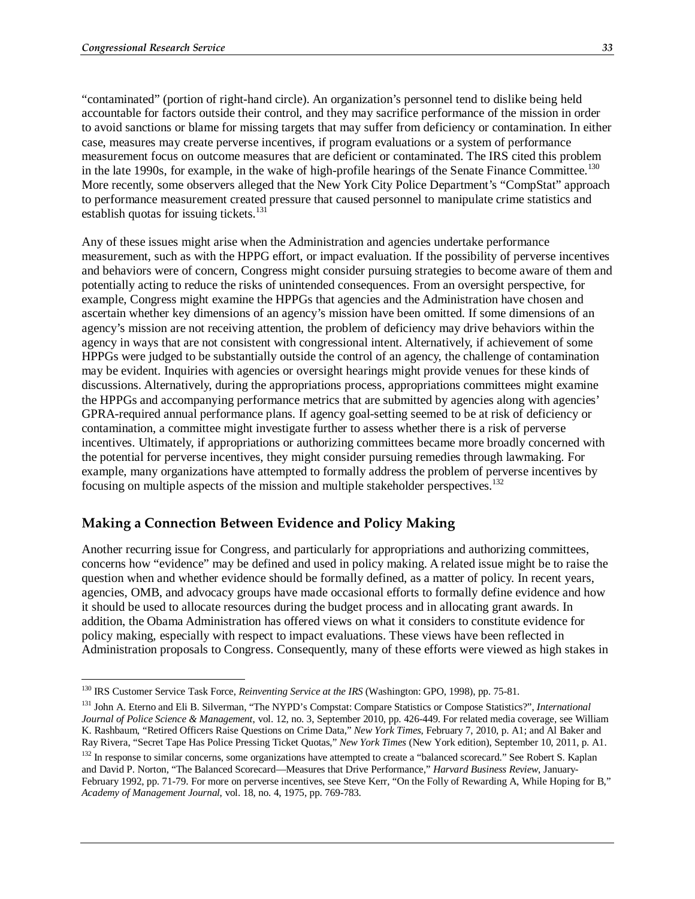"contaminated" (portion of right-hand circle). An organization's personnel tend to dislike being held accountable for factors outside their control, and they may sacrifice performance of the mission in order to avoid sanctions or blame for missing targets that may suffer from deficiency or contamination. In either case, measures may create perverse incentives, if program evaluations or a system of performance measurement focus on outcome measures that are deficient or contaminated. The IRS cited this problem in the late 1990s, for example, in the wake of high-profile hearings of the Senate Finance Committee.[130] More recently, some observers alleged that the New York City Police Department's "CompStat" approach to performance measurement created pressure that caused personnel to manipulate crime statistics and establish quotas for issuing tickets.[131]

Any of these issues might arise when the Administration and agencies undertake performance measurement, such as with the HPPG effort, or impact evaluation. If the possibility of perverse incentives and behaviors were of concern, Congress might consider pursuing strategies to become aware of them and potentially acting to reduce the risks of unintended consequences. From an oversight perspective, for example, Congress might examine the HPPGs that agencies and the Administration have chosen and ascertain whether key dimensions of an agency's mission have been omitted. If some dimensions of an agency's mission are not receiving attention, the problem of deficiency may drive behaviors within the agency in ways that are not consistent with congressional intent. Alternatively, if achievement of some HPPGs were judged to be substantially outside the control of an agency, the challenge of contamination may be evident. Inquiries with agencies or oversight hearings might provide venues for these kinds of discussions. Alternatively, during the appropriations process, appropriations committees might examine the HPPGs and accompanying performance metrics that are submitted by agencies along with agencies' GPRA-required annual performance plans. If agency goal-setting seemed to be at risk of deficiency or contamination, a committee might investigate further to assess whether there is a risk of perverse incentives. Ultimately, if appropriations or authorizing committees became more broadly concerned with the potential for perverse incentives, they might consider pursuing remedies through lawmaking. For example, many organizations have attempted to formally address the problem of perverse incentives by focusing on multiple aspects of the mission and multiple stakeholder perspectives.[132]

## Making a Connection Between Evidence and Policy Making

Another recurring issue for Congress, and particularly for appropriations and authorizing committees, concerns how "evidence" may be defined and used in policy making. A related issue might be to raise the question when and whether evidence should be formally defined, as a matter of policy. In recent years, agencies, OMB, and advocacy groups have made occasional efforts to formally define evidence and how it should be used to allocate resources during the budget process and in allocating grant awards. In addition, the Obama Administration has offered views on what it considers to constitute evidence for policy making, especially with respect to impact evaluations. These views have been reflected in Administration proposals to Congress. Consequently, many of these efforts were viewed as high stakes in

---

[130] IRS Customer Service Task Force, *Reinventing Service at the IRS* (Washington: GPO, 1998), pp. 75-81.

[131] John A. Eterno and Eli B. Silverman, "The NYPD's Compstat: Compare Statistics or Compose Statistics?", *International Journal of Police Science & Management*, vol. 12, no. 3, September 2010, pp. 426-449. For related media coverage, see William K. Rashbaum, "Retired Officers Raise Questions on Crime Data," *New York Times*, February 7, 2010, p. A1; and Al Baker and Ray Rivera, "Secret Tape Has Police Pressing Ticket Quotas," *New York Times* (New York edition), September 10, 2011, p. A1.

[132] In response to similar concerns, some organizations have attempted to create a "balanced scorecard." See Robert S. Kaplan and David P. Norton, "The Balanced Scorecard—Measures that Drive Performance," *Harvard Business Review*, January-February 1992, pp. 71-79. For more on perverse incentives, see Steve Kerr, "On the Folly of Rewarding A, While Hoping for B," *Academy of Management Journal*, vol. 18, no. 4, 1975, pp. 769-783.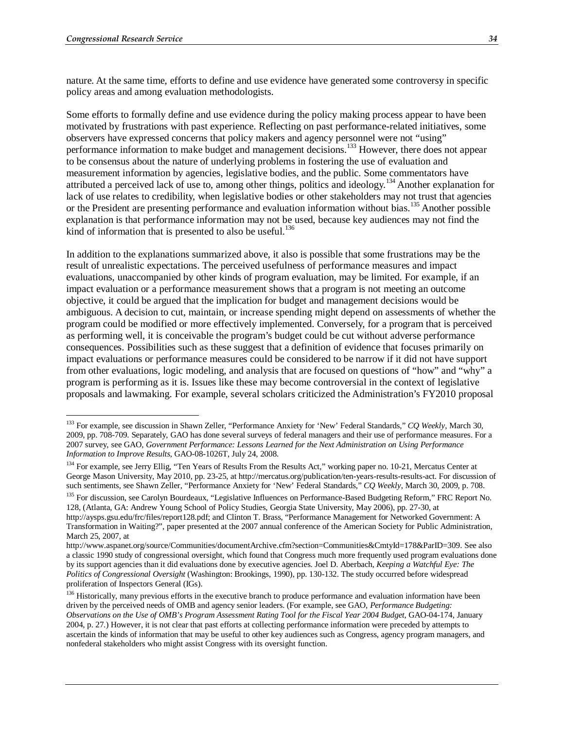nature. At the same time, efforts to define and use evidence have generated some controversy in specific policy areas and among evaluation methodologists.

Some efforts to formally define and use evidence during the policy making process appear to have been motivated by frustrations with past experience. Reflecting on past performance-related initiatives, some observers have expressed concerns that policy makers and agency personnel were not "using" performance information to make budget and management decisions.[133] However, there does not appear to be consensus about the nature of underlying problems in fostering the use of evaluation and measurement information by agencies, legislative bodies, and the public. Some commentators have attributed a perceived lack of use to, among other things, politics and ideology.[134] Another explanation for lack of use relates to credibility, when legislative bodies or other stakeholders may not trust that agencies or the President are presenting performance and evaluation information without bias.[135] Another possible explanation is that performance information may not be used, because key audiences may not find the kind of information that is presented to also be useful.[136]

In addition to the explanations summarized above, it also is possible that some frustrations may be the result of unrealistic expectations. The perceived usefulness of performance measures and impact evaluations, unaccompanied by other kinds of program evaluation, may be limited. For example, if an impact evaluation or a performance measurement shows that a program is not meeting an outcome objective, it could be argued that the implication for budget and management decisions would be ambiguous. A decision to cut, maintain, or increase spending might depend on assessments of whether the program could be modified or more effectively implemented. Conversely, for a program that is perceived as performing well, it is conceivable the program's budget could be cut without adverse performance consequences. Possibilities such as these suggest that a definition of evidence that focuses primarily on impact evaluations or performance measures could be considered to be narrow if it did not have support from other evaluations, logic modeling, and analysis that are focused on questions of "how" and "why" a program is performing as it is. Issues like these may become controversial in the context of legislative proposals and lawmaking. For example, several scholars criticized the Administration's FY2010 proposal

---

[133] For example, see discussion in Shawn Zeller, "Performance Anxiety for 'New' Federal Standards," *CQ Weekly*, March 30, 2009, pp. 708-709. Separately, GAO has done several surveys of federal managers and their use of performance measures. For a 2007 survey, see GAO, *Government Performance: Lessons Learned for the Next Administration on Using Performance Information to Improve Results*, GAO-08-1026T, July 24, 2008.

[134] For example, see Jerry Ellig, "Ten Years of Results From the Results Act," working paper no. 10-21, Mercatus Center at George Mason University, May 2010, pp. 23-25, at http://mercatus.org/publication/ten-years-results-results-act. For discussion of such sentiments, see Shawn Zeller, "Performance Anxiety for 'New' Federal Standards," *CQ Weekly*, March 30, 2009, p. 708.

[135] For discussion, see Carolyn Bourdeaux, "Legislative Influences on Performance-Based Budgeting Reform," FRC Report No. 128, (Atlanta, GA: Andrew Young School of Policy Studies, Georgia State University, May 2006), pp. 27-30, at http://aysps.gsu.edu/frc/files/report128.pdf; and Clinton T. Brass, "Performance Management for Networked Government: A Transformation in Waiting?", paper presented at the 2007 annual conference of the American Society for Public Administration, March 25, 2007, at http://www.aspanet.org/source/Communities/documentArchive.cfm?section=Communities&CmtyId=178&ParID=309. See also a classic 1990 study of congressional oversight, which found that Congress much more frequently used program evaluations done by its support agencies than it did evaluations done by executive agencies. Joel D. Aberbach, *Keeping a Watchful Eye: The Politics of Congressional Oversight* (Washington: Brookings, 1990), pp. 130-132. The study occurred before widespread proliferation of Inspectors General (IGs).

[136] Historically, many previous efforts in the executive branch to produce performance and evaluation information have been driven by the perceived needs of OMB and agency senior leaders. (For example, see GAO, *Performance Budgeting: Observations on the Use of OMB's Program Assessment Rating Tool for the Fiscal Year 2004 Budget*, GAO-04-174, January 2004, p. 27.) However, it is not clear that past efforts at collecting performance information were preceded by attempts to ascertain the kinds of information that may be useful to other key audiences such as Congress, agency program managers, and nonfederal stakeholders who might assist Congress with its oversight function.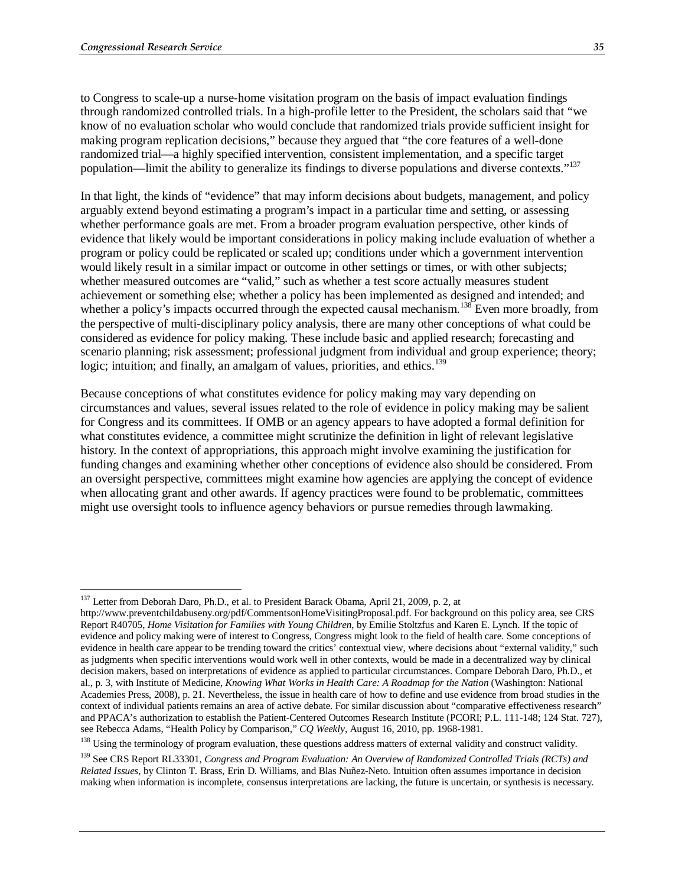to Congress to scale-up a nurse-home visitation program on the basis of impact evaluation findings through randomized controlled trials. In a high-profile letter to the President, the scholars said that "we know of no evaluation scholar who would conclude that randomized trials provide sufficient insight for making program replication decisions," because they argued that "the core features of a well-done randomized trial—a highly specified intervention, consistent implementation, and a specific target population—limit the ability to generalize its findings to diverse populations and diverse contexts."[137]

In that light, the kinds of "evidence" that may inform decisions about budgets, management, and policy arguably extend beyond estimating a program's impact in a particular time and setting, or assessing whether performance goals are met. From a broader program evaluation perspective, other kinds of evidence that likely would be important considerations in policy making include evaluation of whether a program or policy could be replicated or scaled up; conditions under which a government intervention would likely result in a similar impact or outcome in other settings or times, or with other subjects; whether measured outcomes are "valid," such as whether a test score actually measures student achievement or something else; whether a policy has been implemented as designed and intended; and whether a policy's impacts occurred through the expected causal mechanism.[138] Even more broadly, from the perspective of multi-disciplinary policy analysis, there are many other conceptions of what could be considered as evidence for policy making. These include basic and applied research; forecasting and scenario planning; risk assessment; professional judgment from individual and group experience; theory; logic; intuition; and finally, an amalgam of values, priorities, and ethics.[139]

Because conceptions of what constitutes evidence for policy making may vary depending on circumstances and values, several issues related to the role of evidence in policy making may be salient for Congress and its committees. If OMB or an agency appears to have adopted a formal definition for what constitutes evidence, a committee might scrutinize the definition in light of relevant legislative history. In the context of appropriations, this approach might involve examining the justification for funding changes and examining whether other conceptions of evidence also should be considered. From an oversight perspective, committees might examine how agencies are applying the concept of evidence when allocating grant and other awards. If agency practices were found to be problematic, committees might use oversight tools to influence agency behaviors or pursue remedies through lawmaking.

---

[137] Letter from Deborah Daro, Ph.D., et al. to President Barack Obama, April 21, 2009, p. 2, at http://www.preventchildabuseny.org/pdf/CommentsonHomeVisitingProposal.pdf. For background on this policy area, see CRS Report R40705, *Home Visitation for Families with Young Children*, by Emilie Stoltzfus and Karen E. Lynch. If the topic of evidence and policy making were of interest to Congress, Congress might look to the field of health care. Some conceptions of evidence in health care appear to be trending toward the critics' contextual view, where decisions about "external validity," such as judgments when specific interventions would work well in other contexts, would be made in a decentralized way by clinical decision makers, based on interpretations of evidence as applied to particular circumstances. Compare Deborah Daro, Ph.D., et al., p. 3, with Institute of Medicine, *Knowing What Works in Health Care: A Roadmap for the Nation* (Washington: National Academies Press, 2008), p. 21. Nevertheless, the issue in health care of how to define and use evidence from broad studies in the context of individual patients remains an area of active debate. For similar discussion about "comparative effectiveness research" and PPACA's authorization to establish the Patient-Centered Outcomes Research Institute (PCORI; P.L. 111-148; 124 Stat. 727), see Rebecca Adams, "Health Policy by Comparison," *CQ Weekly*, August 16, 2010, pp. 1968-1981.

[138] Using the terminology of program evaluation, these questions address matters of external validity and construct validity.

[139] See CRS Report RL33301, *Congress and Program Evaluation: An Overview of Randomized Controlled Trials (RCTs) and Related Issues*, by Clinton T. Brass, Erin D. Williams, and Blas Nuñez-Neto. Intuition often assumes importance in decision making when information is incomplete, consensus interpretations are lacking, the future is uncertain, or synthesis is necessary.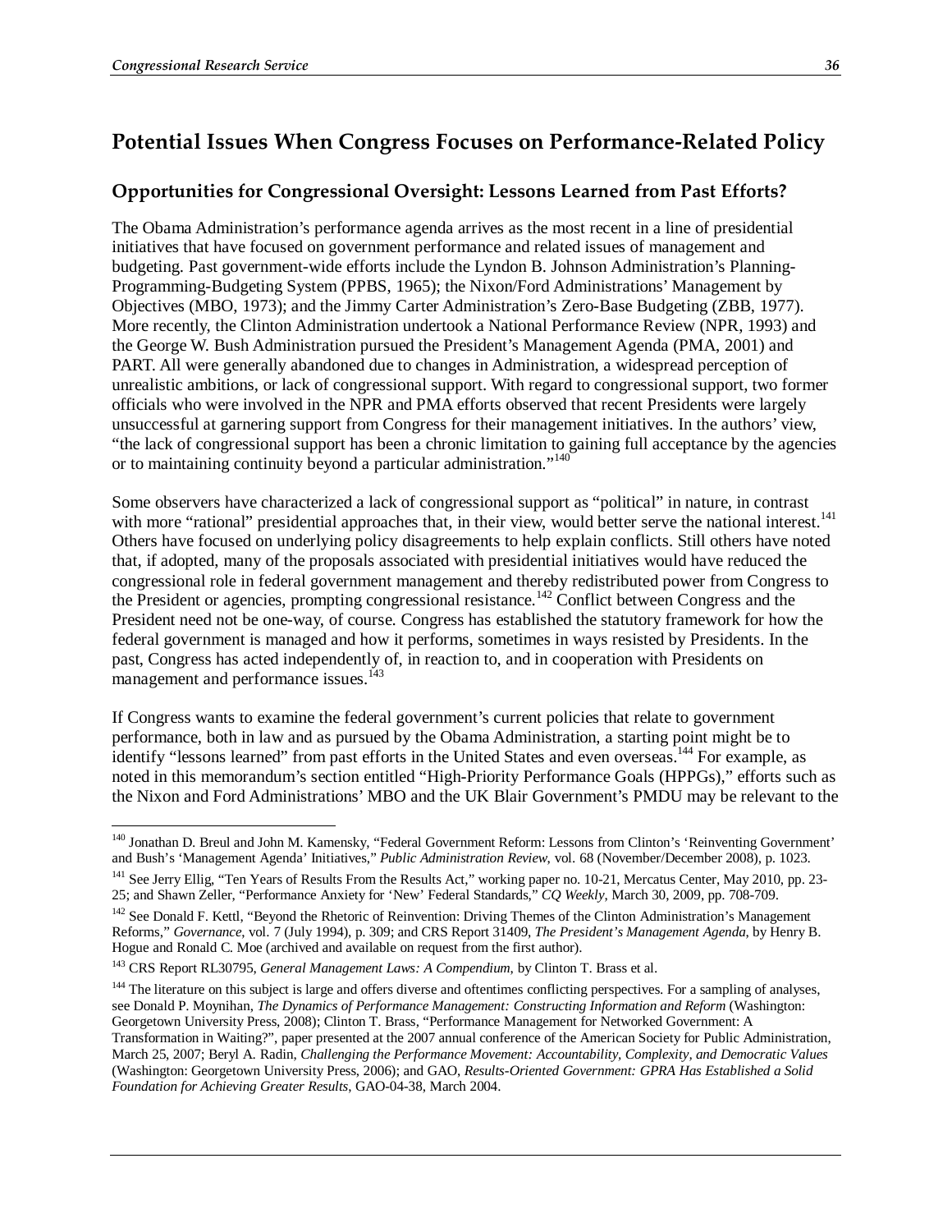## Potential Issues When Congress Focuses on Performance-Related Policy

### Opportunities for Congressional Oversight: Lessons Learned from Past Efforts?

The Obama Administration's performance agenda arrives as the most recent in a line of presidential initiatives that have focused on government performance and related issues of management and budgeting. Past government-wide efforts include the Lyndon B. Johnson Administration's Planning-Programming-Budgeting System (PPBS, 1965); the Nixon/Ford Administrations' Management by Objectives (MBO, 1973); and the Jimmy Carter Administration's Zero-Base Budgeting (ZBB, 1977). More recently, the Clinton Administration undertook a National Performance Review (NPR, 1993) and the George W. Bush Administration pursued the President's Management Agenda (PMA, 2001) and PART. All were generally abandoned due to changes in Administration, a widespread perception of unrealistic ambitions, or lack of congressional support. With regard to congressional support, two former officials who were involved in the NPR and PMA efforts observed that recent Presidents were largely unsuccessful at garnering support from Congress for their management initiatives. In the authors' view, "the lack of congressional support has been a chronic limitation to gaining full acceptance by the agencies or to maintaining continuity beyond a particular administration."[140]

Some observers have characterized a lack of congressional support as "political" in nature, in contrast with more "rational" presidential approaches that, in their view, would better serve the national interest.[141] Others have focused on underlying policy disagreements to help explain conflicts. Still others have noted that, if adopted, many of the proposals associated with presidential initiatives would have reduced the congressional role in federal government management and thereby redistributed power from Congress to the President or agencies, prompting congressional resistance.[142] Conflict between Congress and the President need not be one-way, of course. Congress has established the statutory framework for how the federal government is managed and how it performs, sometimes in ways resisted by Presidents. In the past, Congress has acted independently of, in reaction to, and in cooperation with Presidents on management and performance issues.[143]

If Congress wants to examine the federal government's current policies that relate to government performance, both in law and as pursued by the Obama Administration, a starting point might be to identify "lessons learned" from past efforts in the United States and even overseas.[144] For example, as noted in this memorandum's section entitled "High-Priority Performance Goals (HPPGs)," efforts such as the Nixon and Ford Administrations' MBO and the UK Blair Government's PMDU may be relevant to the

---

[140] Jonathan D. Breul and John M. Kamensky, "Federal Government Reform: Lessons from Clinton's 'Reinventing Government' and Bush's 'Management Agenda' Initiatives," *Public Administration Review*, vol. 68 (November/December 2008), p. 1023.

[141] See Jerry Ellig, "Ten Years of Results From the Results Act," working paper no. 10-21, Mercatus Center, May 2010, pp. 23-25; and Shawn Zeller, "Performance Anxiety for 'New' Federal Standards," *CQ Weekly*, March 30, 2009, pp. 708-709.

[142] See Donald F. Kettl, "Beyond the Rhetoric of Reinvention: Driving Themes of the Clinton Administration's Management Reforms," *Governance*, vol. 7 (July 1994), p. 309; and CRS Report 31409, *The President's Management Agenda*, by Henry B. Hogue and Ronald C. Moe (archived and available on request from the first author).

[143] CRS Report RL30795, *General Management Laws: A Compendium*, by Clinton T. Brass et al.

[144] The literature on this subject is large and offers diverse and oftentimes conflicting perspectives. For a sampling of analyses, see Donald P. Moynihan, *The Dynamics of Performance Management: Constructing Information and Reform* (Washington: Georgetown University Press, 2008); Clinton T. Brass, "Performance Management for Networked Government: A Transformation in Waiting?", paper presented at the 2007 annual conference of the American Society for Public Administration, March 25, 2007; Beryl A. Radin, *Challenging the Performance Movement: Accountability, Complexity, and Democratic Values* (Washington: Georgetown University Press, 2006); and GAO, *Results-Oriented Government: GPRA Has Established a Solid Foundation for Achieving Greater Results*, GAO-04-38, March 2004.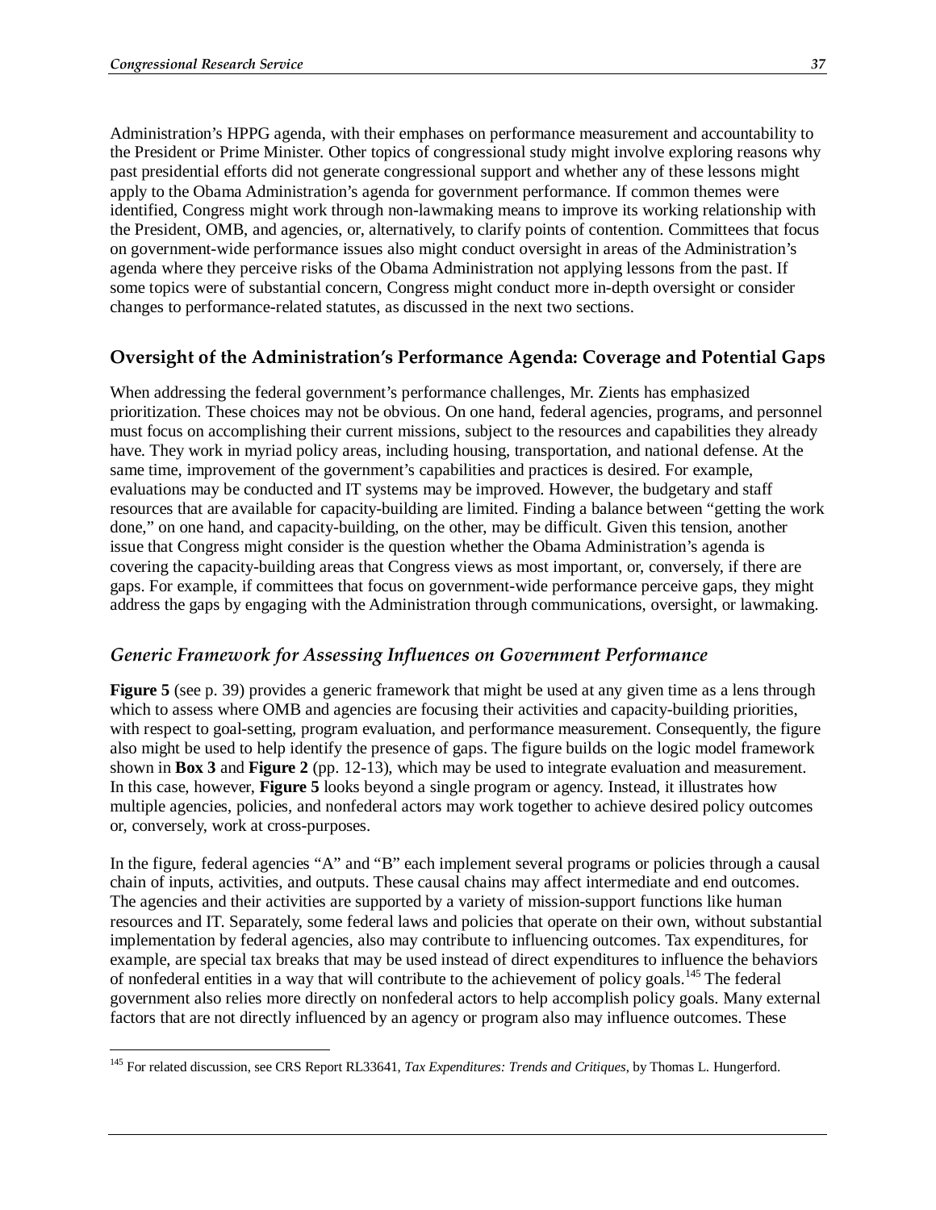Administration's HPPG agenda, with their emphases on performance measurement and accountability to the President or Prime Minister. Other topics of congressional study might involve exploring reasons why past presidential efforts did not generate congressional support and whether any of these lessons might apply to the Obama Administration's agenda for government performance. If common themes were identified, Congress might work through non-lawmaking means to improve its working relationship with the President, OMB, and agencies, or, alternatively, to clarify points of contention. Committees that focus on government-wide performance issues also might conduct oversight in areas of the Administration's agenda where they perceive risks of the Obama Administration not applying lessons from the past. If some topics were of substantial concern, Congress might conduct more in-depth oversight or consider changes to performance-related statutes, as discussed in the next two sections.

## Oversight of the Administration's Performance Agenda: Coverage and Potential Gaps

When addressing the federal government's performance challenges, Mr. Zients has emphasized prioritization. These choices may not be obvious. On one hand, federal agencies, programs, and personnel must focus on accomplishing their current missions, subject to the resources and capabilities they already have. They work in myriad policy areas, including housing, transportation, and national defense. At the same time, improvement of the government's capabilities and practices is desired. For example, evaluations may be conducted and IT systems may be improved. However, the budgetary and staff resources that are available for capacity-building are limited. Finding a balance between "getting the work done," on one hand, and capacity-building, on the other, may be difficult. Given this tension, another issue that Congress might consider is the question whether the Obama Administration's agenda is covering the capacity-building areas that Congress views as most important, or, conversely, if there are gaps. For example, if committees that focus on government-wide performance perceive gaps, they might address the gaps by engaging with the Administration through communications, oversight, or lawmaking.

### *Generic Framework for Assessing Influences on Government Performance*

**Figure 5** (see p. 39) provides a generic framework that might be used at any given time as a lens through which to assess where OMB and agencies are focusing their activities and capacity-building priorities, with respect to goal-setting, program evaluation, and performance measurement. Consequently, the figure also might be used to help identify the presence of gaps. The figure builds on the logic model framework shown in **Box 3** and **Figure 2** (pp. 12-13), which may be used to integrate evaluation and measurement. In this case, however, **Figure 5** looks beyond a single program or agency. Instead, it illustrates how multiple agencies, policies, and nonfederal actors may work together to achieve desired policy outcomes or, conversely, work at cross-purposes.

In the figure, federal agencies "A" and "B" each implement several programs or policies through a causal chain of inputs, activities, and outputs. These causal chains may affect intermediate and end outcomes. The agencies and their activities are supported by a variety of mission-support functions like human resources and IT. Separately, some federal laws and policies that operate on their own, without substantial implementation by federal agencies, also may contribute to influencing outcomes. Tax expenditures, for example, are special tax breaks that may be used instead of direct expenditures to influence the behaviors of nonfederal entities in a way that will contribute to the achievement of policy goals.[145] The federal government also relies more directly on nonfederal actors to help accomplish policy goals. Many external factors that are not directly influenced by an agency or program also may influence outcomes. These

---

[145] For related discussion, see CRS Report RL33641, *Tax Expenditures: Trends and Critiques*, by Thomas L. Hungerford.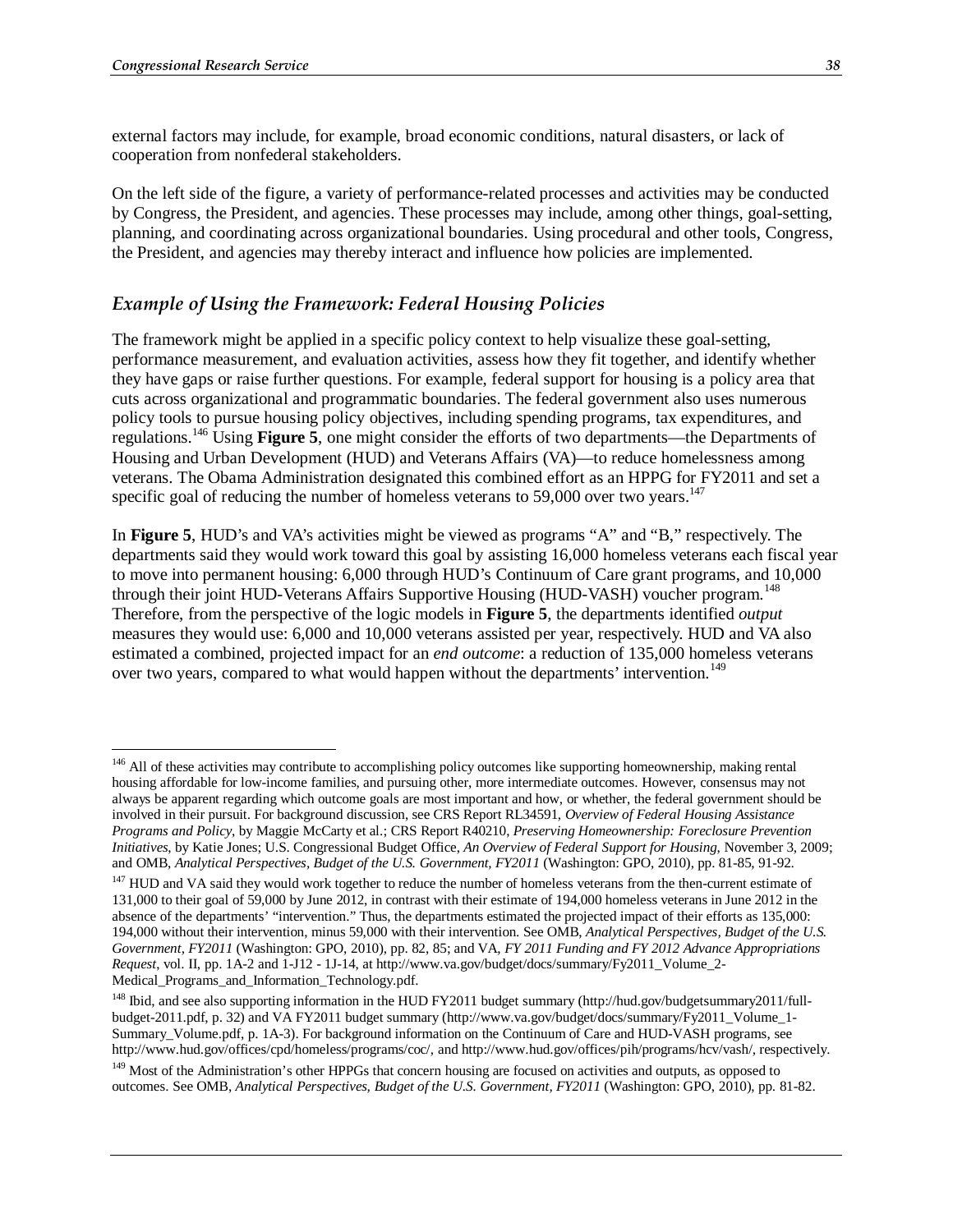external factors may include, for example, broad economic conditions, natural disasters, or lack of cooperation from nonfederal stakeholders.

On the left side of the figure, a variety of performance-related processes and activities may be conducted by Congress, the President, and agencies. These processes may include, among other things, goal-setting, planning, and coordinating across organizational boundaries. Using procedural and other tools, Congress, the President, and agencies may thereby interact and influence how policies are implemented.

### *Example of Using the Framework: Federal Housing Policies*

The framework might be applied in a specific policy context to help visualize these goal-setting, performance measurement, and evaluation activities, assess how they fit together, and identify whether they have gaps or raise further questions. For example, federal support for housing is a policy area that cuts across organizational and programmatic boundaries. The federal government also uses numerous policy tools to pursue housing policy objectives, including spending programs, tax expenditures, and regulations.[146] Using **Figure 5**, one might consider the efforts of two departments—the Departments of Housing and Urban Development (HUD) and Veterans Affairs (VA)—to reduce homelessness among veterans. The Obama Administration designated this combined effort as an HPPG for FY2011 and set a specific goal of reducing the number of homeless veterans to 59,000 over two years.[147]

In **Figure 5**, HUD's and VA's activities might be viewed as programs "A" and "B," respectively. The departments said they would work toward this goal by assisting 16,000 homeless veterans each fiscal year to move into permanent housing: 6,000 through HUD's Continuum of Care grant programs, and 10,000 through their joint HUD-Veterans Affairs Supportive Housing (HUD-VASH) voucher program.[148] Therefore, from the perspective of the logic models in **Figure 5**, the departments identified *output* measures they would use: 6,000 and 10,000 veterans assisted per year, respectively. HUD and VA also estimated a combined, projected impact for an *end outcome*: a reduction of 135,000 homeless veterans over two years, compared to what would happen without the departments' intervention.[149]

---

[146] All of these activities may contribute to accomplishing policy outcomes like supporting homeownership, making rental housing affordable for low-income families, and pursuing other, more intermediate outcomes. However, consensus may not always be apparent regarding which outcome goals are most important and how, or whether, the federal government should be involved in their pursuit. For background discussion, see CRS Report RL34591, *Overview of Federal Housing Assistance Programs and Policy*, by Maggie McCarty et al.; CRS Report R40210, *Preserving Homeownership: Foreclosure Prevention Initiatives*, by Katie Jones; U.S. Congressional Budget Office, *An Overview of Federal Support for Housing*, November 3, 2009; and OMB, *Analytical Perspectives, Budget of the U.S. Government, FY2011* (Washington: GPO, 2010), pp. 81-85, 91-92.

[147] HUD and VA said they would work together to reduce the number of homeless veterans from the then-current estimate of 131,000 to their goal of 59,000 by June 2012, in contrast with their estimate of 194,000 homeless veterans in June 2012 in the absence of the departments' "intervention." Thus, the departments estimated the projected impact of their efforts as 135,000: 194,000 without their intervention, minus 59,000 with their intervention. See OMB, *Analytical Perspectives, Budget of the U.S. Government, FY2011* (Washington: GPO, 2010), pp. 82, 85; and VA, *FY 2011 Funding and FY 2012 Advance Appropriations Request*, vol. II, pp. 1A-2 and 1-J12 - 1J-14, at http://www.va.gov/budget/docs/summary/Fy2011_Volume_2-Medical_Programs_and_Information_Technology.pdf.

[148] Ibid, and see also supporting information in the HUD FY2011 budget summary (http://hud.gov/budgetsummary2011/full-budget-2011.pdf, p. 32) and VA FY2011 budget summary (http://www.va.gov/budget/docs/summary/Fy2011_Volume_1-Summary_Volume.pdf, p. 1A-3). For background information on the Continuum of Care and HUD-VASH programs, see http://www.hud.gov/offices/cpd/homeless/programs/coc/, and http://www.hud.gov/offices/pih/programs/hcv/vash/, respectively.

[149] Most of the Administration's other HPPGs that concern housing are focused on activities and outputs, as opposed to outcomes. See OMB, *Analytical Perspectives, Budget of the U.S. Government, FY2011* (Washington: GPO, 2010), pp. 81-82.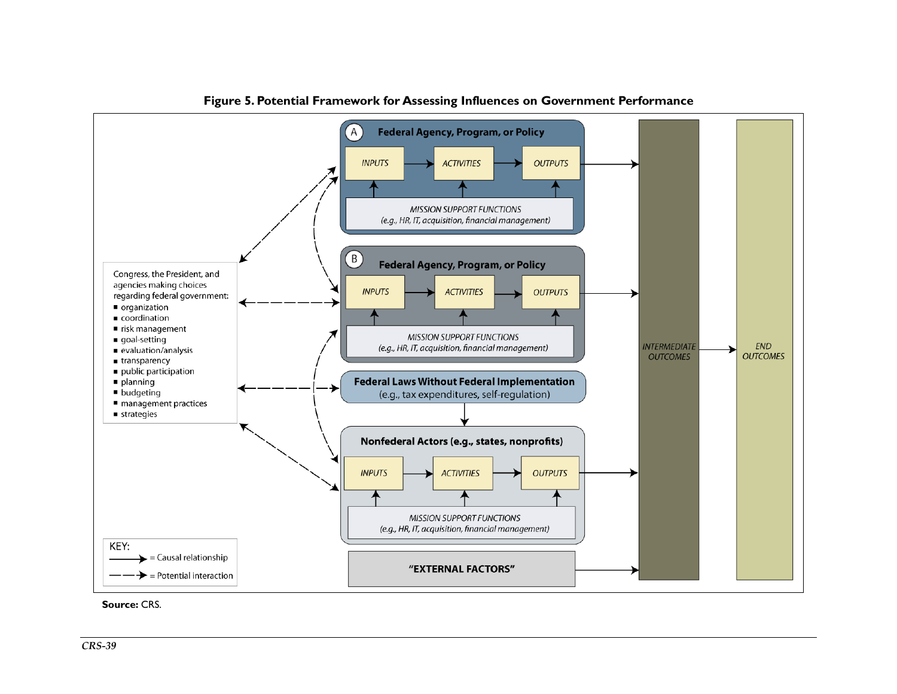**Figure 5. Potential Framework for Assessing Influences on Government Performance**

Congress, the President, and agencies making choices regarding federal government:

- organization
- coordination
- risk management
- goal-setting
- evaluation/analysis
- transparency
- public participation
- planning
- budgeting
- management practices
- strategies

**(A) Federal Agency, Program, or Policy**

INPUTS → ACTIVITIES → OUTPUTS

MISSION SUPPORT FUNCTIONS (e.g., HR, IT, acquisition, financial management)

**(B) Federal Agency, Program, or Policy**

INPUTS → ACTIVITIES → OUTPUTS

MISSION SUPPORT FUNCTIONS (e.g., HR, IT, acquisition, financial management)

**Federal Laws Without Federal Implementation** (e.g., tax expenditures, self-regulation)

**Nonfederal Actors (e.g., states, nonprofits)**

INPUTS → ACTIVITIES → OUTPUTS

MISSION SUPPORT FUNCTIONS (e.g., HR, IT, acquisition, financial management)

**"EXTERNAL FACTORS"**

INTERMEDIATE OUTCOMES → END OUTCOMES

KEY:
- ——→ = Causal relationship
- – – → = Potential interaction

**Source:** CRS.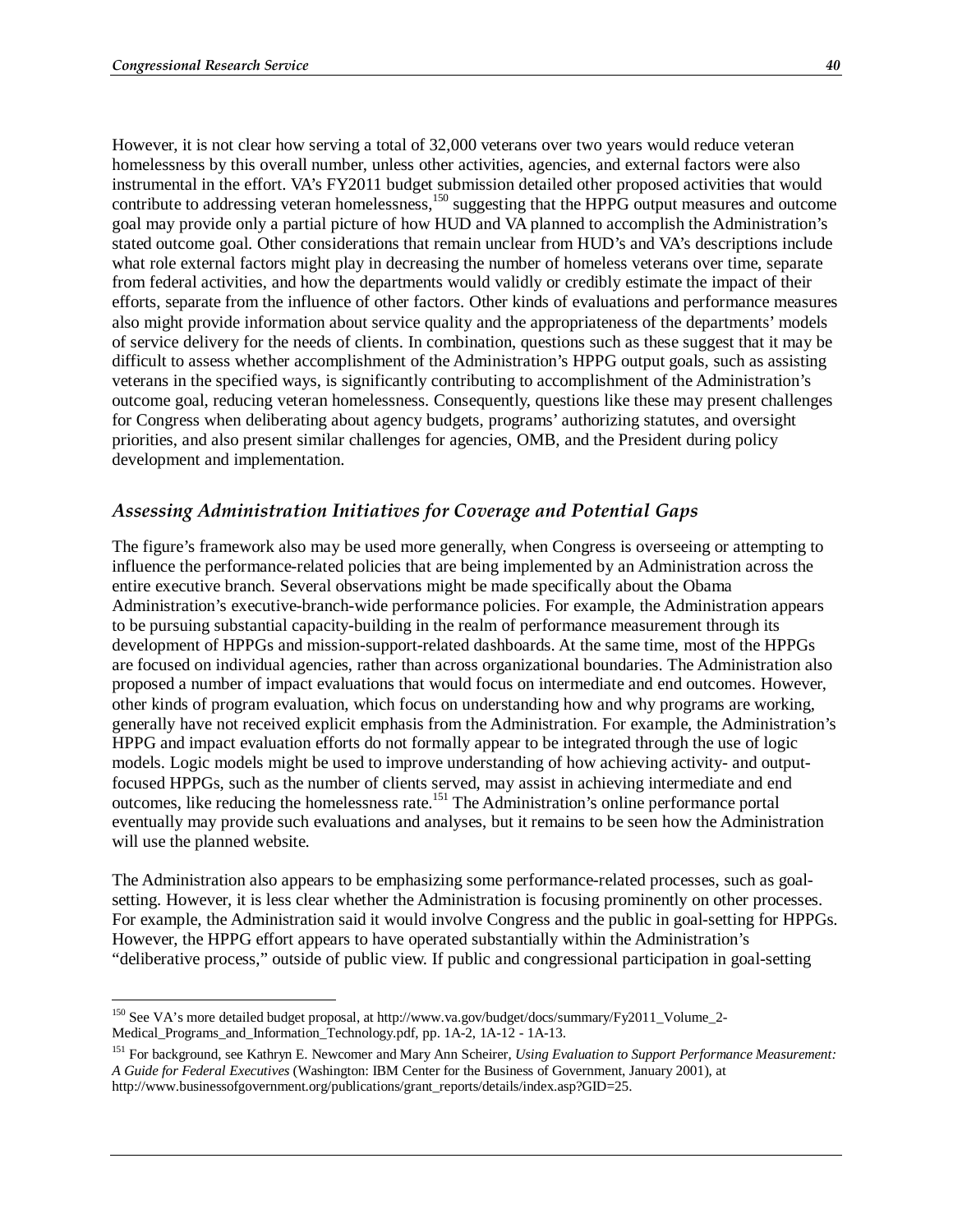However, it is not clear how serving a total of 32,000 veterans over two years would reduce veteran homelessness by this overall number, unless other activities, agencies, and external factors were also instrumental in the effort. VA's FY2011 budget submission detailed other proposed activities that would contribute to addressing veteran homelessness,[150] suggesting that the HPPG output measures and outcome goal may provide only a partial picture of how HUD and VA planned to accomplish the Administration's stated outcome goal. Other considerations that remain unclear from HUD's and VA's descriptions include what role external factors might play in decreasing the number of homeless veterans over time, separate from federal activities, and how the departments would validly or credibly estimate the impact of their efforts, separate from the influence of other factors. Other kinds of evaluations and performance measures also might provide information about service quality and the appropriateness of the departments' models of service delivery for the needs of clients. In combination, questions such as these suggest that it may be difficult to assess whether accomplishment of the Administration's HPPG output goals, such as assisting veterans in the specified ways, is significantly contributing to accomplishment of the Administration's outcome goal, reducing veteran homelessness. Consequently, questions like these may present challenges for Congress when deliberating about agency budgets, programs' authorizing statutes, and oversight priorities, and also present similar challenges for agencies, OMB, and the President during policy development and implementation.

### *Assessing Administration Initiatives for Coverage and Potential Gaps*

The figure's framework also may be used more generally, when Congress is overseeing or attempting to influence the performance-related policies that are being implemented by an Administration across the entire executive branch. Several observations might be made specifically about the Obama Administration's executive-branch-wide performance policies. For example, the Administration appears to be pursuing substantial capacity-building in the realm of performance measurement through its development of HPPGs and mission-support-related dashboards. At the same time, most of the HPPGs are focused on individual agencies, rather than across organizational boundaries. The Administration also proposed a number of impact evaluations that would focus on intermediate and end outcomes. However, other kinds of program evaluation, which focus on understanding how and why programs are working, generally have not received explicit emphasis from the Administration. For example, the Administration's HPPG and impact evaluation efforts do not formally appear to be integrated through the use of logic models. Logic models might be used to improve understanding of how achieving activity- and output-focused HPPGs, such as the number of clients served, may assist in achieving intermediate and end outcomes, like reducing the homelessness rate.[151] The Administration's online performance portal eventually may provide such evaluations and analyses, but it remains to be seen how the Administration will use the planned website.

The Administration also appears to be emphasizing some performance-related processes, such as goal-setting. However, it is less clear whether the Administration is focusing prominently on other processes. For example, the Administration said it would involve Congress and the public in goal-setting for HPPGs. However, the HPPG effort appears to have operated substantially within the Administration's "deliberative process," outside of public view. If public and congressional participation in goal-setting

---

[150] See VA's more detailed budget proposal, at http://www.va.gov/budget/docs/summary/Fy2011_Volume_2-Medical_Programs_and_Information_Technology.pdf, pp. 1A-2, 1A-12 - 1A-13.

[151] For background, see Kathryn E. Newcomer and Mary Ann Scheirer, *Using Evaluation to Support Performance Measurement: A Guide for Federal Executives* (Washington: IBM Center for the Business of Government, January 2001), at http://www.businessofgovernment.org/publications/grant_reports/details/index.asp?GID=25.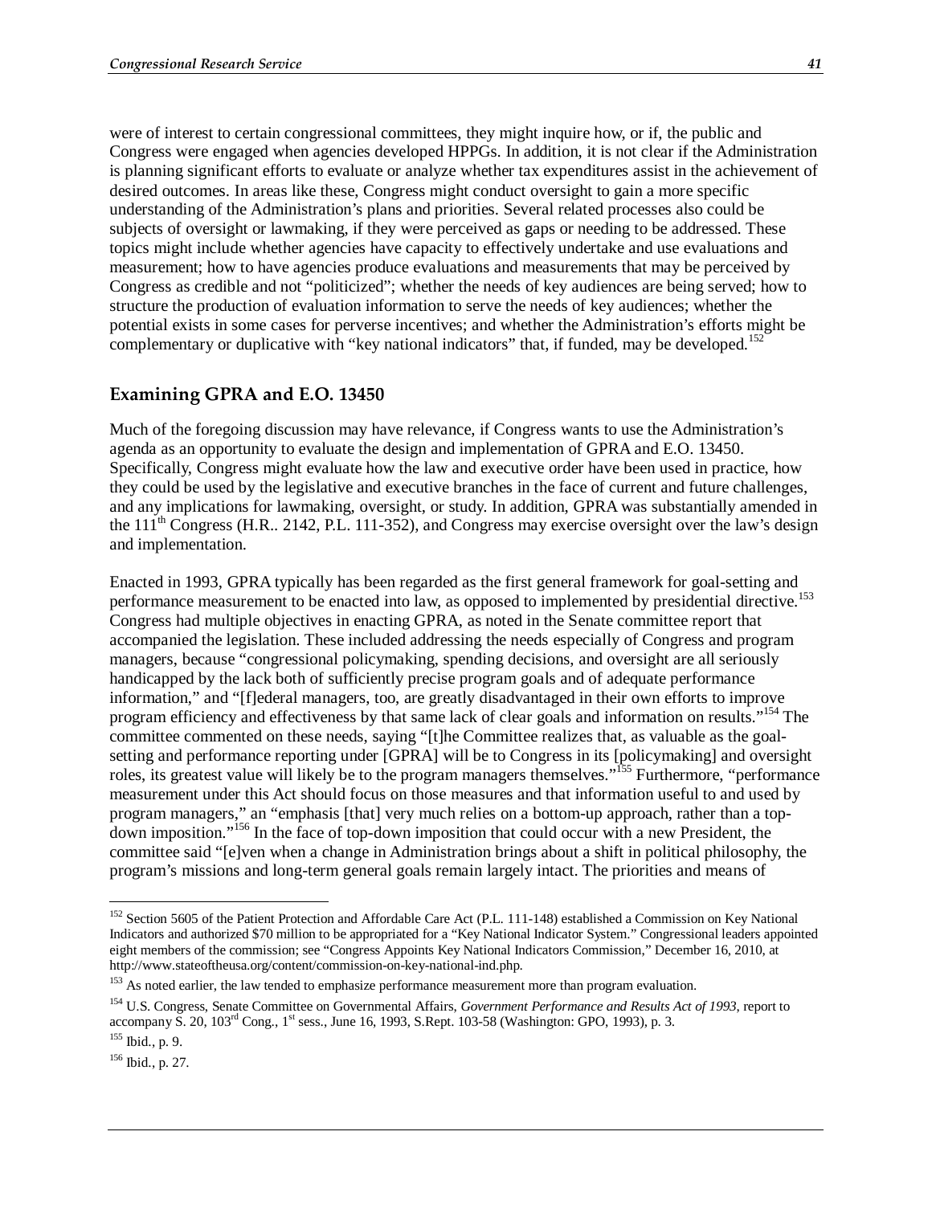were of interest to certain congressional committees, they might inquire how, or if, the public and Congress were engaged when agencies developed HPPGs. In addition, it is not clear if the Administration is planning significant efforts to evaluate or analyze whether tax expenditures assist in the achievement of desired outcomes. In areas like these, Congress might conduct oversight to gain a more specific understanding of the Administration's plans and priorities. Several related processes also could be subjects of oversight or lawmaking, if they were perceived as gaps or needing to be addressed. These topics might include whether agencies have capacity to effectively undertake and use evaluations and measurement; how to have agencies produce evaluations and measurements that may be perceived by Congress as credible and not "politicized"; whether the needs of key audiences are being served; how to structure the production of evaluation information to serve the needs of key audiences; whether the potential exists in some cases for perverse incentives; and whether the Administration's efforts might be complementary or duplicative with "key national indicators" that, if funded, may be developed.[152]

## Examining GPRA and E.O. 13450

Much of the foregoing discussion may have relevance, if Congress wants to use the Administration's agenda as an opportunity to evaluate the design and implementation of GPRA and E.O. 13450. Specifically, Congress might evaluate how the law and executive order have been used in practice, how they could be used by the legislative and executive branches in the face of current and future challenges, and any implications for lawmaking, oversight, or study. In addition, GPRA was substantially amended in the 111th Congress (H.R.. 2142, P.L. 111-352), and Congress may exercise oversight over the law's design and implementation.

Enacted in 1993, GPRA typically has been regarded as the first general framework for goal-setting and performance measurement to be enacted into law, as opposed to implemented by presidential directive.[153] Congress had multiple objectives in enacting GPRA, as noted in the Senate committee report that accompanied the legislation. These included addressing the needs especially of Congress and program managers, because "congressional policymaking, spending decisions, and oversight are all seriously handicapped by the lack both of sufficiently precise program goals and of adequate performance information," and "[f]ederal managers, too, are greatly disadvantaged in their own efforts to improve program efficiency and effectiveness by that same lack of clear goals and information on results."[154] The committee commented on these needs, saying "[t]he Committee realizes that, as valuable as the goal-setting and performance reporting under [GPRA] will be to Congress in its [policymaking] and oversight roles, its greatest value will likely be to the program managers themselves."[155] Furthermore, "performance measurement under this Act should focus on those measures and that information useful to and used by program managers," an "emphasis [that] very much relies on a bottom-up approach, rather than a top-down imposition."[156] In the face of top-down imposition that could occur with a new President, the committee said "[e]ven when a change in Administration brings about a shift in political philosophy, the program's missions and long-term general goals remain largely intact. The priorities and means of

---

[152] Section 5605 of the Patient Protection and Affordable Care Act (P.L. 111-148) established a Commission on Key National Indicators and authorized $70 million to be appropriated for a "Key National Indicator System." Congressional leaders appointed eight members of the commission; see "Congress Appoints Key National Indicators Commission," December 16, 2010, at http://www.stateoftheusa.org/content/commission-on-key-national-ind.php.

[153] As noted earlier, the law tended to emphasize performance measurement more than program evaluation.

[154] U.S. Congress, Senate Committee on Governmental Affairs, *Government Performance and Results Act of 1993*, report to accompany S. 20, 103rd Cong., 1st sess., June 16, 1993, S.Rept. 103-58 (Washington: GPO, 1993), p. 3.

[155] Ibid., p. 9.

[156] Ibid., p. 27.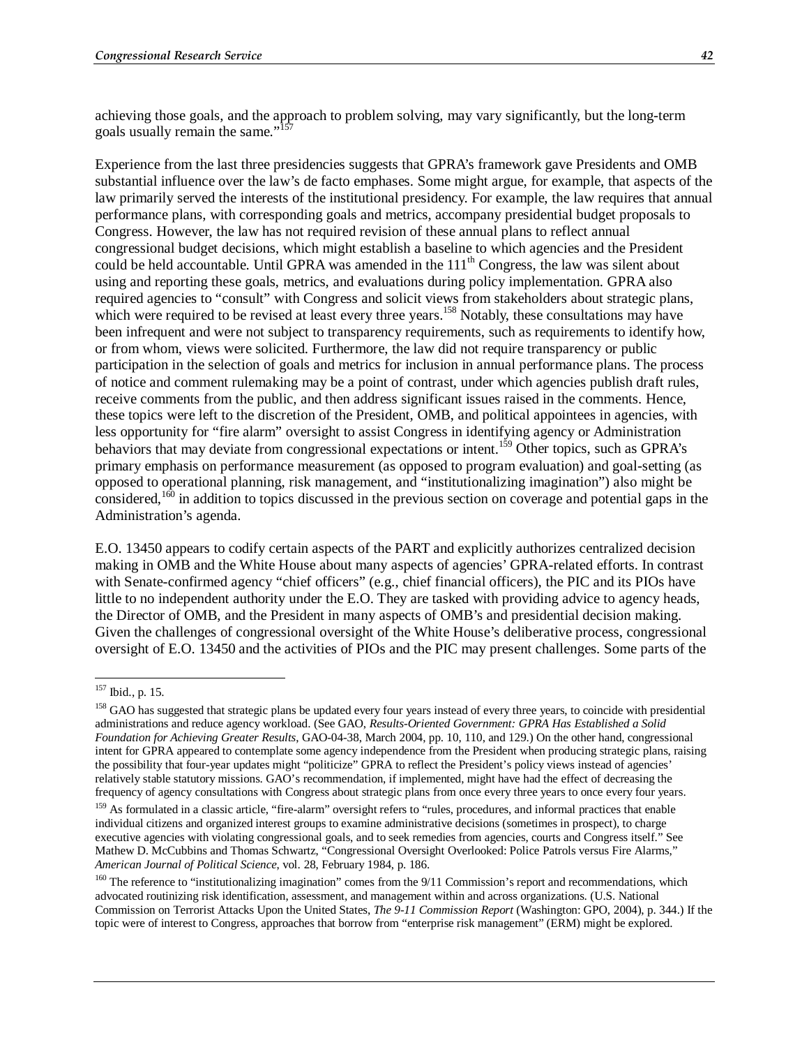achieving those goals, and the approach to problem solving, may vary significantly, but the long-term goals usually remain the same."[157]

Experience from the last three presidencies suggests that GPRA's framework gave Presidents and OMB substantial influence over the law's de facto emphases. Some might argue, for example, that aspects of the law primarily served the interests of the institutional presidency. For example, the law requires that annual performance plans, with corresponding goals and metrics, accompany presidential budget proposals to Congress. However, the law has not required revision of these annual plans to reflect annual congressional budget decisions, which might establish a baseline to which agencies and the President could be held accountable. Until GPRA was amended in the 111th Congress, the law was silent about using and reporting these goals, metrics, and evaluations during policy implementation. GPRA also required agencies to "consult" with Congress and solicit views from stakeholders about strategic plans, which were required to be revised at least every three years.[158] Notably, these consultations may have been infrequent and were not subject to transparency requirements, such as requirements to identify how, or from whom, views were solicited. Furthermore, the law did not require transparency or public participation in the selection of goals and metrics for inclusion in annual performance plans. The process of notice and comment rulemaking may be a point of contrast, under which agencies publish draft rules, receive comments from the public, and then address significant issues raised in the comments. Hence, these topics were left to the discretion of the President, OMB, and political appointees in agencies, with less opportunity for "fire alarm" oversight to assist Congress in identifying agency or Administration behaviors that may deviate from congressional expectations or intent.[159] Other topics, such as GPRA's primary emphasis on performance measurement (as opposed to program evaluation) and goal-setting (as opposed to operational planning, risk management, and "institutionalizing imagination") also might be considered,[160] in addition to topics discussed in the previous section on coverage and potential gaps in the Administration's agenda.

E.O. 13450 appears to codify certain aspects of the PART and explicitly authorizes centralized decision making in OMB and the White House about many aspects of agencies' GPRA-related efforts. In contrast with Senate-confirmed agency "chief officers" (e.g., chief financial officers), the PIC and its PIOs have little to no independent authority under the E.O. They are tasked with providing advice to agency heads, the Director of OMB, and the President in many aspects of OMB's and presidential decision making. Given the challenges of congressional oversight of the White House's deliberative process, congressional oversight of E.O. 13450 and the activities of PIOs and the PIC may present challenges. Some parts of the

---

[157] Ibid., p. 15.

[158] GAO has suggested that strategic plans be updated every four years instead of every three years, to coincide with presidential administrations and reduce agency workload. (See GAO, *Results-Oriented Government: GPRA Has Established a Solid Foundation for Achieving Greater Results*, GAO-04-38, March 2004, pp. 10, 110, and 129.) On the other hand, congressional intent for GPRA appeared to contemplate some agency independence from the President when producing strategic plans, raising the possibility that four-year updates might "politicize" GPRA to reflect the President's policy views instead of agencies' relatively stable statutory missions. GAO's recommendation, if implemented, might have had the effect of decreasing the frequency of agency consultations with Congress about strategic plans from once every three years to once every four years.

[159] As formulated in a classic article, "fire-alarm" oversight refers to "rules, procedures, and informal practices that enable individual citizens and organized interest groups to examine administrative decisions (sometimes in prospect), to charge executive agencies with violating congressional goals, and to seek remedies from agencies, courts and Congress itself." See Mathew D. McCubbins and Thomas Schwartz, "Congressional Oversight Overlooked: Police Patrols versus Fire Alarms," *American Journal of Political Science*, vol. 28, February 1984, p. 186.

[160] The reference to "institutionalizing imagination" comes from the 9/11 Commission's report and recommendations, which advocated routinizing risk identification, assessment, and management within and across organizations. (U.S. National Commission on Terrorist Attacks Upon the United States, *The 9-11 Commission Report* (Washington: GPO, 2004), p. 344.) If the topic were of interest to Congress, approaches that borrow from "enterprise risk management" (ERM) might be explored.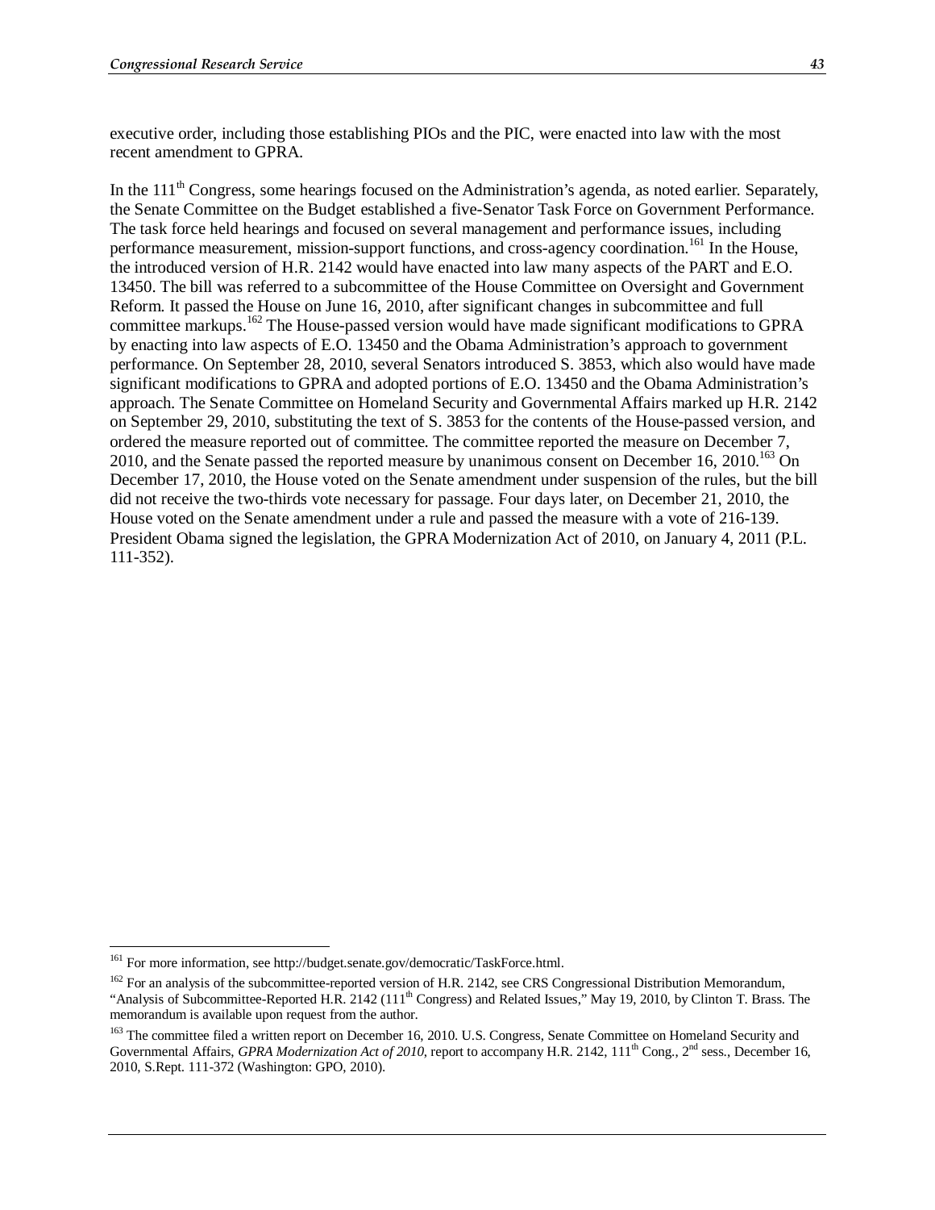executive order, including those establishing PIOs and the PIC, were enacted into law with the most recent amendment to GPRA.

In the 111th Congress, some hearings focused on the Administration's agenda, as noted earlier. Separately, the Senate Committee on the Budget established a five-Senator Task Force on Government Performance. The task force held hearings and focused on several management and performance issues, including performance measurement, mission-support functions, and cross-agency coordination.[161] In the House, the introduced version of H.R. 2142 would have enacted into law many aspects of the PART and E.O. 13450. The bill was referred to a subcommittee of the House Committee on Oversight and Government Reform. It passed the House on June 16, 2010, after significant changes in subcommittee and full committee markups.[162] The House-passed version would have made significant modifications to GPRA by enacting into law aspects of E.O. 13450 and the Obama Administration's approach to government performance. On September 28, 2010, several Senators introduced S. 3853, which also would have made significant modifications to GPRA and adopted portions of E.O. 13450 and the Obama Administration's approach. The Senate Committee on Homeland Security and Governmental Affairs marked up H.R. 2142 on September 29, 2010, substituting the text of S. 3853 for the contents of the House-passed version, and ordered the measure reported out of committee. The committee reported the measure on December 7, 2010, and the Senate passed the reported measure by unanimous consent on December 16, 2010.[163] On December 17, 2010, the House voted on the Senate amendment under suspension of the rules, but the bill did not receive the two-thirds vote necessary for passage. Four days later, on December 21, 2010, the House voted on the Senate amendment under a rule and passed the measure with a vote of 216-139. President Obama signed the legislation, the GPRA Modernization Act of 2010, on January 4, 2011 (P.L. 111-352).

---

[161] For more information, see http://budget.senate.gov/democratic/TaskForce.html.

[162] For an analysis of the subcommittee-reported version of H.R. 2142, see CRS Congressional Distribution Memorandum, "Analysis of Subcommittee-Reported H.R. 2142 (111th Congress) and Related Issues," May 19, 2010, by Clinton T. Brass. The memorandum is available upon request from the author.

[163] The committee filed a written report on December 16, 2010. U.S. Congress, Senate Committee on Homeland Security and Governmental Affairs, *GPRA Modernization Act of 2010*, report to accompany H.R. 2142, 111th Cong., 2nd sess., December 16, 2010, S.Rept. 111-372 (Washington: GPO, 2010).